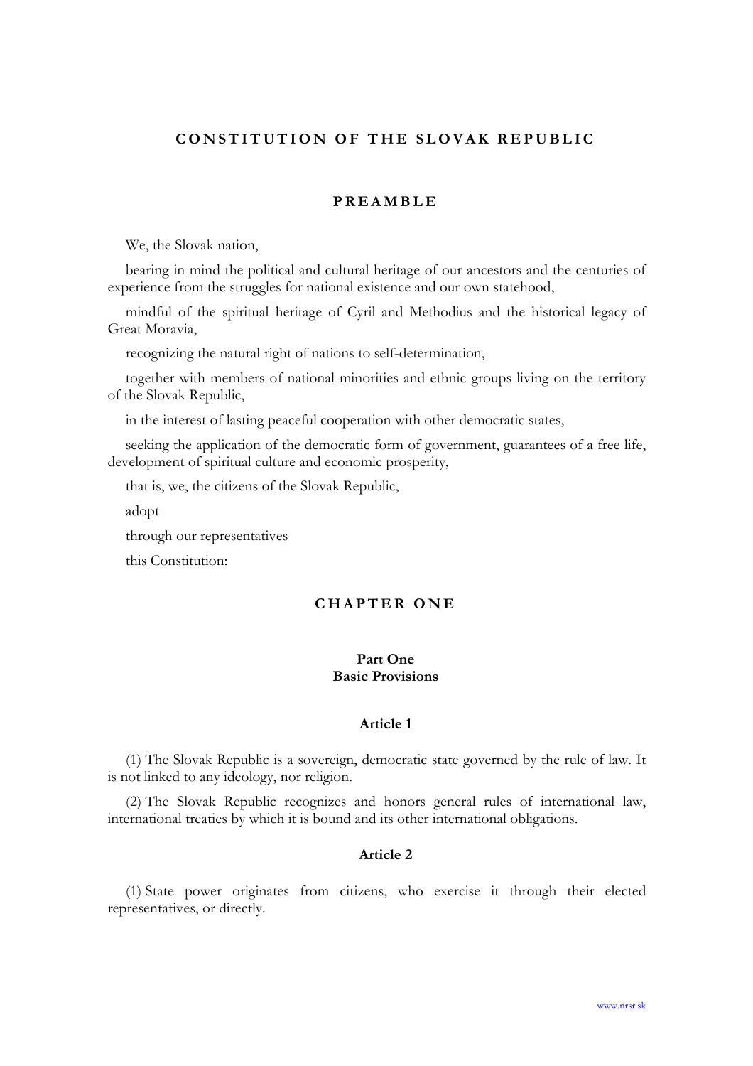# CONSTITUTION OF THE SLOVAK REPUBLIC

## PREAMBLE

We, the Slovak nation,

bearing in mind the political and cultural heritage of our ancestors and the centuries of experience from the struggles for national existence and our own statehood,

mindful of the spiritual heritage of Cyril and Methodius and the historical legacy of Great Moravia,

recognizing the natural right of nations to self-determination,

together with members of national minorities and ethnic groups living on the territory of the Slovak Republic,

in the interest of lasting peaceful cooperation with other democratic states,

seeking the application of the democratic form of government, guarantees of a free life, development of spiritual culture and economic prosperity,

that is, we, the citizens of the Slovak Republic,

adopt

through our representatives

this Constitution:

## CHAPTER ONE

### Part One
### Basic Provisions

#### Article 1

(1) The Slovak Republic is a sovereign, democratic state governed by the rule of law. It is not linked to any ideology, nor religion.

(2) The Slovak Republic recognizes and honors general rules of international law, international treaties by which it is bound and its other international obligations.

#### Article 2

(1) State power originates from citizens, who exercise it through their elected representatives, or directly.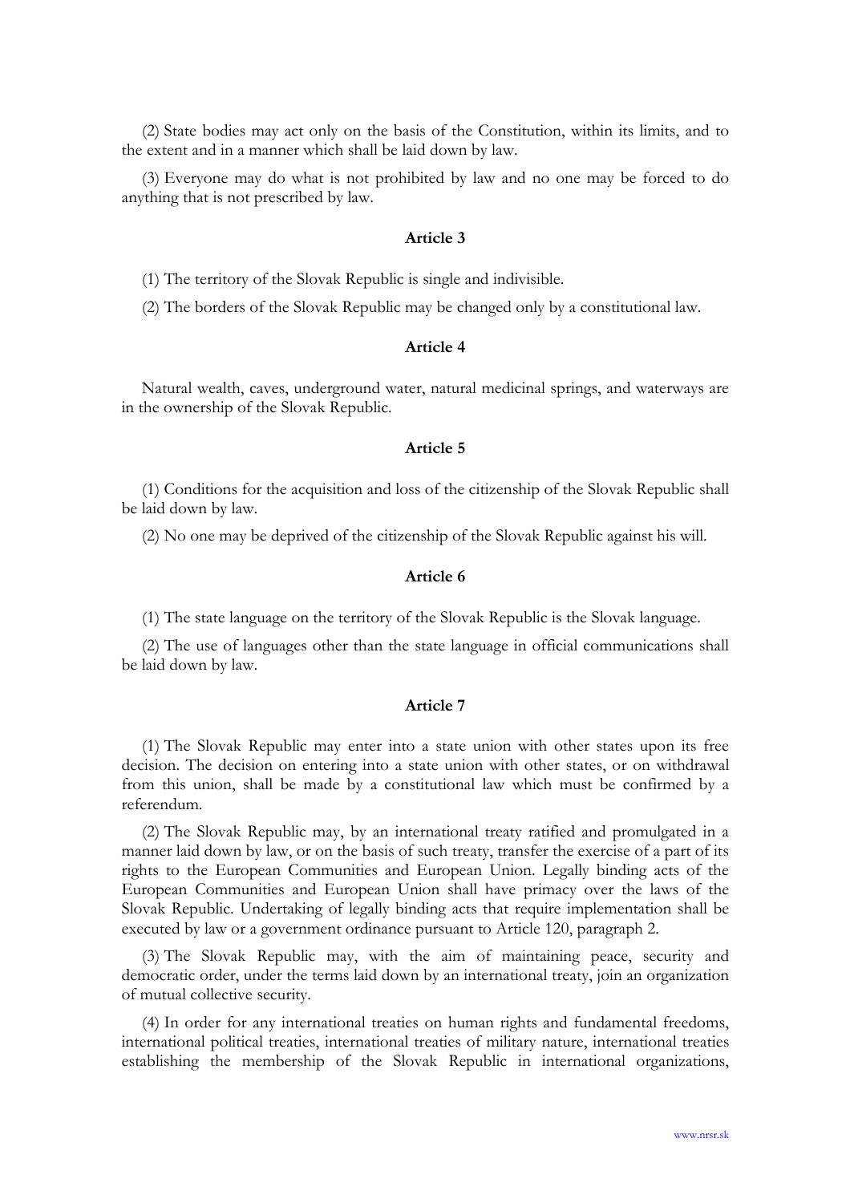(2) State bodies may act only on the basis of the Constitution, within its limits, and to the extent and in a manner which shall be laid down by law.

(3) Everyone may do what is not prohibited by law and no one may be forced to do anything that is not prescribed by law.

### Article 3

(1) The territory of the Slovak Republic is single and indivisible.

(2) The borders of the Slovak Republic may be changed only by a constitutional law.

### Article 4

Natural wealth, caves, underground water, natural medicinal springs, and waterways are in the ownership of the Slovak Republic.

### Article 5

(1) Conditions for the acquisition and loss of the citizenship of the Slovak Republic shall be laid down by law.

(2) No one may be deprived of the citizenship of the Slovak Republic against his will.

### Article 6

(1) The state language on the territory of the Slovak Republic is the Slovak language.

(2) The use of languages other than the state language in official communications shall be laid down by law.

### Article 7

(1) The Slovak Republic may enter into a state union with other states upon its free decision. The decision on entering into a state union with other states, or on withdrawal from this union, shall be made by a constitutional law which must be confirmed by a referendum.

(2) The Slovak Republic may, by an international treaty ratified and promulgated in a manner laid down by law, or on the basis of such treaty, transfer the exercise of a part of its rights to the European Communities and European Union. Legally binding acts of the European Communities and European Union shall have primacy over the laws of the Slovak Republic. Undertaking of legally binding acts that require implementation shall be executed by law or a government ordinance pursuant to Article 120, paragraph 2.

(3) The Slovak Republic may, with the aim of maintaining peace, security and democratic order, under the terms laid down by an international treaty, join an organization of mutual collective security.

(4) In order for any international treaties on human rights and fundamental freedoms, international political treaties, international treaties of military nature, international treaties establishing the membership of the Slovak Republic in international organizations,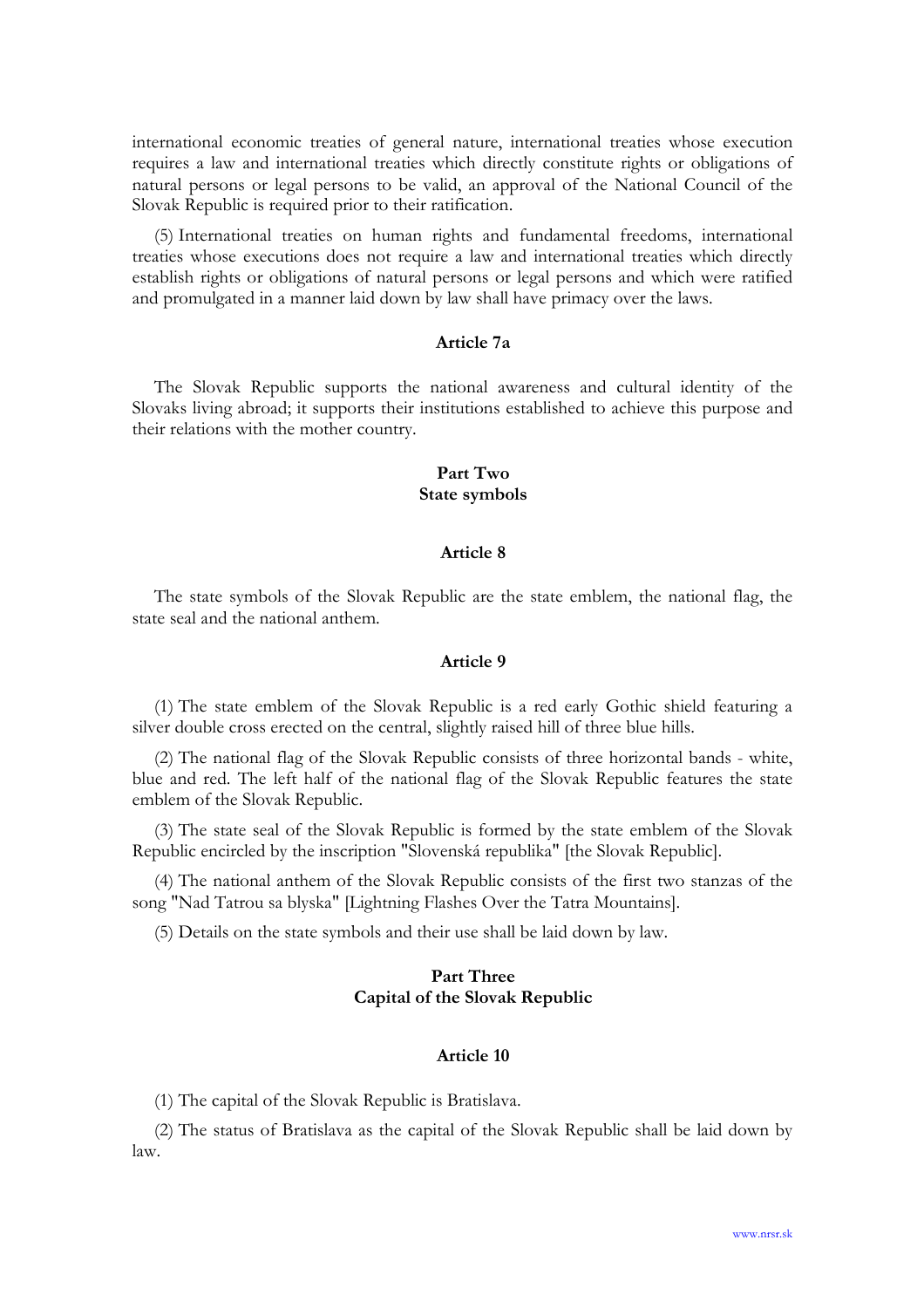international economic treaties of general nature, international treaties whose execution requires a law and international treaties which directly constitute rights or obligations of natural persons or legal persons to be valid, an approval of the National Council of the Slovak Republic is required prior to their ratification.

(5) International treaties on human rights and fundamental freedoms, international treaties whose executions does not require a law and international treaties which directly establish rights or obligations of natural persons or legal persons and which were ratified and promulgated in a manner laid down by law shall have primacy over the laws.

### Article 7a

The Slovak Republic supports the national awareness and cultural identity of the Slovaks living abroad; it supports their institutions established to achieve this purpose and their relations with the mother country.

## Part Two
## State symbols

### Article 8

The state symbols of the Slovak Republic are the state emblem, the national flag, the state seal and the national anthem.

### Article 9

(1) The state emblem of the Slovak Republic is a red early Gothic shield featuring a silver double cross erected on the central, slightly raised hill of three blue hills.

(2) The national flag of the Slovak Republic consists of three horizontal bands - white, blue and red. The left half of the national flag of the Slovak Republic features the state emblem of the Slovak Republic.

(3) The state seal of the Slovak Republic is formed by the state emblem of the Slovak Republic encircled by the inscription "Slovenská republika" [the Slovak Republic].

(4) The national anthem of the Slovak Republic consists of the first two stanzas of the song "Nad Tatrou sa blyska" [Lightning Flashes Over the Tatra Mountains].

(5) Details on the state symbols and their use shall be laid down by law.

## Part Three
## Capital of the Slovak Republic

### Article 10

(1) The capital of the Slovak Republic is Bratislava.

(2) The status of Bratislava as the capital of the Slovak Republic shall be laid down by law.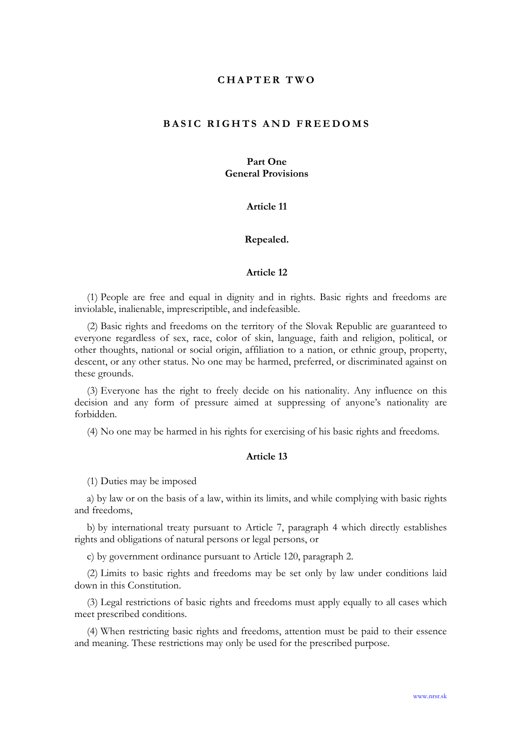# CHAPTER TWO

# BASIC RIGHTS AND FREEDOMS

## Part One
## General Provisions

### Article 11

**Repealed.**

### Article 12

(1) People are free and equal in dignity and in rights. Basic rights and freedoms are inviolable, inalienable, imprescriptible, and indefeasible.

(2) Basic rights and freedoms on the territory of the Slovak Republic are guaranteed to everyone regardless of sex, race, color of skin, language, faith and religion, political, or other thoughts, national or social origin, affiliation to a nation, or ethnic group, property, descent, or any other status. No one may be harmed, preferred, or discriminated against on these grounds.

(3) Everyone has the right to freely decide on his nationality. Any influence on this decision and any form of pressure aimed at suppressing of anyone's nationality are forbidden.

(4) No one may be harmed in his rights for exercising of his basic rights and freedoms.

### Article 13

(1) Duties may be imposed

a) by law or on the basis of a law, within its limits, and while complying with basic rights and freedoms,

b) by international treaty pursuant to Article 7, paragraph 4 which directly establishes rights and obligations of natural persons or legal persons, or

c) by government ordinance pursuant to Article 120, paragraph 2.

(2) Limits to basic rights and freedoms may be set only by law under conditions laid down in this Constitution.

(3) Legal restrictions of basic rights and freedoms must apply equally to all cases which meet prescribed conditions.

(4) When restricting basic rights and freedoms, attention must be paid to their essence and meaning. These restrictions may only be used for the prescribed purpose.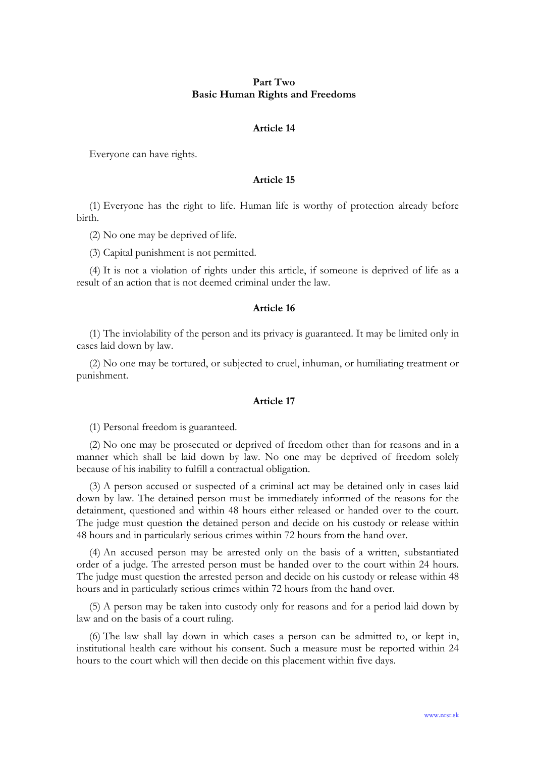## Part Two
## Basic Human Rights and Freedoms

### Article 14

Everyone can have rights.

### Article 15

(1) Everyone has the right to life. Human life is worthy of protection already before birth.

(2) No one may be deprived of life.

(3) Capital punishment is not permitted.

(4) It is not a violation of rights under this article, if someone is deprived of life as a result of an action that is not deemed criminal under the law.

### Article 16

(1) The inviolability of the person and its privacy is guaranteed. It may be limited only in cases laid down by law.

(2) No one may be tortured, or subjected to cruel, inhuman, or humiliating treatment or punishment.

### Article 17

(1) Personal freedom is guaranteed.

(2) No one may be prosecuted or deprived of freedom other than for reasons and in a manner which shall be laid down by law. No one may be deprived of freedom solely because of his inability to fulfill a contractual obligation.

(3) A person accused or suspected of a criminal act may be detained only in cases laid down by law. The detained person must be immediately informed of the reasons for the detainment, questioned and within 48 hours either released or handed over to the court. The judge must question the detained person and decide on his custody or release within 48 hours and in particularly serious crimes within 72 hours from the hand over.

(4) An accused person may be arrested only on the basis of a written, substantiated order of a judge. The arrested person must be handed over to the court within 24 hours. The judge must question the arrested person and decide on his custody or release within 48 hours and in particularly serious crimes within 72 hours from the hand over.

(5) A person may be taken into custody only for reasons and for a period laid down by law and on the basis of a court ruling.

(6) The law shall lay down in which cases a person can be admitted to, or kept in, institutional health care without his consent. Such a measure must be reported within 24 hours to the court which will then decide on this placement within five days.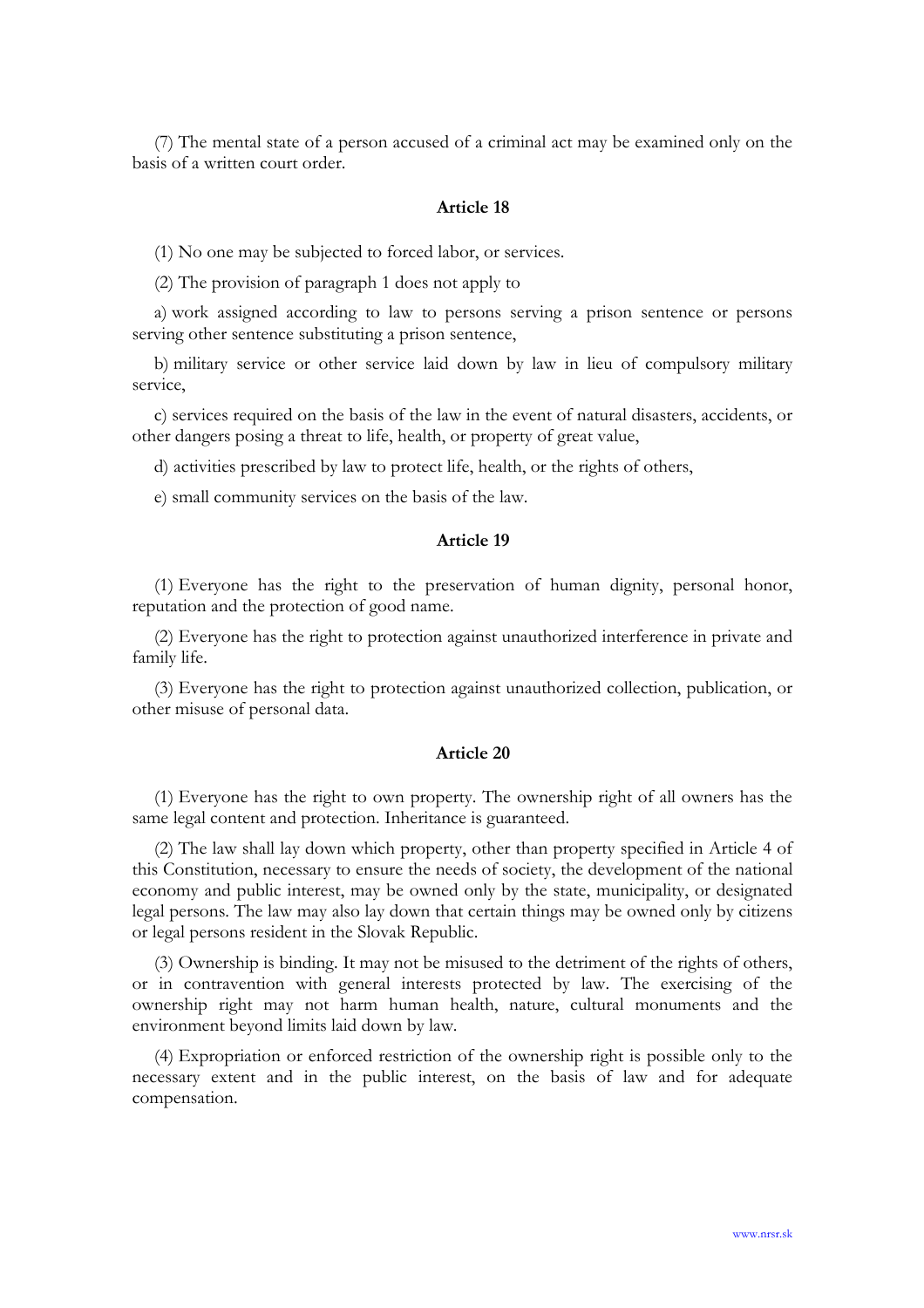(7) The mental state of a person accused of a criminal act may be examined only on the basis of a written court order.

## Article 18

(1) No one may be subjected to forced labor, or services.

(2) The provision of paragraph 1 does not apply to

a) work assigned according to law to persons serving a prison sentence or persons serving other sentence substituting a prison sentence,

b) military service or other service laid down by law in lieu of compulsory military service,

c) services required on the basis of the law in the event of natural disasters, accidents, or other dangers posing a threat to life, health, or property of great value,

d) activities prescribed by law to protect life, health, or the rights of others,

e) small community services on the basis of the law.

## Article 19

(1) Everyone has the right to the preservation of human dignity, personal honor, reputation and the protection of good name.

(2) Everyone has the right to protection against unauthorized interference in private and family life.

(3) Everyone has the right to protection against unauthorized collection, publication, or other misuse of personal data.

## Article 20

(1) Everyone has the right to own property. The ownership right of all owners has the same legal content and protection. Inheritance is guaranteed.

(2) The law shall lay down which property, other than property specified in Article 4 of this Constitution, necessary to ensure the needs of society, the development of the national economy and public interest, may be owned only by the state, municipality, or designated legal persons. The law may also lay down that certain things may be owned only by citizens or legal persons resident in the Slovak Republic.

(3) Ownership is binding. It may not be misused to the detriment of the rights of others, or in contravention with general interests protected by law. The exercising of the ownership right may not harm human health, nature, cultural monuments and the environment beyond limits laid down by law.

(4) Expropriation or enforced restriction of the ownership right is possible only to the necessary extent and in the public interest, on the basis of law and for adequate compensation.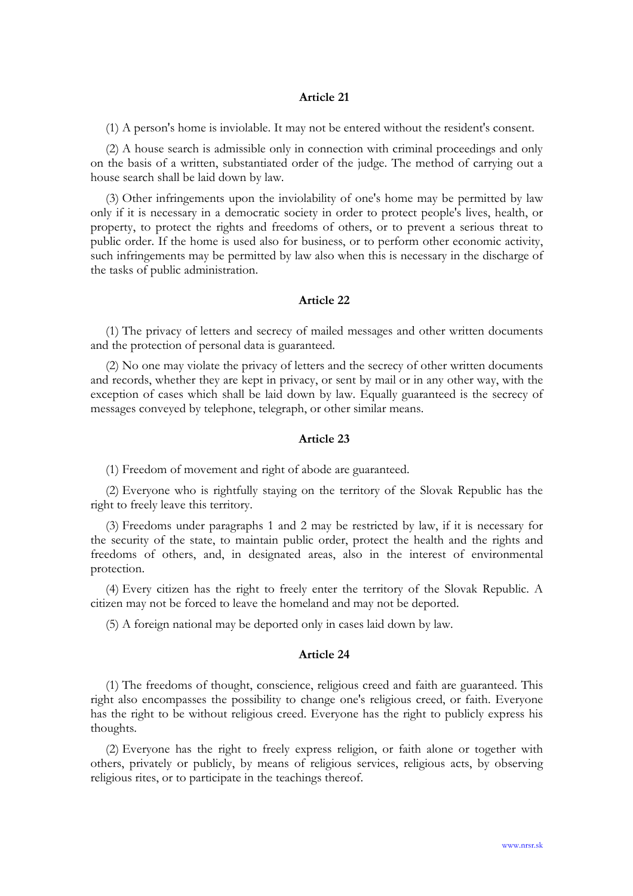### Article 21

(1) A person's home is inviolable. It may not be entered without the resident's consent.

(2) A house search is admissible only in connection with criminal proceedings and only on the basis of a written, substantiated order of the judge. The method of carrying out a house search shall be laid down by law.

(3) Other infringements upon the inviolability of one's home may be permitted by law only if it is necessary in a democratic society in order to protect people's lives, health, or property, to protect the rights and freedoms of others, or to prevent a serious threat to public order. If the home is used also for business, or to perform other economic activity, such infringements may be permitted by law also when this is necessary in the discharge of the tasks of public administration.

### Article 22

(1) The privacy of letters and secrecy of mailed messages and other written documents and the protection of personal data is guaranteed.

(2) No one may violate the privacy of letters and the secrecy of other written documents and records, whether they are kept in privacy, or sent by mail or in any other way, with the exception of cases which shall be laid down by law. Equally guaranteed is the secrecy of messages conveyed by telephone, telegraph, or other similar means.

### Article 23

(1) Freedom of movement and right of abode are guaranteed.

(2) Everyone who is rightfully staying on the territory of the Slovak Republic has the right to freely leave this territory.

(3) Freedoms under paragraphs 1 and 2 may be restricted by law, if it is necessary for the security of the state, to maintain public order, protect the health and the rights and freedoms of others, and, in designated areas, also in the interest of environmental protection.

(4) Every citizen has the right to freely enter the territory of the Slovak Republic. A citizen may not be forced to leave the homeland and may not be deported.

(5) A foreign national may be deported only in cases laid down by law.

### Article 24

(1) The freedoms of thought, conscience, religious creed and faith are guaranteed. This right also encompasses the possibility to change one's religious creed, or faith. Everyone has the right to be without religious creed. Everyone has the right to publicly express his thoughts.

(2) Everyone has the right to freely express religion, or faith alone or together with others, privately or publicly, by means of religious services, religious acts, by observing religious rites, or to participate in the teachings thereof.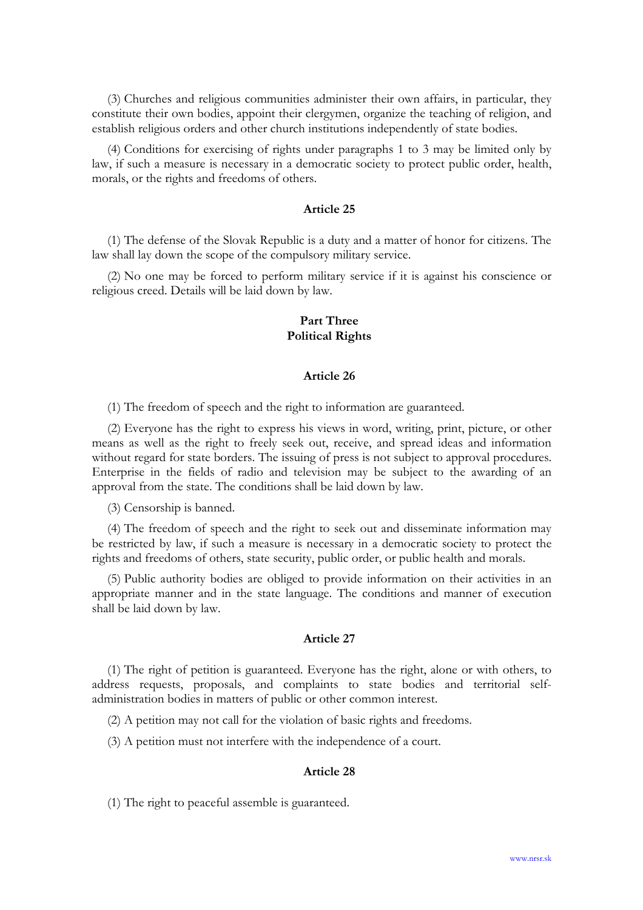(3) Churches and religious communities administer their own affairs, in particular, they constitute their own bodies, appoint their clergymen, organize the teaching of religion, and establish religious orders and other church institutions independently of state bodies.

(4) Conditions for exercising of rights under paragraphs 1 to 3 may be limited only by law, if such a measure is necessary in a democratic society to protect public order, health, morals, or the rights and freedoms of others.

### Article 25

(1) The defense of the Slovak Republic is a duty and a matter of honor for citizens. The law shall lay down the scope of the compulsory military service.

(2) No one may be forced to perform military service if it is against his conscience or religious creed. Details will be laid down by law.

## Part Three
## Political Rights

### Article 26

(1) The freedom of speech and the right to information are guaranteed.

(2) Everyone has the right to express his views in word, writing, print, picture, or other means as well as the right to freely seek out, receive, and spread ideas and information without regard for state borders. The issuing of press is not subject to approval procedures. Enterprise in the fields of radio and television may be subject to the awarding of an approval from the state. The conditions shall be laid down by law.

(3) Censorship is banned.

(4) The freedom of speech and the right to seek out and disseminate information may be restricted by law, if such a measure is necessary in a democratic society to protect the rights and freedoms of others, state security, public order, or public health and morals.

(5) Public authority bodies are obliged to provide information on their activities in an appropriate manner and in the state language. The conditions and manner of execution shall be laid down by law.

### Article 27

(1) The right of petition is guaranteed. Everyone has the right, alone or with others, to address requests, proposals, and complaints to state bodies and territorial self-administration bodies in matters of public or other common interest.

(2) A petition may not call for the violation of basic rights and freedoms.

(3) A petition must not interfere with the independence of a court.

### Article 28

(1) The right to peaceful assemble is guaranteed.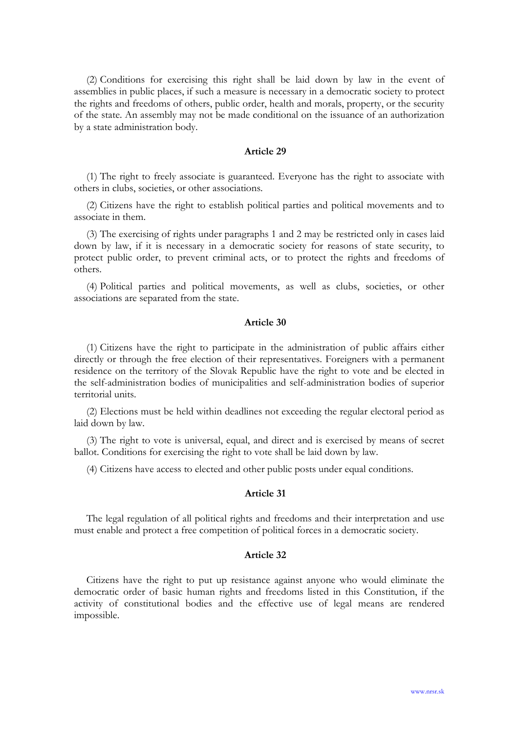(2) Conditions for exercising this right shall be laid down by law in the event of assemblies in public places, if such a measure is necessary in a democratic society to protect the rights and freedoms of others, public order, health and morals, property, or the security of the state. An assembly may not be made conditional on the issuance of an authorization by a state administration body.

### Article 29

(1) The right to freely associate is guaranteed. Everyone has the right to associate with others in clubs, societies, or other associations.

(2) Citizens have the right to establish political parties and political movements and to associate in them.

(3) The exercising of rights under paragraphs 1 and 2 may be restricted only in cases laid down by law, if it is necessary in a democratic society for reasons of state security, to protect public order, to prevent criminal acts, or to protect the rights and freedoms of others.

(4) Political parties and political movements, as well as clubs, societies, or other associations are separated from the state.

### Article 30

(1) Citizens have the right to participate in the administration of public affairs either directly or through the free election of their representatives. Foreigners with a permanent residence on the territory of the Slovak Republic have the right to vote and be elected in the self-administration bodies of municipalities and self-administration bodies of superior territorial units.

(2) Elections must be held within deadlines not exceeding the regular electoral period as laid down by law.

(3) The right to vote is universal, equal, and direct and is exercised by means of secret ballot. Conditions for exercising the right to vote shall be laid down by law.

(4) Citizens have access to elected and other public posts under equal conditions.

### Article 31

The legal regulation of all political rights and freedoms and their interpretation and use must enable and protect a free competition of political forces in a democratic society.

### Article 32

Citizens have the right to put up resistance against anyone who would eliminate the democratic order of basic human rights and freedoms listed in this Constitution, if the activity of constitutional bodies and the effective use of legal means are rendered impossible.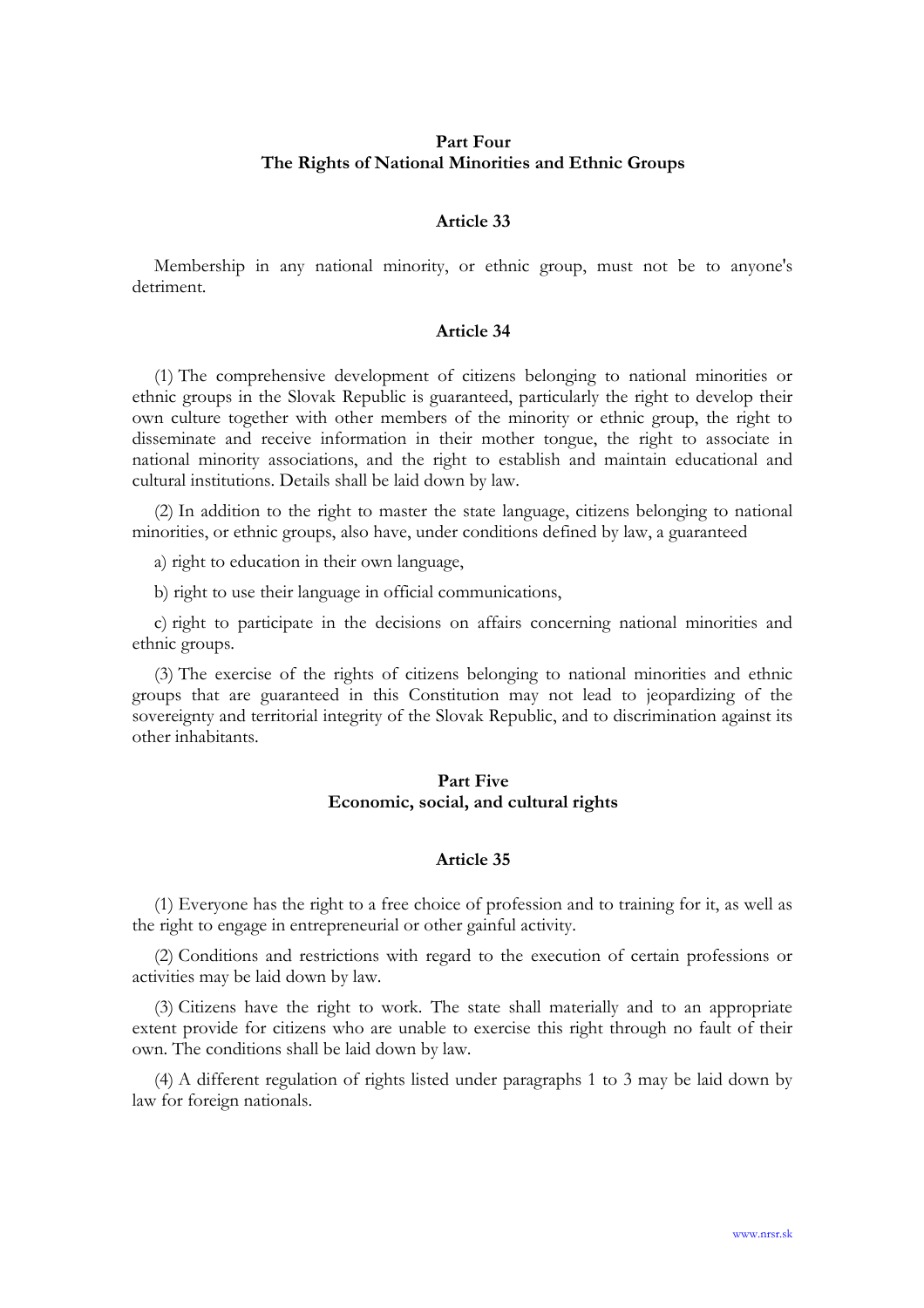## Part Four
## The Rights of National Minorities and Ethnic Groups

### Article 33

Membership in any national minority, or ethnic group, must not be to anyone's detriment.

### Article 34

(1) The comprehensive development of citizens belonging to national minorities or ethnic groups in the Slovak Republic is guaranteed, particularly the right to develop their own culture together with other members of the minority or ethnic group, the right to disseminate and receive information in their mother tongue, the right to associate in national minority associations, and the right to establish and maintain educational and cultural institutions. Details shall be laid down by law.

(2) In addition to the right to master the state language, citizens belonging to national minorities, or ethnic groups, also have, under conditions defined by law, a guaranteed

a) right to education in their own language,

b) right to use their language in official communications,

c) right to participate in the decisions on affairs concerning national minorities and ethnic groups.

(3) The exercise of the rights of citizens belonging to national minorities and ethnic groups that are guaranteed in this Constitution may not lead to jeopardizing of the sovereignty and territorial integrity of the Slovak Republic, and to discrimination against its other inhabitants.

## Part Five
## Economic, social, and cultural rights

### Article 35

(1) Everyone has the right to a free choice of profession and to training for it, as well as the right to engage in entrepreneurial or other gainful activity.

(2) Conditions and restrictions with regard to the execution of certain professions or activities may be laid down by law.

(3) Citizens have the right to work. The state shall materially and to an appropriate extent provide for citizens who are unable to exercise this right through no fault of their own. The conditions shall be laid down by law.

(4) A different regulation of rights listed under paragraphs 1 to 3 may be laid down by law for foreign nationals.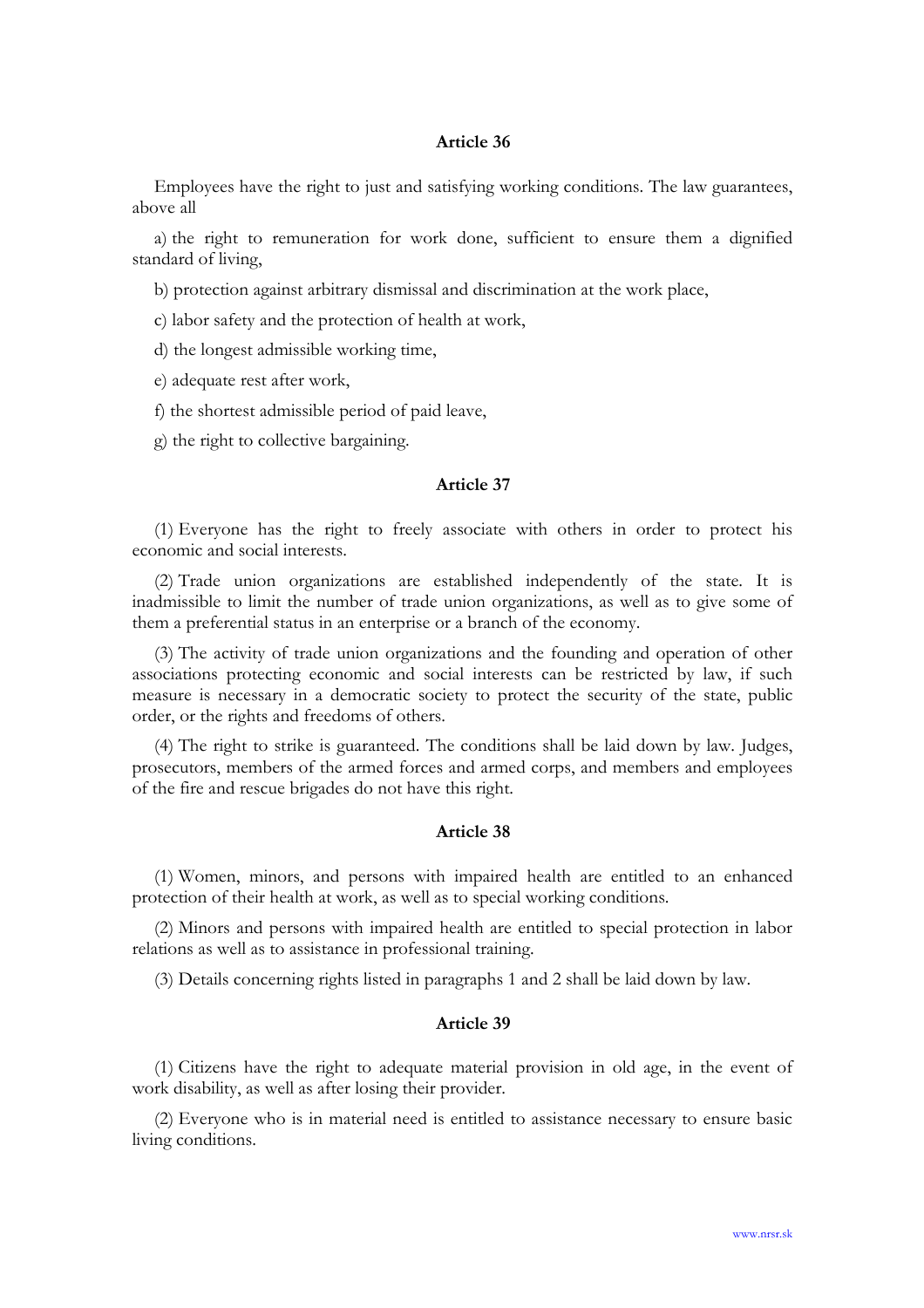### Article 36

Employees have the right to just and satisfying working conditions. The law guarantees, above all

a) the right to remuneration for work done, sufficient to ensure them a dignified standard of living,

b) protection against arbitrary dismissal and discrimination at the work place,

c) labor safety and the protection of health at work,

d) the longest admissible working time,

e) adequate rest after work,

f) the shortest admissible period of paid leave,

g) the right to collective bargaining.

### Article 37

(1) Everyone has the right to freely associate with others in order to protect his economic and social interests.

(2) Trade union organizations are established independently of the state. It is inadmissible to limit the number of trade union organizations, as well as to give some of them a preferential status in an enterprise or a branch of the economy.

(3) The activity of trade union organizations and the founding and operation of other associations protecting economic and social interests can be restricted by law, if such measure is necessary in a democratic society to protect the security of the state, public order, or the rights and freedoms of others.

(4) The right to strike is guaranteed. The conditions shall be laid down by law. Judges, prosecutors, members of the armed forces and armed corps, and members and employees of the fire and rescue brigades do not have this right.

### Article 38

(1) Women, minors, and persons with impaired health are entitled to an enhanced protection of their health at work, as well as to special working conditions.

(2) Minors and persons with impaired health are entitled to special protection in labor relations as well as to assistance in professional training.

(3) Details concerning rights listed in paragraphs 1 and 2 shall be laid down by law.

### Article 39

(1) Citizens have the right to adequate material provision in old age, in the event of work disability, as well as after losing their provider.

(2) Everyone who is in material need is entitled to assistance necessary to ensure basic living conditions.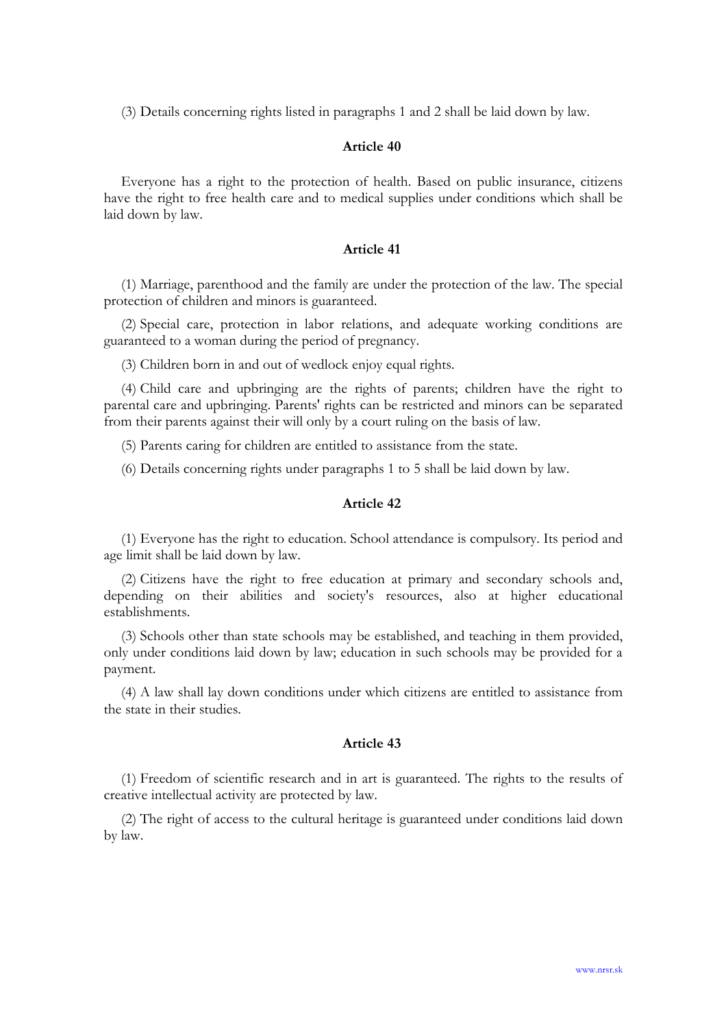(3) Details concerning rights listed in paragraphs 1 and 2 shall be laid down by law.

## Article 40

Everyone has a right to the protection of health. Based on public insurance, citizens have the right to free health care and to medical supplies under conditions which shall be laid down by law.

## Article 41

(1) Marriage, parenthood and the family are under the protection of the law. The special protection of children and minors is guaranteed.

(2) Special care, protection in labor relations, and adequate working conditions are guaranteed to a woman during the period of pregnancy.

(3) Children born in and out of wedlock enjoy equal rights.

(4) Child care and upbringing are the rights of parents; children have the right to parental care and upbringing. Parents' rights can be restricted and minors can be separated from their parents against their will only by a court ruling on the basis of law.

(5) Parents caring for children are entitled to assistance from the state.

(6) Details concerning rights under paragraphs 1 to 5 shall be laid down by law.

## Article 42

(1) Everyone has the right to education. School attendance is compulsory. Its period and age limit shall be laid down by law.

(2) Citizens have the right to free education at primary and secondary schools and, depending on their abilities and society's resources, also at higher educational establishments.

(3) Schools other than state schools may be established, and teaching in them provided, only under conditions laid down by law; education in such schools may be provided for a payment.

(4) A law shall lay down conditions under which citizens are entitled to assistance from the state in their studies.

## Article 43

(1) Freedom of scientific research and in art is guaranteed. The rights to the results of creative intellectual activity are protected by law.

(2) The right of access to the cultural heritage is guaranteed under conditions laid down by law.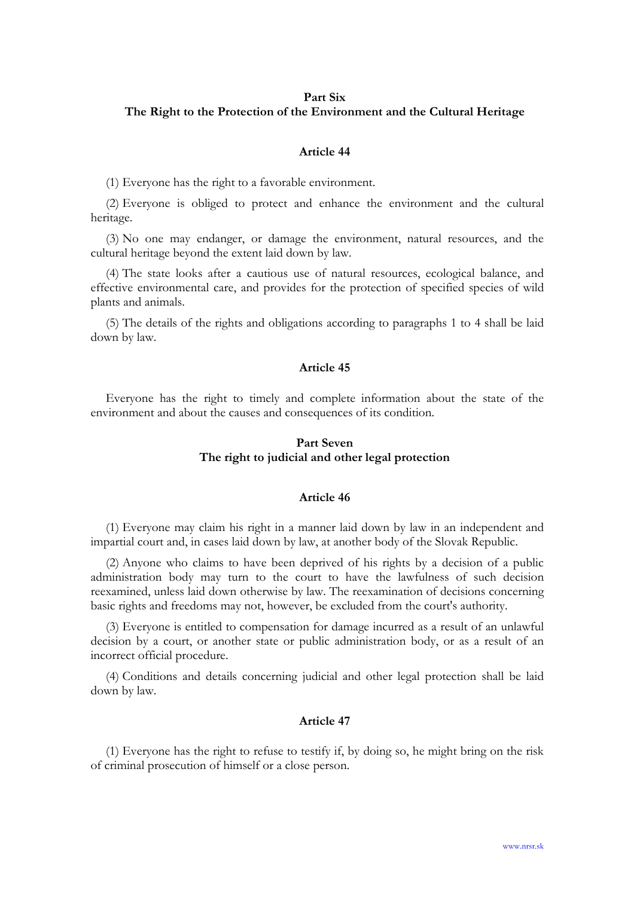## Part Six
## The Right to the Protection of the Environment and the Cultural Heritage

### Article 44

(1) Everyone has the right to a favorable environment.

(2) Everyone is obliged to protect and enhance the environment and the cultural heritage.

(3) No one may endanger, or damage the environment, natural resources, and the cultural heritage beyond the extent laid down by law.

(4) The state looks after a cautious use of natural resources, ecological balance, and effective environmental care, and provides for the protection of specified species of wild plants and animals.

(5) The details of the rights and obligations according to paragraphs 1 to 4 shall be laid down by law.

### Article 45

Everyone has the right to timely and complete information about the state of the environment and about the causes and consequences of its condition.

## Part Seven
## The right to judicial and other legal protection

### Article 46

(1) Everyone may claim his right in a manner laid down by law in an independent and impartial court and, in cases laid down by law, at another body of the Slovak Republic.

(2) Anyone who claims to have been deprived of his rights by a decision of a public administration body may turn to the court to have the lawfulness of such decision reexamined, unless laid down otherwise by law. The reexamination of decisions concerning basic rights and freedoms may not, however, be excluded from the court's authority.

(3) Everyone is entitled to compensation for damage incurred as a result of an unlawful decision by a court, or another state or public administration body, or as a result of an incorrect official procedure.

(4) Conditions and details concerning judicial and other legal protection shall be laid down by law.

### Article 47

(1) Everyone has the right to refuse to testify if, by doing so, he might bring on the risk of criminal prosecution of himself or a close person.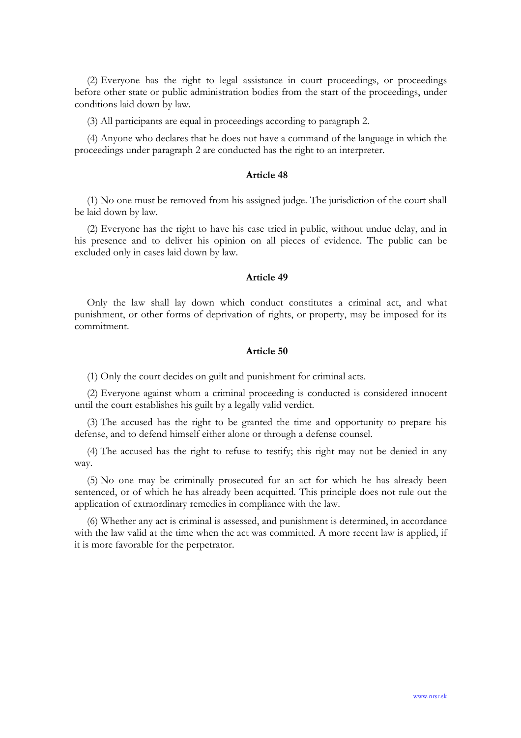(2) Everyone has the right to legal assistance in court proceedings, or proceedings before other state or public administration bodies from the start of the proceedings, under conditions laid down by law.

(3) All participants are equal in proceedings according to paragraph 2.

(4) Anyone who declares that he does not have a command of the language in which the proceedings under paragraph 2 are conducted has the right to an interpreter.

### Article 48

(1) No one must be removed from his assigned judge. The jurisdiction of the court shall be laid down by law.

(2) Everyone has the right to have his case tried in public, without undue delay, and in his presence and to deliver his opinion on all pieces of evidence. The public can be excluded only in cases laid down by law.

### Article 49

Only the law shall lay down which conduct constitutes a criminal act, and what punishment, or other forms of deprivation of rights, or property, may be imposed for its commitment.

### Article 50

(1) Only the court decides on guilt and punishment for criminal acts.

(2) Everyone against whom a criminal proceeding is conducted is considered innocent until the court establishes his guilt by a legally valid verdict.

(3) The accused has the right to be granted the time and opportunity to prepare his defense, and to defend himself either alone or through a defense counsel.

(4) The accused has the right to refuse to testify; this right may not be denied in any way.

(5) No one may be criminally prosecuted for an act for which he has already been sentenced, or of which he has already been acquitted. This principle does not rule out the application of extraordinary remedies in compliance with the law.

(6) Whether any act is criminal is assessed, and punishment is determined, in accordance with the law valid at the time when the act was committed. A more recent law is applied, if it is more favorable for the perpetrator.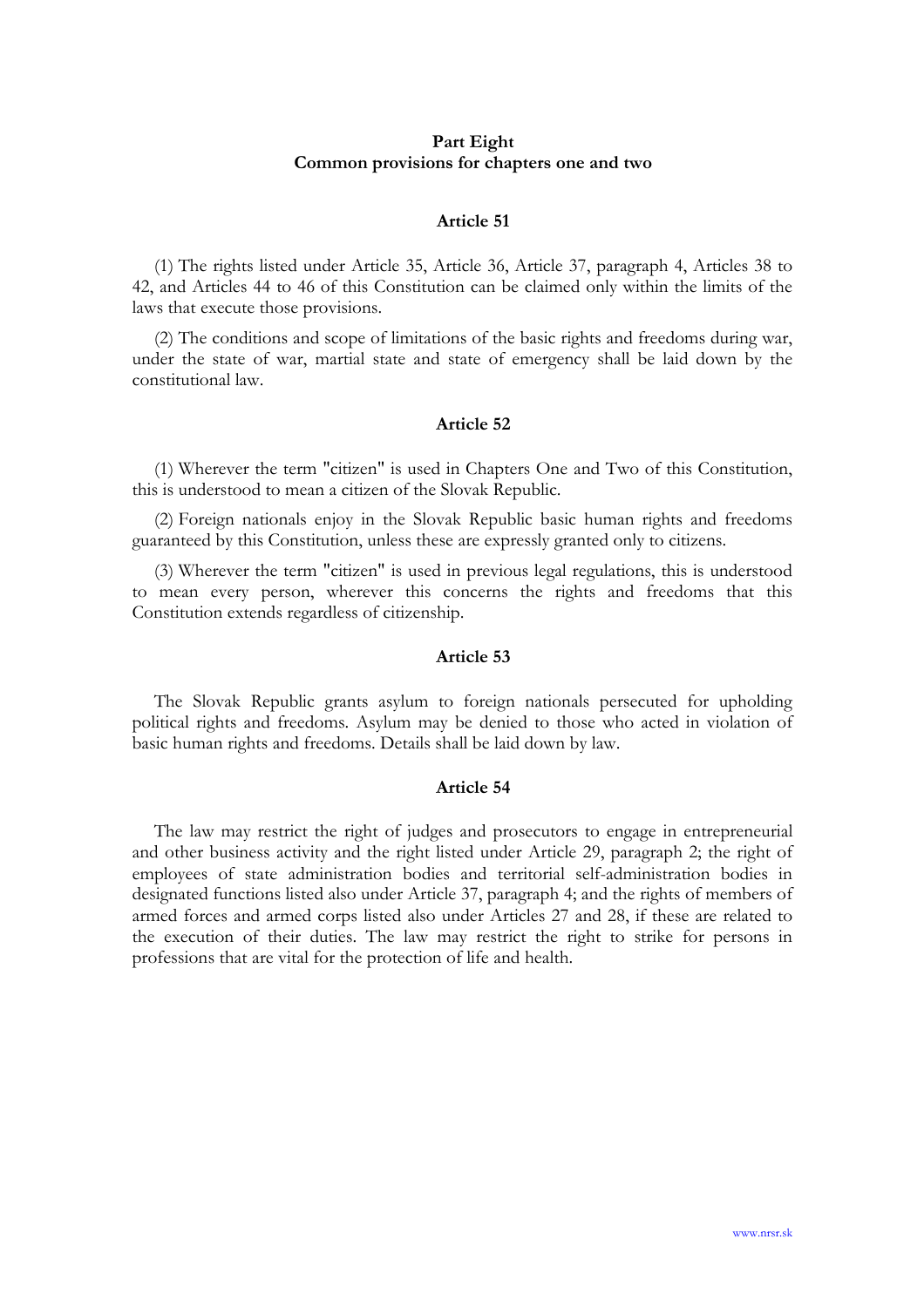## Part Eight
## Common provisions for chapters one and two

### Article 51

(1) The rights listed under Article 35, Article 36, Article 37, paragraph 4, Articles 38 to 42, and Articles 44 to 46 of this Constitution can be claimed only within the limits of the laws that execute those provisions.

(2) The conditions and scope of limitations of the basic rights and freedoms during war, under the state of war, martial state and state of emergency shall be laid down by the constitutional law.

### Article 52

(1) Wherever the term "citizen" is used in Chapters One and Two of this Constitution, this is understood to mean a citizen of the Slovak Republic.

(2) Foreign nationals enjoy in the Slovak Republic basic human rights and freedoms guaranteed by this Constitution, unless these are expressly granted only to citizens.

(3) Wherever the term "citizen" is used in previous legal regulations, this is understood to mean every person, wherever this concerns the rights and freedoms that this Constitution extends regardless of citizenship.

### Article 53

The Slovak Republic grants asylum to foreign nationals persecuted for upholding political rights and freedoms. Asylum may be denied to those who acted in violation of basic human rights and freedoms. Details shall be laid down by law.

### Article 54

The law may restrict the right of judges and prosecutors to engage in entrepreneurial and other business activity and the right listed under Article 29, paragraph 2; the right of employees of state administration bodies and territorial self-administration bodies in designated functions listed also under Article 37, paragraph 4; and the rights of members of armed forces and armed corps listed also under Articles 27 and 28, if these are related to the execution of their duties. The law may restrict the right to strike for persons in professions that are vital for the protection of life and health.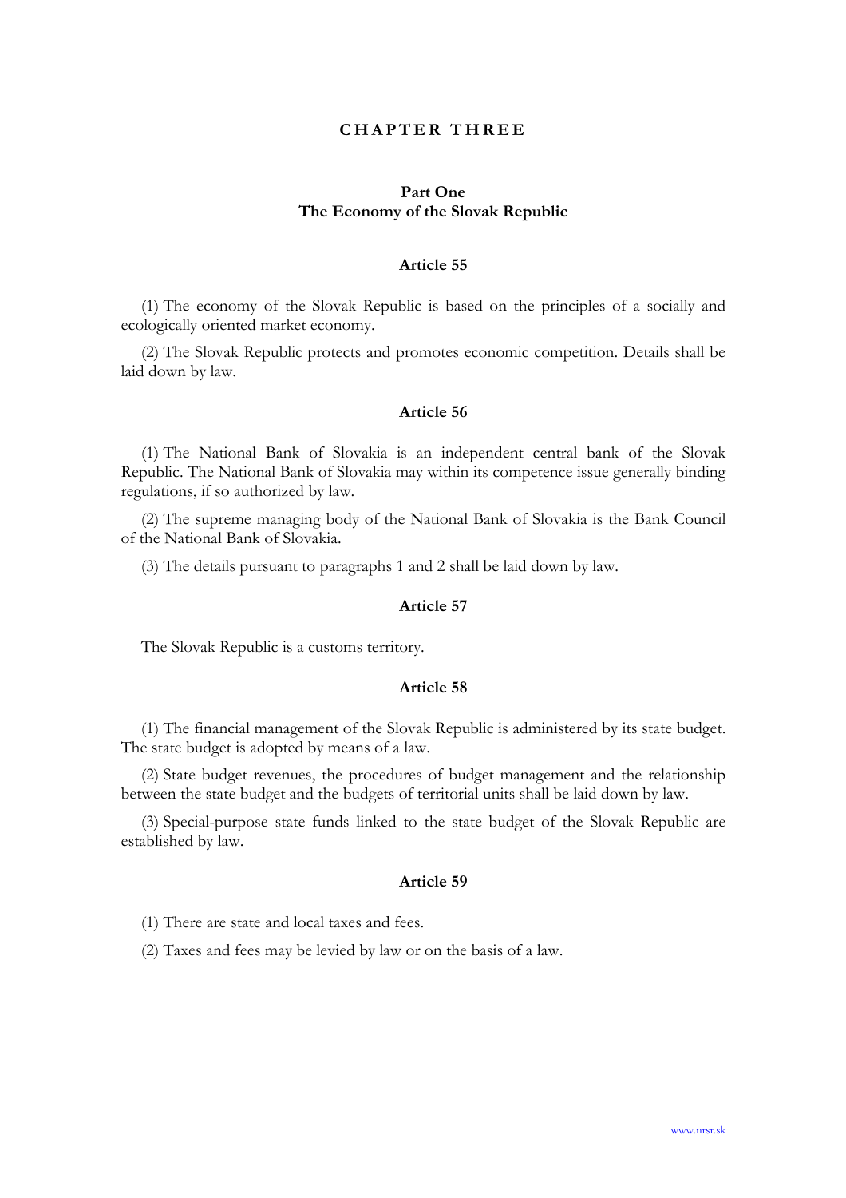# CHAPTER THREE

## Part One
## The Economy of the Slovak Republic

### Article 55

(1) The economy of the Slovak Republic is based on the principles of a socially and ecologically oriented market economy.

(2) The Slovak Republic protects and promotes economic competition. Details shall be laid down by law.

### Article 56

(1) The National Bank of Slovakia is an independent central bank of the Slovak Republic. The National Bank of Slovakia may within its competence issue generally binding regulations, if so authorized by law.

(2) The supreme managing body of the National Bank of Slovakia is the Bank Council of the National Bank of Slovakia.

(3) The details pursuant to paragraphs 1 and 2 shall be laid down by law.

### Article 57

The Slovak Republic is a customs territory.

### Article 58

(1) The financial management of the Slovak Republic is administered by its state budget. The state budget is adopted by means of a law.

(2) State budget revenues, the procedures of budget management and the relationship between the state budget and the budgets of territorial units shall be laid down by law.

(3) Special-purpose state funds linked to the state budget of the Slovak Republic are established by law.

### Article 59

(1) There are state and local taxes and fees.

(2) Taxes and fees may be levied by law or on the basis of a law.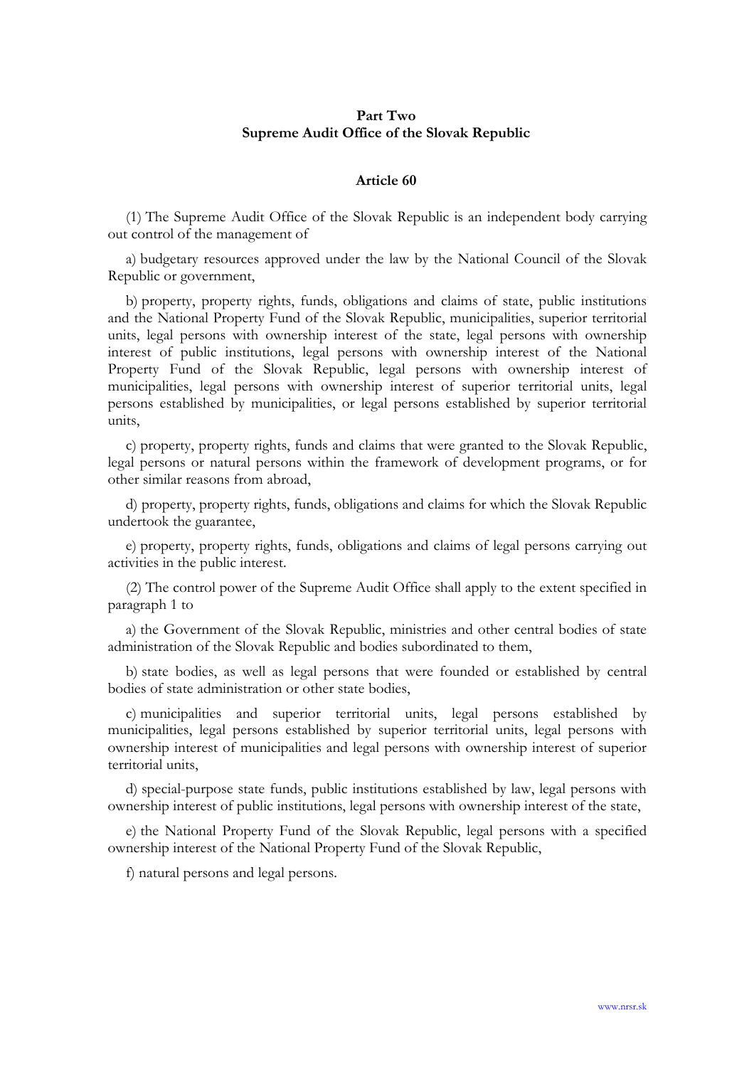## Part Two
## Supreme Audit Office of the Slovak Republic

### Article 60

(1) The Supreme Audit Office of the Slovak Republic is an independent body carrying out control of the management of

a) budgetary resources approved under the law by the National Council of the Slovak Republic or government,

b) property, property rights, funds, obligations and claims of state, public institutions and the National Property Fund of the Slovak Republic, municipalities, superior territorial units, legal persons with ownership interest of the state, legal persons with ownership interest of public institutions, legal persons with ownership interest of the National Property Fund of the Slovak Republic, legal persons with ownership interest of municipalities, legal persons with ownership interest of superior territorial units, legal persons established by municipalities, or legal persons established by superior territorial units,

c) property, property rights, funds and claims that were granted to the Slovak Republic, legal persons or natural persons within the framework of development programs, or for other similar reasons from abroad,

d) property, property rights, funds, obligations and claims for which the Slovak Republic undertook the guarantee,

e) property, property rights, funds, obligations and claims of legal persons carrying out activities in the public interest.

(2) The control power of the Supreme Audit Office shall apply to the extent specified in paragraph 1 to

a) the Government of the Slovak Republic, ministries and other central bodies of state administration of the Slovak Republic and bodies subordinated to them,

b) state bodies, as well as legal persons that were founded or established by central bodies of state administration or other state bodies,

c) municipalities and superior territorial units, legal persons established by municipalities, legal persons established by superior territorial units, legal persons with ownership interest of municipalities and legal persons with ownership interest of superior territorial units,

d) special-purpose state funds, public institutions established by law, legal persons with ownership interest of public institutions, legal persons with ownership interest of the state,

e) the National Property Fund of the Slovak Republic, legal persons with a specified ownership interest of the National Property Fund of the Slovak Republic,

f) natural persons and legal persons.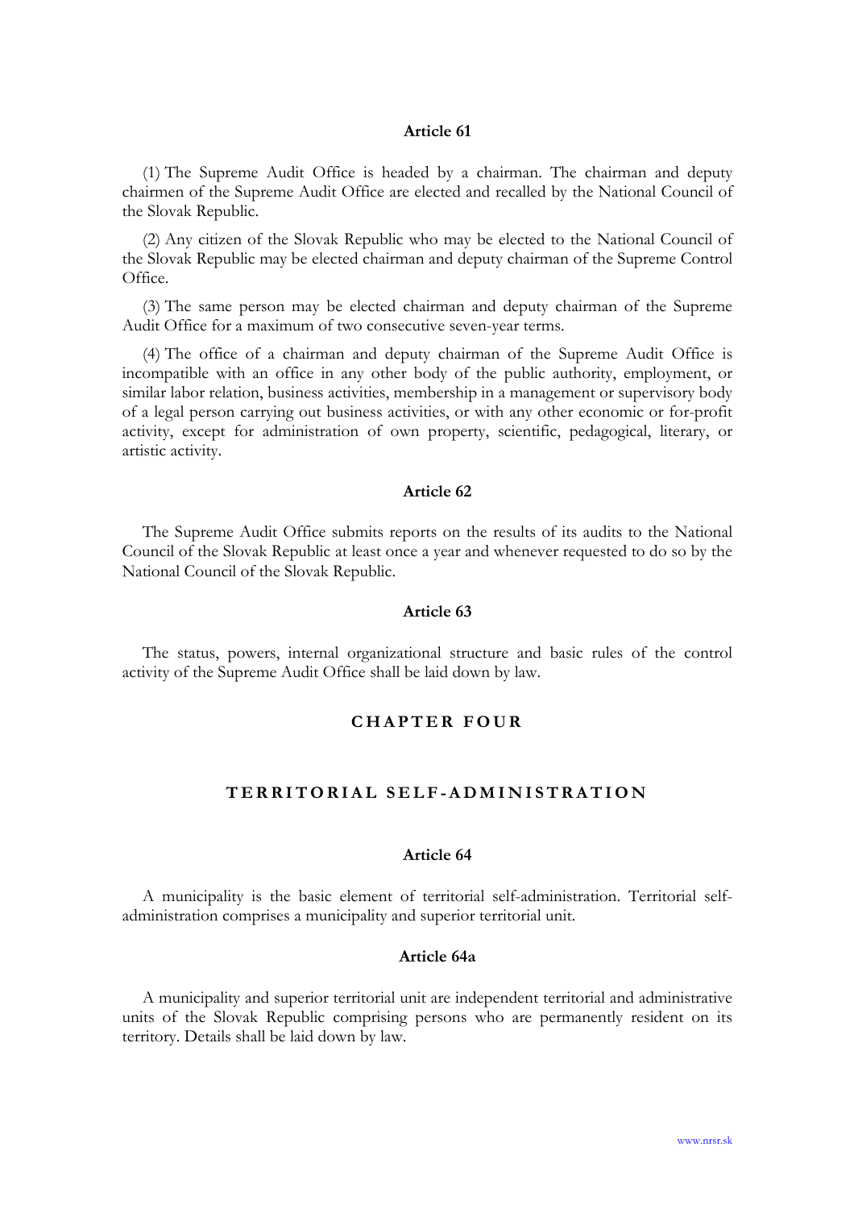### Article 61

(1) The Supreme Audit Office is headed by a chairman. The chairman and deputy chairmen of the Supreme Audit Office are elected and recalled by the National Council of the Slovak Republic.

(2) Any citizen of the Slovak Republic who may be elected to the National Council of the Slovak Republic may be elected chairman and deputy chairman of the Supreme Control Office.

(3) The same person may be elected chairman and deputy chairman of the Supreme Audit Office for a maximum of two consecutive seven-year terms.

(4) The office of a chairman and deputy chairman of the Supreme Audit Office is incompatible with an office in any other body of the public authority, employment, or similar labor relation, business activities, membership in a management or supervisory body of a legal person carrying out business activities, or with any other economic or for-profit activity, except for administration of own property, scientific, pedagogical, literary, or artistic activity.

### Article 62

The Supreme Audit Office submits reports on the results of its audits to the National Council of the Slovak Republic at least once a year and whenever requested to do so by the National Council of the Slovak Republic.

### Article 63

The status, powers, internal organizational structure and basic rules of the control activity of the Supreme Audit Office shall be laid down by law.

## CHAPTER FOUR

## TERRITORIAL SELF-ADMINISTRATION

### Article 64

A municipality is the basic element of territorial self-administration. Territorial self-administration comprises a municipality and superior territorial unit.

### Article 64a

A municipality and superior territorial unit are independent territorial and administrative units of the Slovak Republic comprising persons who are permanently resident on its territory. Details shall be laid down by law.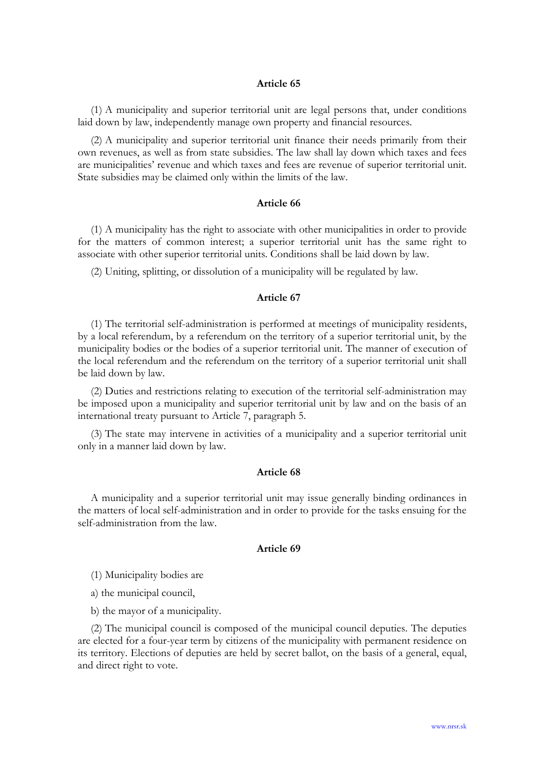### Article 65

(1) A municipality and superior territorial unit are legal persons that, under conditions laid down by law, independently manage own property and financial resources.

(2) A municipality and superior territorial unit finance their needs primarily from their own revenues, as well as from state subsidies. The law shall lay down which taxes and fees are municipalities' revenue and which taxes and fees are revenue of superior territorial unit. State subsidies may be claimed only within the limits of the law.

### Article 66

(1) A municipality has the right to associate with other municipalities in order to provide for the matters of common interest; a superior territorial unit has the same right to associate with other superior territorial units. Conditions shall be laid down by law.

(2) Uniting, splitting, or dissolution of a municipality will be regulated by law.

### Article 67

(1) The territorial self-administration is performed at meetings of municipality residents, by a local referendum, by a referendum on the territory of a superior territorial unit, by the municipality bodies or the bodies of a superior territorial unit. The manner of execution of the local referendum and the referendum on the territory of a superior territorial unit shall be laid down by law.

(2) Duties and restrictions relating to execution of the territorial self-administration may be imposed upon a municipality and superior territorial unit by law and on the basis of an international treaty pursuant to Article 7, paragraph 5.

(3) The state may intervene in activities of a municipality and a superior territorial unit only in a manner laid down by law.

### Article 68

A municipality and a superior territorial unit may issue generally binding ordinances in the matters of local self-administration and in order to provide for the tasks ensuing for the self-administration from the law.

### Article 69

(1) Municipality bodies are

a) the municipal council,

b) the mayor of a municipality.

(2) The municipal council is composed of the municipal council deputies. The deputies are elected for a four-year term by citizens of the municipality with permanent residence on its territory. Elections of deputies are held by secret ballot, on the basis of a general, equal, and direct right to vote.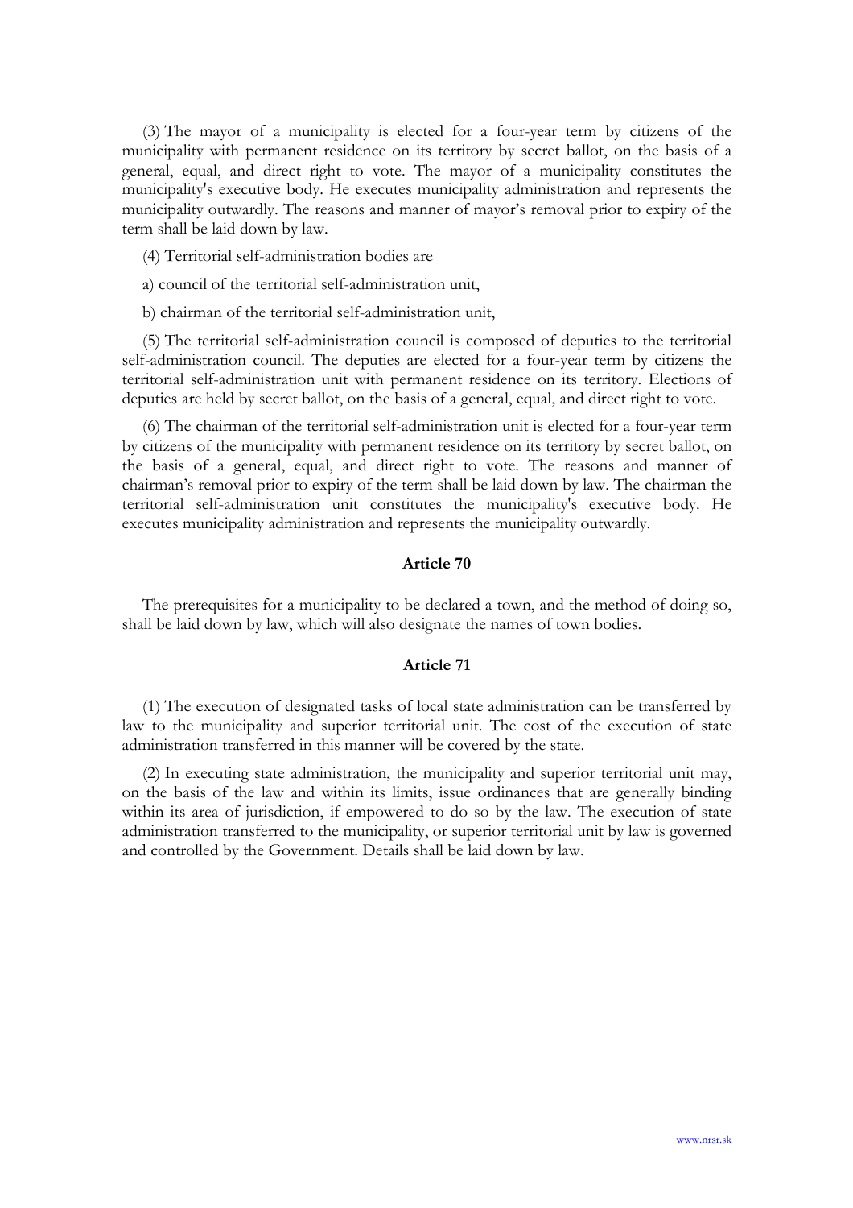(3) The mayor of a municipality is elected for a four-year term by citizens of the municipality with permanent residence on its territory by secret ballot, on the basis of a general, equal, and direct right to vote. The mayor of a municipality constitutes the municipality's executive body. He executes municipality administration and represents the municipality outwardly. The reasons and manner of mayor's removal prior to expiry of the term shall be laid down by law.

(4) Territorial self-administration bodies are

a) council of the territorial self-administration unit,

b) chairman of the territorial self-administration unit,

(5) The territorial self-administration council is composed of deputies to the territorial self-administration council. The deputies are elected for a four-year term by citizens the territorial self-administration unit with permanent residence on its territory. Elections of deputies are held by secret ballot, on the basis of a general, equal, and direct right to vote.

(6) The chairman of the territorial self-administration unit is elected for a four-year term by citizens of the municipality with permanent residence on its territory by secret ballot, on the basis of a general, equal, and direct right to vote. The reasons and manner of chairman's removal prior to expiry of the term shall be laid down by law. The chairman the territorial self-administration unit constitutes the municipality's executive body. He executes municipality administration and represents the municipality outwardly.

### Article 70

The prerequisites for a municipality to be declared a town, and the method of doing so, shall be laid down by law, which will also designate the names of town bodies.

### Article 71

(1) The execution of designated tasks of local state administration can be transferred by law to the municipality and superior territorial unit. The cost of the execution of state administration transferred in this manner will be covered by the state.

(2) In executing state administration, the municipality and superior territorial unit may, on the basis of the law and within its limits, issue ordinances that are generally binding within its area of jurisdiction, if empowered to do so by the law. The execution of state administration transferred to the municipality, or superior territorial unit by law is governed and controlled by the Government. Details shall be laid down by law.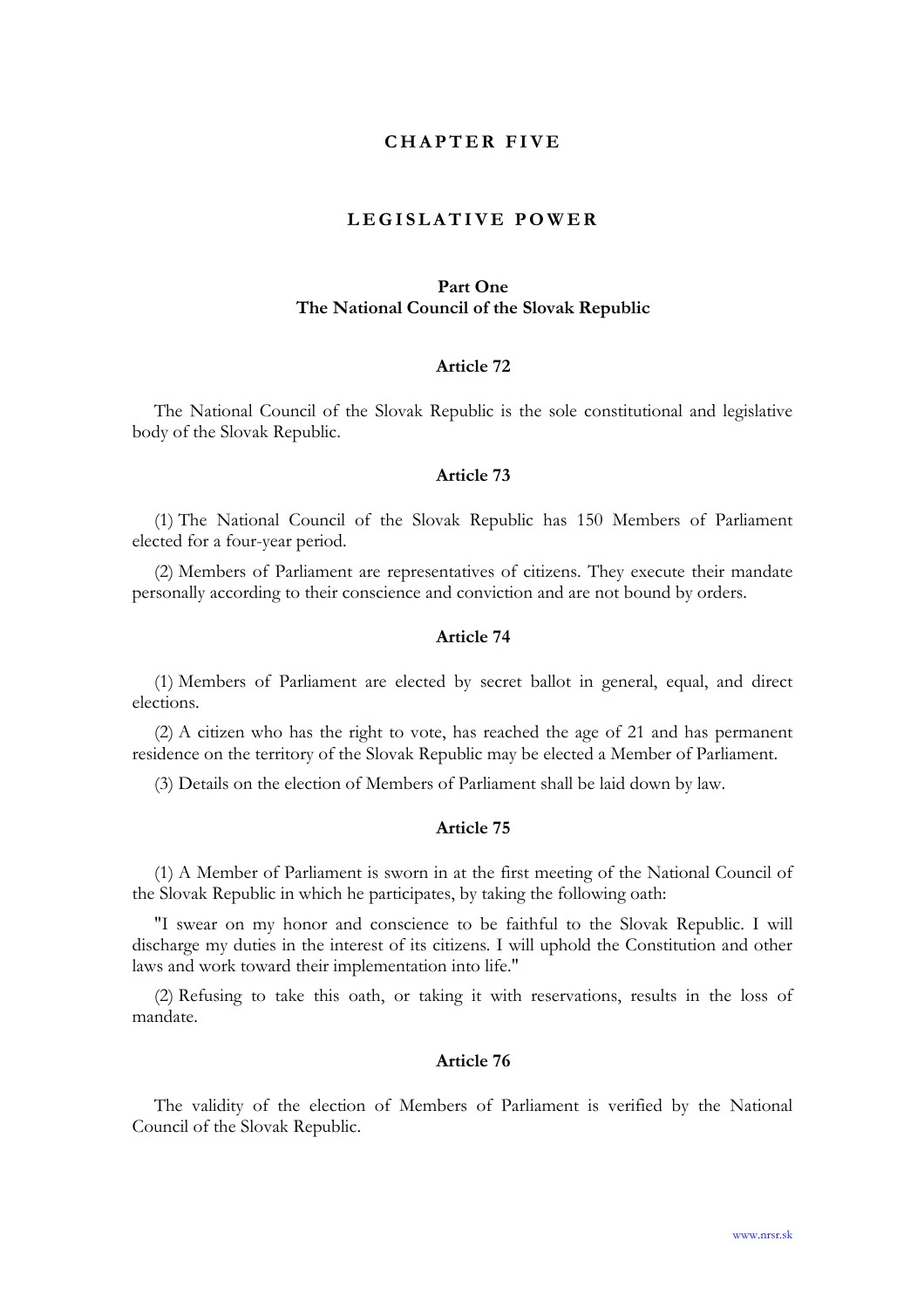# CHAPTER FIVE

# LEGISLATIVE POWER

## Part One
## The National Council of the Slovak Republic

### Article 72

The National Council of the Slovak Republic is the sole constitutional and legislative body of the Slovak Republic.

### Article 73

(1) The National Council of the Slovak Republic has 150 Members of Parliament elected for a four-year period.

(2) Members of Parliament are representatives of citizens. They execute their mandate personally according to their conscience and conviction and are not bound by orders.

### Article 74

(1) Members of Parliament are elected by secret ballot in general, equal, and direct elections.

(2) A citizen who has the right to vote, has reached the age of 21 and has permanent residence on the territory of the Slovak Republic may be elected a Member of Parliament.

(3) Details on the election of Members of Parliament shall be laid down by law.

### Article 75

(1) A Member of Parliament is sworn in at the first meeting of the National Council of the Slovak Republic in which he participates, by taking the following oath:

"I swear on my honor and conscience to be faithful to the Slovak Republic. I will discharge my duties in the interest of its citizens. I will uphold the Constitution and other laws and work toward their implementation into life."

(2) Refusing to take this oath, or taking it with reservations, results in the loss of mandate.

### Article 76

The validity of the election of Members of Parliament is verified by the National Council of the Slovak Republic.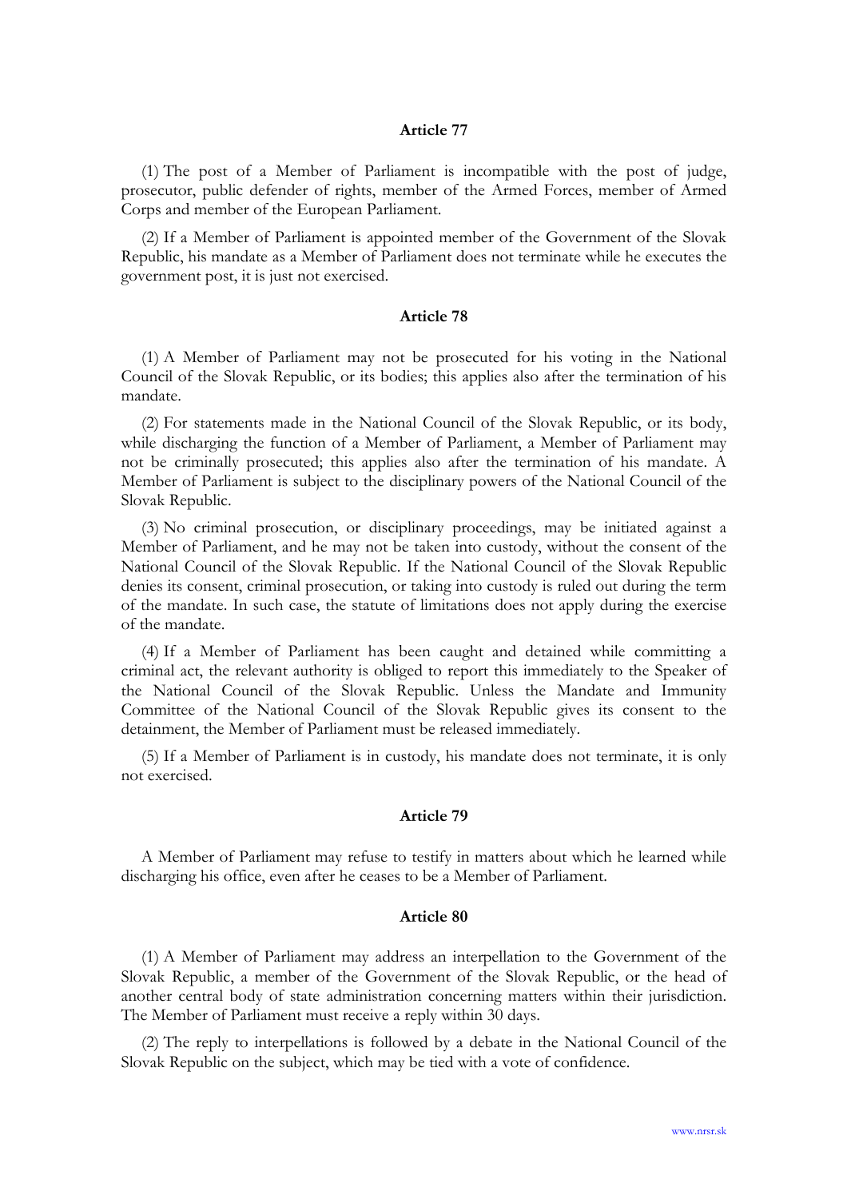### Article 77

(1) The post of a Member of Parliament is incompatible with the post of judge, prosecutor, public defender of rights, member of the Armed Forces, member of Armed Corps and member of the European Parliament.

(2) If a Member of Parliament is appointed member of the Government of the Slovak Republic, his mandate as a Member of Parliament does not terminate while he executes the government post, it is just not exercised.

### Article 78

(1) A Member of Parliament may not be prosecuted for his voting in the National Council of the Slovak Republic, or its bodies; this applies also after the termination of his mandate.

(2) For statements made in the National Council of the Slovak Republic, or its body, while discharging the function of a Member of Parliament, a Member of Parliament may not be criminally prosecuted; this applies also after the termination of his mandate. A Member of Parliament is subject to the disciplinary powers of the National Council of the Slovak Republic.

(3) No criminal prosecution, or disciplinary proceedings, may be initiated against a Member of Parliament, and he may not be taken into custody, without the consent of the National Council of the Slovak Republic. If the National Council of the Slovak Republic denies its consent, criminal prosecution, or taking into custody is ruled out during the term of the mandate. In such case, the statute of limitations does not apply during the exercise of the mandate.

(4) If a Member of Parliament has been caught and detained while committing a criminal act, the relevant authority is obliged to report this immediately to the Speaker of the National Council of the Slovak Republic. Unless the Mandate and Immunity Committee of the National Council of the Slovak Republic gives its consent to the detainment, the Member of Parliament must be released immediately.

(5) If a Member of Parliament is in custody, his mandate does not terminate, it is only not exercised.

### Article 79

A Member of Parliament may refuse to testify in matters about which he learned while discharging his office, even after he ceases to be a Member of Parliament.

### Article 80

(1) A Member of Parliament may address an interpellation to the Government of the Slovak Republic, a member of the Government of the Slovak Republic, or the head of another central body of state administration concerning matters within their jurisdiction. The Member of Parliament must receive a reply within 30 days.

(2) The reply to interpellations is followed by a debate in the National Council of the Slovak Republic on the subject, which may be tied with a vote of confidence.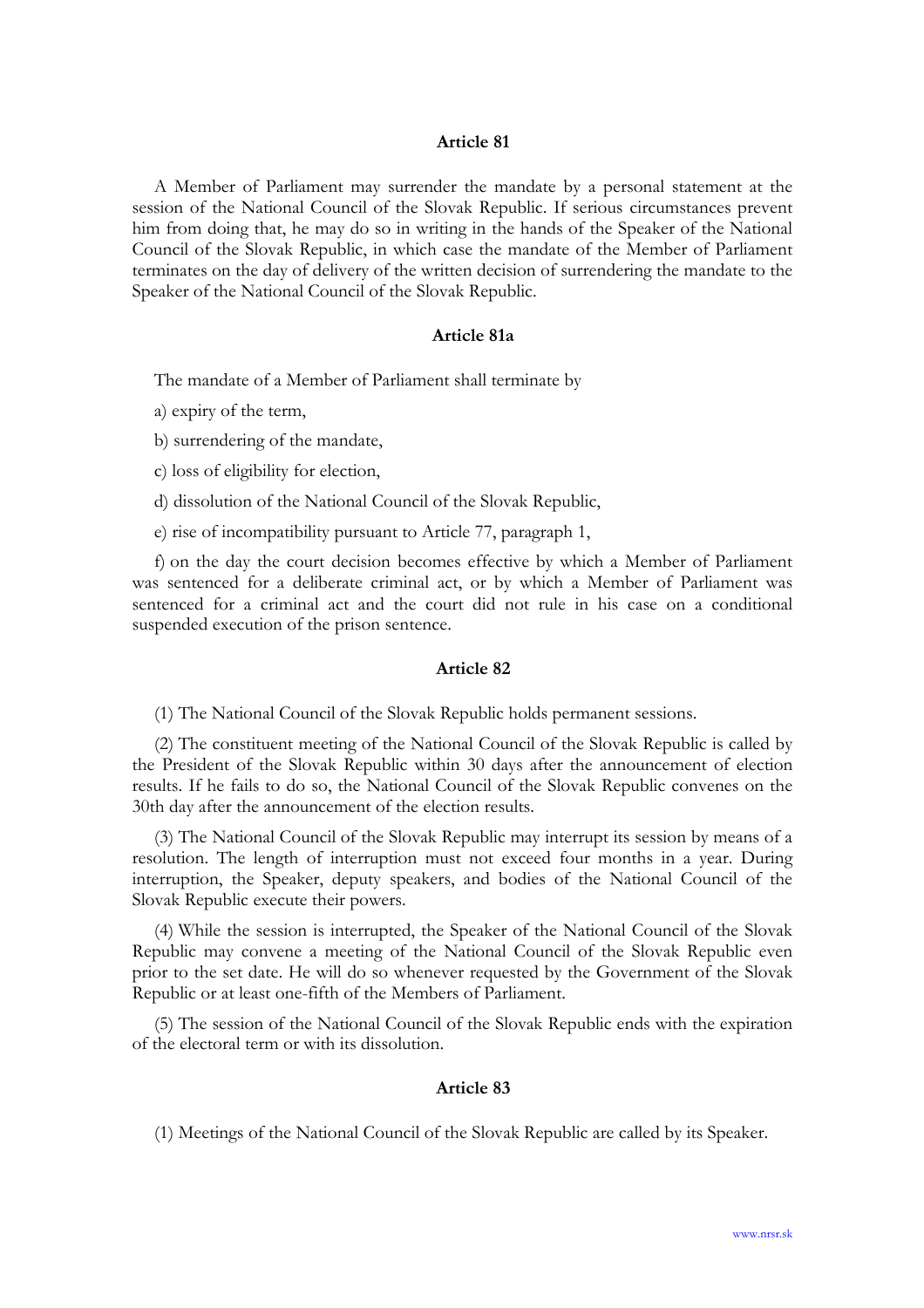### Article 81

A Member of Parliament may surrender the mandate by a personal statement at the session of the National Council of the Slovak Republic. If serious circumstances prevent him from doing that, he may do so in writing in the hands of the Speaker of the National Council of the Slovak Republic, in which case the mandate of the Member of Parliament terminates on the day of delivery of the written decision of surrendering the mandate to the Speaker of the National Council of the Slovak Republic.

### Article 81a

The mandate of a Member of Parliament shall terminate by

a) expiry of the term,

b) surrendering of the mandate,

c) loss of eligibility for election,

d) dissolution of the National Council of the Slovak Republic,

e) rise of incompatibility pursuant to Article 77, paragraph 1,

f) on the day the court decision becomes effective by which a Member of Parliament was sentenced for a deliberate criminal act, or by which a Member of Parliament was sentenced for a criminal act and the court did not rule in his case on a conditional suspended execution of the prison sentence.

### Article 82

(1) The National Council of the Slovak Republic holds permanent sessions.

(2) The constituent meeting of the National Council of the Slovak Republic is called by the President of the Slovak Republic within 30 days after the announcement of election results. If he fails to do so, the National Council of the Slovak Republic convenes on the 30th day after the announcement of the election results.

(3) The National Council of the Slovak Republic may interrupt its session by means of a resolution. The length of interruption must not exceed four months in a year. During interruption, the Speaker, deputy speakers, and bodies of the National Council of the Slovak Republic execute their powers.

(4) While the session is interrupted, the Speaker of the National Council of the Slovak Republic may convene a meeting of the National Council of the Slovak Republic even prior to the set date. He will do so whenever requested by the Government of the Slovak Republic or at least one-fifth of the Members of Parliament.

(5) The session of the National Council of the Slovak Republic ends with the expiration of the electoral term or with its dissolution.

### Article 83

(1) Meetings of the National Council of the Slovak Republic are called by its Speaker.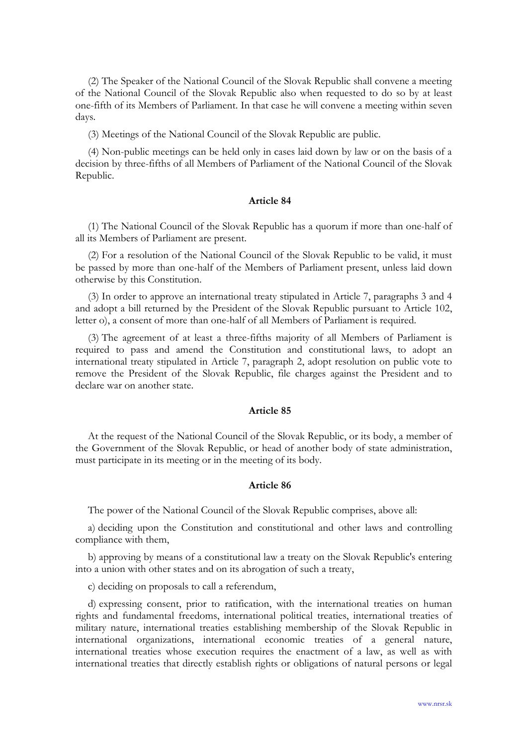(2) The Speaker of the National Council of the Slovak Republic shall convene a meeting of the National Council of the Slovak Republic also when requested to do so by at least one-fifth of its Members of Parliament. In that case he will convene a meeting within seven days.

(3) Meetings of the National Council of the Slovak Republic are public.

(4) Non-public meetings can be held only in cases laid down by law or on the basis of a decision by three-fifths of all Members of Parliament of the National Council of the Slovak Republic.

### Article 84

(1) The National Council of the Slovak Republic has a quorum if more than one-half of all its Members of Parliament are present.

(2) For a resolution of the National Council of the Slovak Republic to be valid, it must be passed by more than one-half of the Members of Parliament present, unless laid down otherwise by this Constitution.

(3) In order to approve an international treaty stipulated in Article 7, paragraphs 3 and 4 and adopt a bill returned by the President of the Slovak Republic pursuant to Article 102, letter o), a consent of more than one-half of all Members of Parliament is required.

(3) The agreement of at least a three-fifths majority of all Members of Parliament is required to pass and amend the Constitution and constitutional laws, to adopt an international treaty stipulated in Article 7, paragraph 2, adopt resolution on public vote to remove the President of the Slovak Republic, file charges against the President and to declare war on another state.

### Article 85

At the request of the National Council of the Slovak Republic, or its body, a member of the Government of the Slovak Republic, or head of another body of state administration, must participate in its meeting or in the meeting of its body.

### Article 86

The power of the National Council of the Slovak Republic comprises, above all:

a) deciding upon the Constitution and constitutional and other laws and controlling compliance with them,

b) approving by means of a constitutional law a treaty on the Slovak Republic's entering into a union with other states and on its abrogation of such a treaty,

c) deciding on proposals to call a referendum,

d) expressing consent, prior to ratification, with the international treaties on human rights and fundamental freedoms, international political treaties, international treaties of military nature, international treaties establishing membership of the Slovak Republic in international organizations, international economic treaties of a general nature, international treaties whose execution requires the enactment of a law, as well as with international treaties that directly establish rights or obligations of natural persons or legal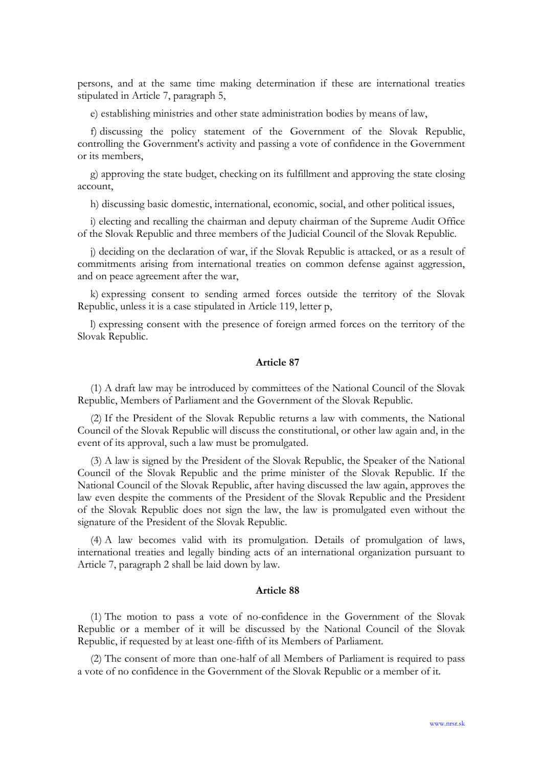persons, and at the same time making determination if these are international treaties stipulated in Article 7, paragraph 5,

e) establishing ministries and other state administration bodies by means of law,

f) discussing the policy statement of the Government of the Slovak Republic, controlling the Government's activity and passing a vote of confidence in the Government or its members,

g) approving the state budget, checking on its fulfillment and approving the state closing account,

h) discussing basic domestic, international, economic, social, and other political issues,

i) electing and recalling the chairman and deputy chairman of the Supreme Audit Office of the Slovak Republic and three members of the Judicial Council of the Slovak Republic.

j) deciding on the declaration of war, if the Slovak Republic is attacked, or as a result of commitments arising from international treaties on common defense against aggression, and on peace agreement after the war,

k) expressing consent to sending armed forces outside the territory of the Slovak Republic, unless it is a case stipulated in Article 119, letter p,

l) expressing consent with the presence of foreign armed forces on the territory of the Slovak Republic.

### Article 87

(1) A draft law may be introduced by committees of the National Council of the Slovak Republic, Members of Parliament and the Government of the Slovak Republic.

(2) If the President of the Slovak Republic returns a law with comments, the National Council of the Slovak Republic will discuss the constitutional, or other law again and, in the event of its approval, such a law must be promulgated.

(3) A law is signed by the President of the Slovak Republic, the Speaker of the National Council of the Slovak Republic and the prime minister of the Slovak Republic. If the National Council of the Slovak Republic, after having discussed the law again, approves the law even despite the comments of the President of the Slovak Republic and the President of the Slovak Republic does not sign the law, the law is promulgated even without the signature of the President of the Slovak Republic.

(4) A law becomes valid with its promulgation. Details of promulgation of laws, international treaties and legally binding acts of an international organization pursuant to Article 7, paragraph 2 shall be laid down by law.

### Article 88

(1) The motion to pass a vote of no-confidence in the Government of the Slovak Republic or a member of it will be discussed by the National Council of the Slovak Republic, if requested by at least one-fifth of its Members of Parliament.

(2) The consent of more than one-half of all Members of Parliament is required to pass a vote of no confidence in the Government of the Slovak Republic or a member of it.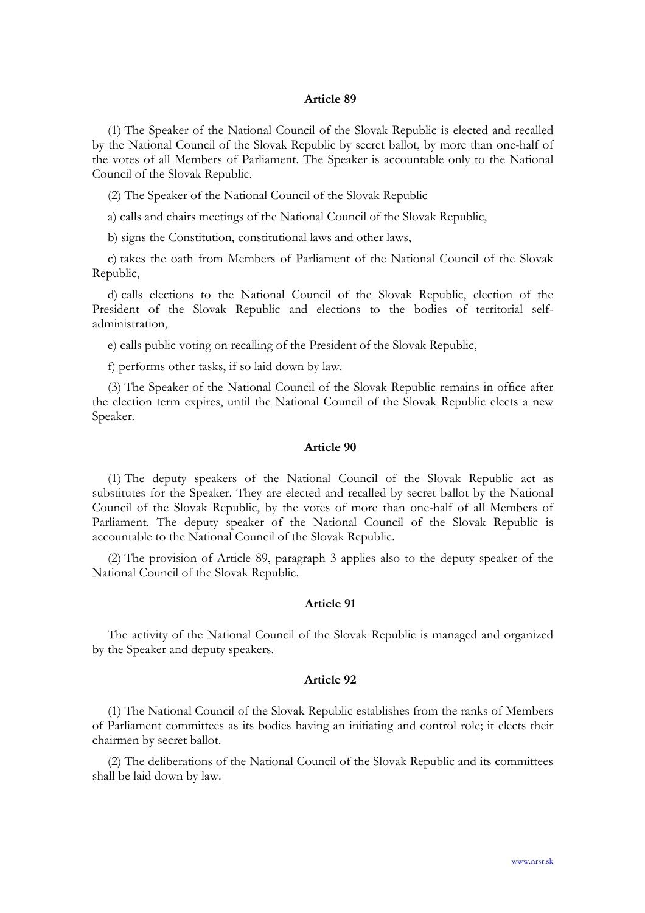### Article 89

(1) The Speaker of the National Council of the Slovak Republic is elected and recalled by the National Council of the Slovak Republic by secret ballot, by more than one-half of the votes of all Members of Parliament. The Speaker is accountable only to the National Council of the Slovak Republic.

(2) The Speaker of the National Council of the Slovak Republic

a) calls and chairs meetings of the National Council of the Slovak Republic,

b) signs the Constitution, constitutional laws and other laws,

c) takes the oath from Members of Parliament of the National Council of the Slovak Republic,

d) calls elections to the National Council of the Slovak Republic, election of the President of the Slovak Republic and elections to the bodies of territorial self-administration,

e) calls public voting on recalling of the President of the Slovak Republic,

f) performs other tasks, if so laid down by law.

(3) The Speaker of the National Council of the Slovak Republic remains in office after the election term expires, until the National Council of the Slovak Republic elects a new Speaker.

### Article 90

(1) The deputy speakers of the National Council of the Slovak Republic act as substitutes for the Speaker. They are elected and recalled by secret ballot by the National Council of the Slovak Republic, by the votes of more than one-half of all Members of Parliament. The deputy speaker of the National Council of the Slovak Republic is accountable to the National Council of the Slovak Republic.

(2) The provision of Article 89, paragraph 3 applies also to the deputy speaker of the National Council of the Slovak Republic.

### Article 91

The activity of the National Council of the Slovak Republic is managed and organized by the Speaker and deputy speakers.

### Article 92

(1) The National Council of the Slovak Republic establishes from the ranks of Members of Parliament committees as its bodies having an initiating and control role; it elects their chairmen by secret ballot.

(2) The deliberations of the National Council of the Slovak Republic and its committees shall be laid down by law.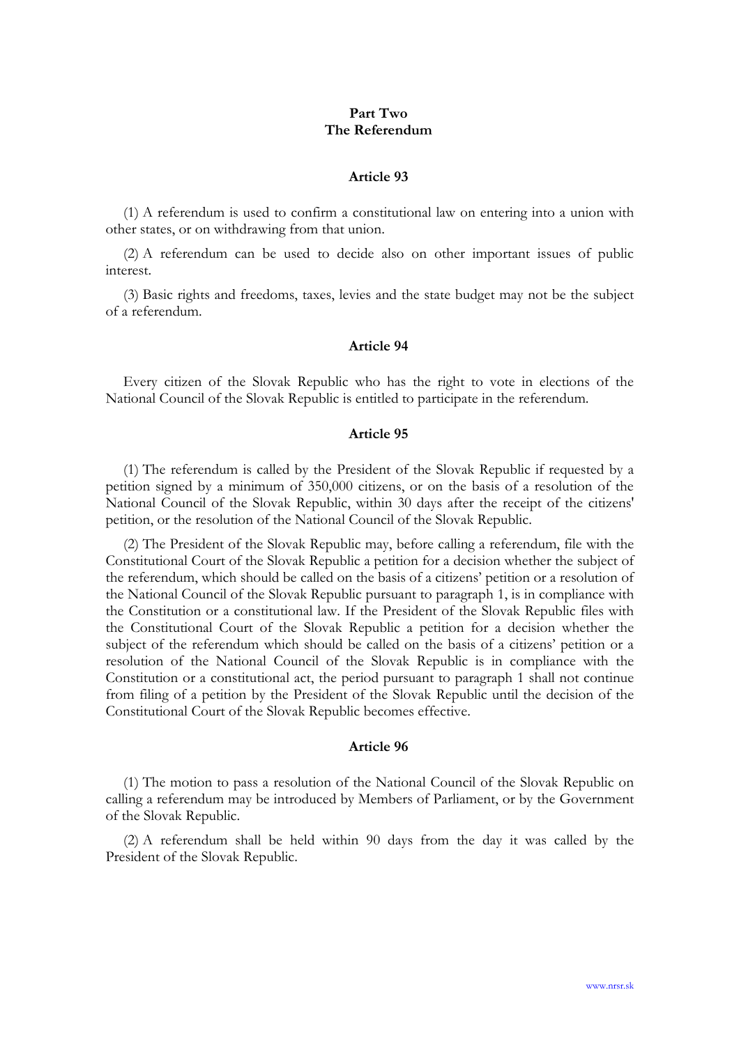## Part Two
## The Referendum

### Article 93

(1) A referendum is used to confirm a constitutional law on entering into a union with other states, or on withdrawing from that union.

(2) A referendum can be used to decide also on other important issues of public interest.

(3) Basic rights and freedoms, taxes, levies and the state budget may not be the subject of a referendum.

### Article 94

Every citizen of the Slovak Republic who has the right to vote in elections of the National Council of the Slovak Republic is entitled to participate in the referendum.

### Article 95

(1) The referendum is called by the President of the Slovak Republic if requested by a petition signed by a minimum of 350,000 citizens, or on the basis of a resolution of the National Council of the Slovak Republic, within 30 days after the receipt of the citizens' petition, or the resolution of the National Council of the Slovak Republic.

(2) The President of the Slovak Republic may, before calling a referendum, file with the Constitutional Court of the Slovak Republic a petition for a decision whether the subject of the referendum, which should be called on the basis of a citizens' petition or a resolution of the National Council of the Slovak Republic pursuant to paragraph 1, is in compliance with the Constitution or a constitutional law. If the President of the Slovak Republic files with the Constitutional Court of the Slovak Republic a petition for a decision whether the subject of the referendum which should be called on the basis of a citizens' petition or a resolution of the National Council of the Slovak Republic is in compliance with the Constitution or a constitutional act, the period pursuant to paragraph 1 shall not continue from filing of a petition by the President of the Slovak Republic until the decision of the Constitutional Court of the Slovak Republic becomes effective.

### Article 96

(1) The motion to pass a resolution of the National Council of the Slovak Republic on calling a referendum may be introduced by Members of Parliament, or by the Government of the Slovak Republic.

(2) A referendum shall be held within 90 days from the day it was called by the President of the Slovak Republic.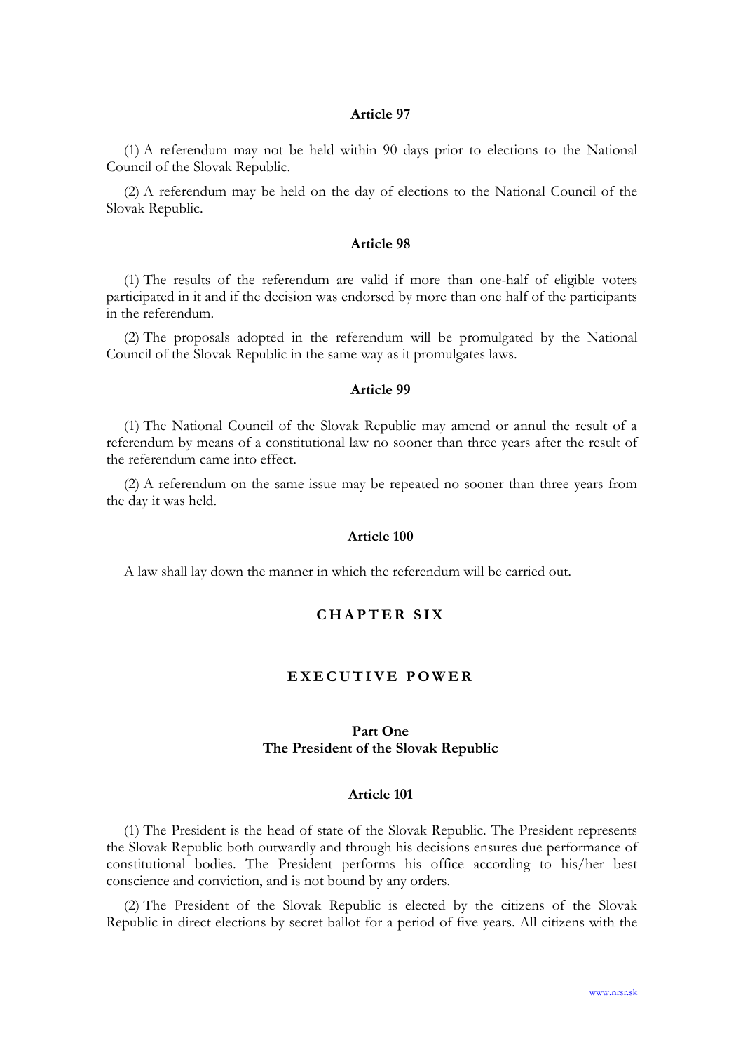### Article 97

(1) A referendum may not be held within 90 days prior to elections to the National Council of the Slovak Republic.

(2) A referendum may be held on the day of elections to the National Council of the Slovak Republic.

### Article 98

(1) The results of the referendum are valid if more than one-half of eligible voters participated in it and if the decision was endorsed by more than one half of the participants in the referendum.

(2) The proposals adopted in the referendum will be promulgated by the National Council of the Slovak Republic in the same way as it promulgates laws.

### Article 99

(1) The National Council of the Slovak Republic may amend or annul the result of a referendum by means of a constitutional law no sooner than three years after the result of the referendum came into effect.

(2) A referendum on the same issue may be repeated no sooner than three years from the day it was held.

### Article 100

A law shall lay down the manner in which the referendum will be carried out.

# CHAPTER SIX

# EXECUTIVE POWER

## Part One
## The President of the Slovak Republic

### Article 101

(1) The President is the head of state of the Slovak Republic. The President represents the Slovak Republic both outwardly and through his decisions ensures due performance of constitutional bodies. The President performs his office according to his/her best conscience and conviction, and is not bound by any orders.

(2) The President of the Slovak Republic is elected by the citizens of the Slovak Republic in direct elections by secret ballot for a period of five years. All citizens with the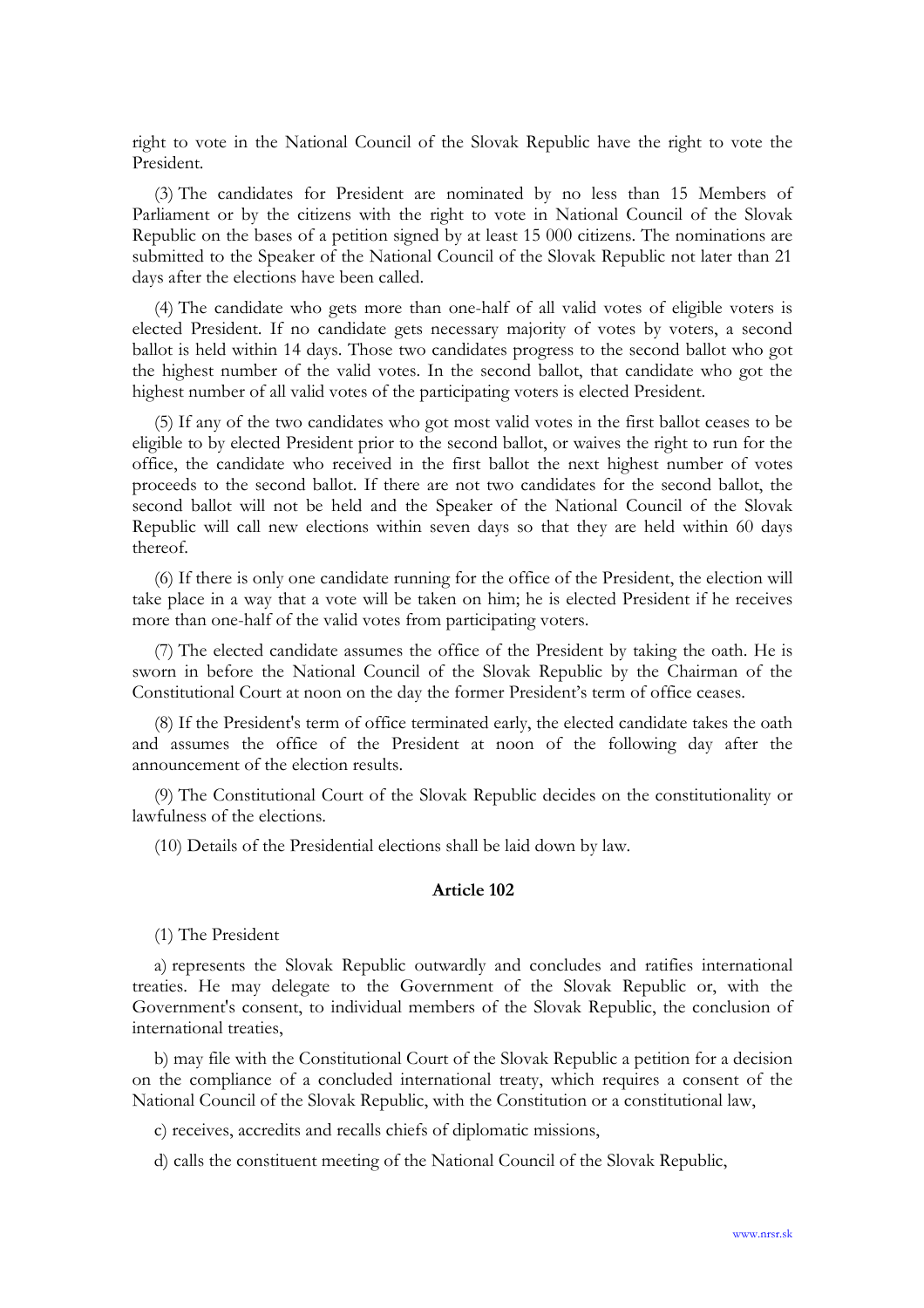right to vote in the National Council of the Slovak Republic have the right to vote the President.

(3) The candidates for President are nominated by no less than 15 Members of Parliament or by the citizens with the right to vote in National Council of the Slovak Republic on the bases of a petition signed by at least 15 000 citizens. The nominations are submitted to the Speaker of the National Council of the Slovak Republic not later than 21 days after the elections have been called.

(4) The candidate who gets more than one-half of all valid votes of eligible voters is elected President. If no candidate gets necessary majority of votes by voters, a second ballot is held within 14 days. Those two candidates progress to the second ballot who got the highest number of the valid votes. In the second ballot, that candidate who got the highest number of all valid votes of the participating voters is elected President.

(5) If any of the two candidates who got most valid votes in the first ballot ceases to be eligible to by elected President prior to the second ballot, or waives the right to run for the office, the candidate who received in the first ballot the next highest number of votes proceeds to the second ballot. If there are not two candidates for the second ballot, the second ballot will not be held and the Speaker of the National Council of the Slovak Republic will call new elections within seven days so that they are held within 60 days thereof.

(6) If there is only one candidate running for the office of the President, the election will take place in a way that a vote will be taken on him; he is elected President if he receives more than one-half of the valid votes from participating voters.

(7) The elected candidate assumes the office of the President by taking the oath. He is sworn in before the National Council of the Slovak Republic by the Chairman of the Constitutional Court at noon on the day the former President's term of office ceases.

(8) If the President's term of office terminated early, the elected candidate takes the oath and assumes the office of the President at noon of the following day after the announcement of the election results.

(9) The Constitutional Court of the Slovak Republic decides on the constitutionality or lawfulness of the elections.

(10) Details of the Presidential elections shall be laid down by law.

**Article 102**

(1) The President

a) represents the Slovak Republic outwardly and concludes and ratifies international treaties. He may delegate to the Government of the Slovak Republic or, with the Government's consent, to individual members of the Slovak Republic, the conclusion of international treaties,

b) may file with the Constitutional Court of the Slovak Republic a petition for a decision on the compliance of a concluded international treaty, which requires a consent of the National Council of the Slovak Republic, with the Constitution or a constitutional law,

c) receives, accredits and recalls chiefs of diplomatic missions,

d) calls the constituent meeting of the National Council of the Slovak Republic,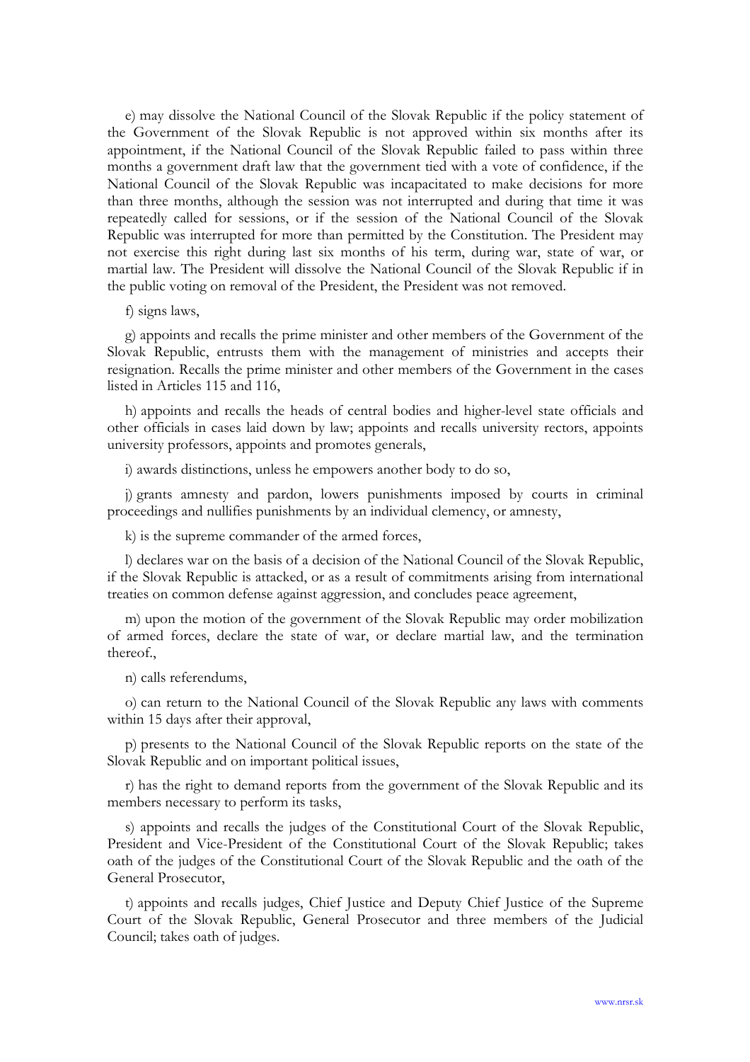e) may dissolve the National Council of the Slovak Republic if the policy statement of the Government of the Slovak Republic is not approved within six months after its appointment, if the National Council of the Slovak Republic failed to pass within three months a government draft law that the government tied with a vote of confidence, if the National Council of the Slovak Republic was incapacitated to make decisions for more than three months, although the session was not interrupted and during that time it was repeatedly called for sessions, or if the session of the National Council of the Slovak Republic was interrupted for more than permitted by the Constitution. The President may not exercise this right during last six months of his term, during war, state of war, or martial law. The President will dissolve the National Council of the Slovak Republic if in the public voting on removal of the President, the President was not removed.

f) signs laws,

g) appoints and recalls the prime minister and other members of the Government of the Slovak Republic, entrusts them with the management of ministries and accepts their resignation. Recalls the prime minister and other members of the Government in the cases listed in Articles 115 and 116,

h) appoints and recalls the heads of central bodies and higher-level state officials and other officials in cases laid down by law; appoints and recalls university rectors, appoints university professors, appoints and promotes generals,

i) awards distinctions, unless he empowers another body to do so,

j) grants amnesty and pardon, lowers punishments imposed by courts in criminal proceedings and nullifies punishments by an individual clemency, or amnesty,

k) is the supreme commander of the armed forces,

l) declares war on the basis of a decision of the National Council of the Slovak Republic, if the Slovak Republic is attacked, or as a result of commitments arising from international treaties on common defense against aggression, and concludes peace agreement,

m) upon the motion of the government of the Slovak Republic may order mobilization of armed forces, declare the state of war, or declare martial law, and the termination thereof.,

n) calls referendums,

o) can return to the National Council of the Slovak Republic any laws with comments within 15 days after their approval,

p) presents to the National Council of the Slovak Republic reports on the state of the Slovak Republic and on important political issues,

r) has the right to demand reports from the government of the Slovak Republic and its members necessary to perform its tasks,

s) appoints and recalls the judges of the Constitutional Court of the Slovak Republic, President and Vice-President of the Constitutional Court of the Slovak Republic; takes oath of the judges of the Constitutional Court of the Slovak Republic and the oath of the General Prosecutor,

t) appoints and recalls judges, Chief Justice and Deputy Chief Justice of the Supreme Court of the Slovak Republic, General Prosecutor and three members of the Judicial Council; takes oath of judges.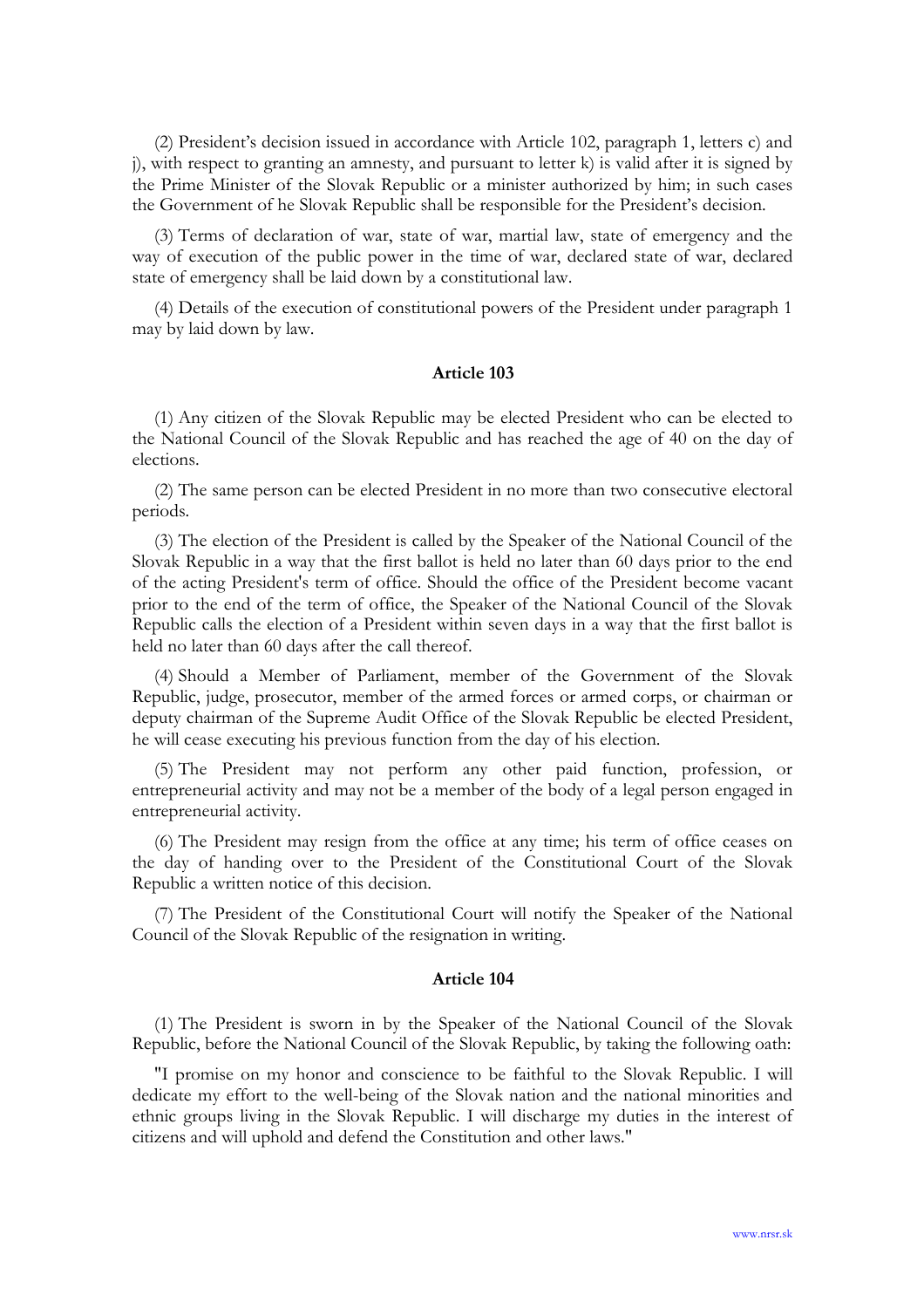(2) President's decision issued in accordance with Article 102, paragraph 1, letters c) and j), with respect to granting an amnesty, and pursuant to letter k) is valid after it is signed by the Prime Minister of the Slovak Republic or a minister authorized by him; in such cases the Government of he Slovak Republic shall be responsible for the President's decision.

(3) Terms of declaration of war, state of war, martial law, state of emergency and the way of execution of the public power in the time of war, declared state of war, declared state of emergency shall be laid down by a constitutional law.

(4) Details of the execution of constitutional powers of the President under paragraph 1 may by laid down by law.

### Article 103

(1) Any citizen of the Slovak Republic may be elected President who can be elected to the National Council of the Slovak Republic and has reached the age of 40 on the day of elections.

(2) The same person can be elected President in no more than two consecutive electoral periods.

(3) The election of the President is called by the Speaker of the National Council of the Slovak Republic in a way that the first ballot is held no later than 60 days prior to the end of the acting President's term of office. Should the office of the President become vacant prior to the end of the term of office, the Speaker of the National Council of the Slovak Republic calls the election of a President within seven days in a way that the first ballot is held no later than 60 days after the call thereof.

(4) Should a Member of Parliament, member of the Government of the Slovak Republic, judge, prosecutor, member of the armed forces or armed corps, or chairman or deputy chairman of the Supreme Audit Office of the Slovak Republic be elected President, he will cease executing his previous function from the day of his election.

(5) The President may not perform any other paid function, profession, or entrepreneurial activity and may not be a member of the body of a legal person engaged in entrepreneurial activity.

(6) The President may resign from the office at any time; his term of office ceases on the day of handing over to the President of the Constitutional Court of the Slovak Republic a written notice of this decision.

(7) The President of the Constitutional Court will notify the Speaker of the National Council of the Slovak Republic of the resignation in writing.

### Article 104

(1) The President is sworn in by the Speaker of the National Council of the Slovak Republic, before the National Council of the Slovak Republic, by taking the following oath:

"I promise on my honor and conscience to be faithful to the Slovak Republic. I will dedicate my effort to the well-being of the Slovak nation and the national minorities and ethnic groups living in the Slovak Republic. I will discharge my duties in the interest of citizens and will uphold and defend the Constitution and other laws."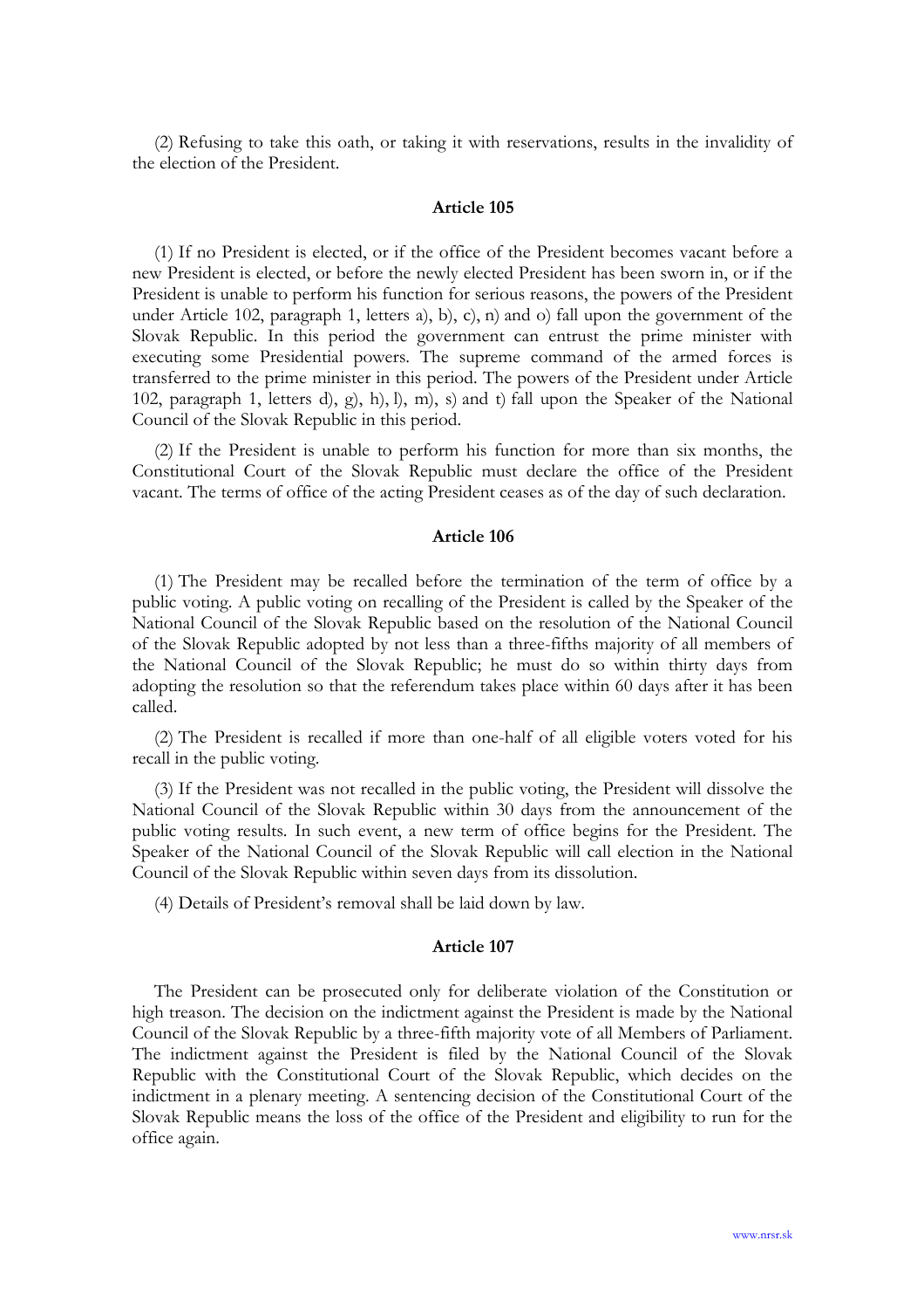(2) Refusing to take this oath, or taking it with reservations, results in the invalidity of the election of the President.

### Article 105

(1) If no President is elected, or if the office of the President becomes vacant before a new President is elected, or before the newly elected President has been sworn in, or if the President is unable to perform his function for serious reasons, the powers of the President under Article 102, paragraph 1, letters a), b), c), n) and o) fall upon the government of the Slovak Republic. In this period the government can entrust the prime minister with executing some Presidential powers. The supreme command of the armed forces is transferred to the prime minister in this period. The powers of the President under Article 102, paragraph 1, letters d), g), h), l), m), s) and t) fall upon the Speaker of the National Council of the Slovak Republic in this period.

(2) If the President is unable to perform his function for more than six months, the Constitutional Court of the Slovak Republic must declare the office of the President vacant. The terms of office of the acting President ceases as of the day of such declaration.

### Article 106

(1) The President may be recalled before the termination of the term of office by a public voting. A public voting on recalling of the President is called by the Speaker of the National Council of the Slovak Republic based on the resolution of the National Council of the Slovak Republic adopted by not less than a three-fifths majority of all members of the National Council of the Slovak Republic; he must do so within thirty days from adopting the resolution so that the referendum takes place within 60 days after it has been called.

(2) The President is recalled if more than one-half of all eligible voters voted for his recall in the public voting.

(3) If the President was not recalled in the public voting, the President will dissolve the National Council of the Slovak Republic within 30 days from the announcement of the public voting results. In such event, a new term of office begins for the President. The Speaker of the National Council of the Slovak Republic will call election in the National Council of the Slovak Republic within seven days from its dissolution.

(4) Details of President's removal shall be laid down by law.

### Article 107

The President can be prosecuted only for deliberate violation of the Constitution or high treason. The decision on the indictment against the President is made by the National Council of the Slovak Republic by a three-fifth majority vote of all Members of Parliament. The indictment against the President is filed by the National Council of the Slovak Republic with the Constitutional Court of the Slovak Republic, which decides on the indictment in a plenary meeting. A sentencing decision of the Constitutional Court of the Slovak Republic means the loss of the office of the President and eligibility to run for the office again.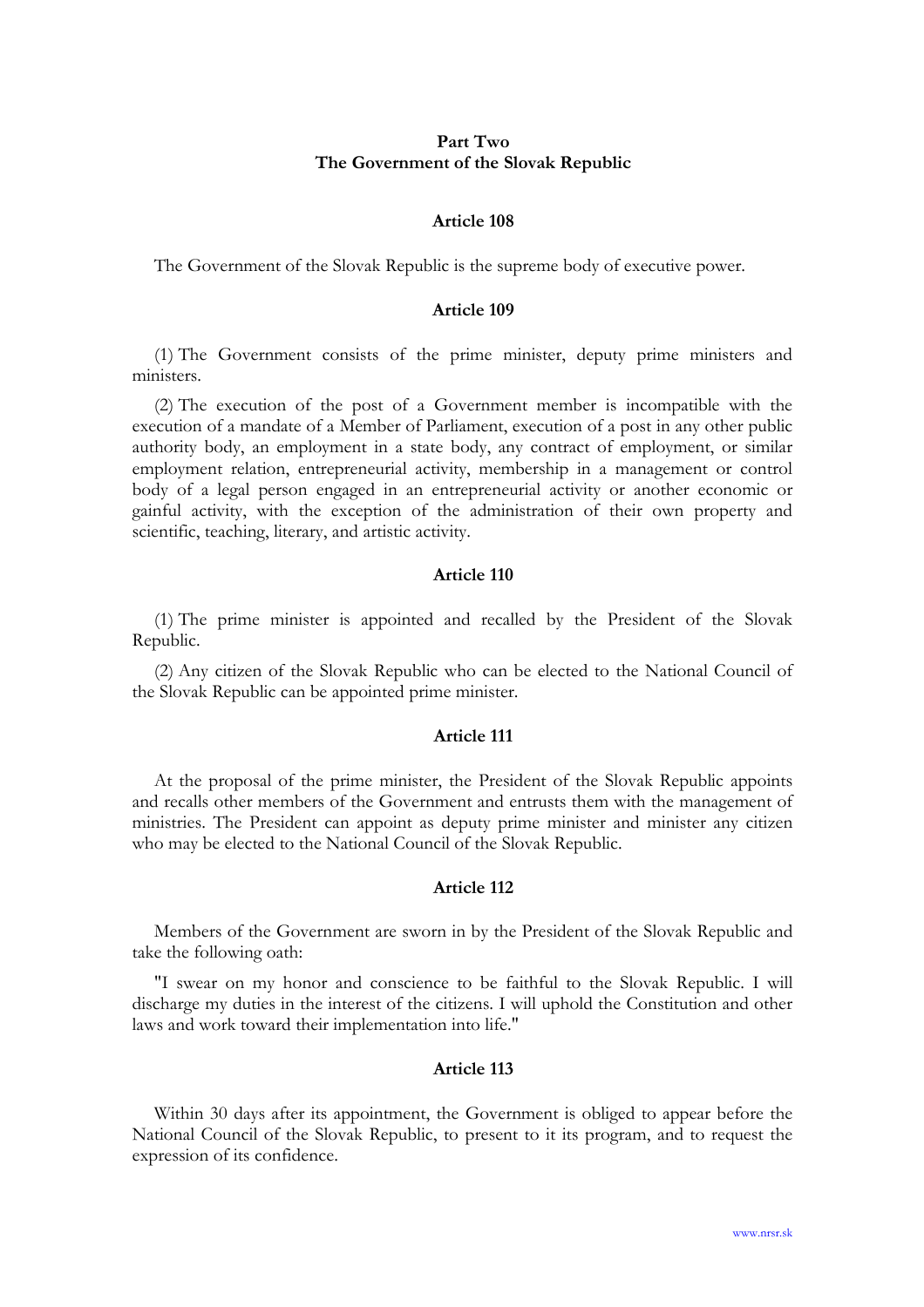## Part Two
## The Government of the Slovak Republic

### Article 108

The Government of the Slovak Republic is the supreme body of executive power.

### Article 109

(1) The Government consists of the prime minister, deputy prime ministers and ministers.

(2) The execution of the post of a Government member is incompatible with the execution of a mandate of a Member of Parliament, execution of a post in any other public authority body, an employment in a state body, any contract of employment, or similar employment relation, entrepreneurial activity, membership in a management or control body of a legal person engaged in an entrepreneurial activity or another economic or gainful activity, with the exception of the administration of their own property and scientific, teaching, literary, and artistic activity.

### Article 110

(1) The prime minister is appointed and recalled by the President of the Slovak Republic.

(2) Any citizen of the Slovak Republic who can be elected to the National Council of the Slovak Republic can be appointed prime minister.

### Article 111

At the proposal of the prime minister, the President of the Slovak Republic appoints and recalls other members of the Government and entrusts them with the management of ministries. The President can appoint as deputy prime minister and minister any citizen who may be elected to the National Council of the Slovak Republic.

### Article 112

Members of the Government are sworn in by the President of the Slovak Republic and take the following oath:

"I swear on my honor and conscience to be faithful to the Slovak Republic. I will discharge my duties in the interest of the citizens. I will uphold the Constitution and other laws and work toward their implementation into life."

### Article 113

Within 30 days after its appointment, the Government is obliged to appear before the National Council of the Slovak Republic, to present to it its program, and to request the expression of its confidence.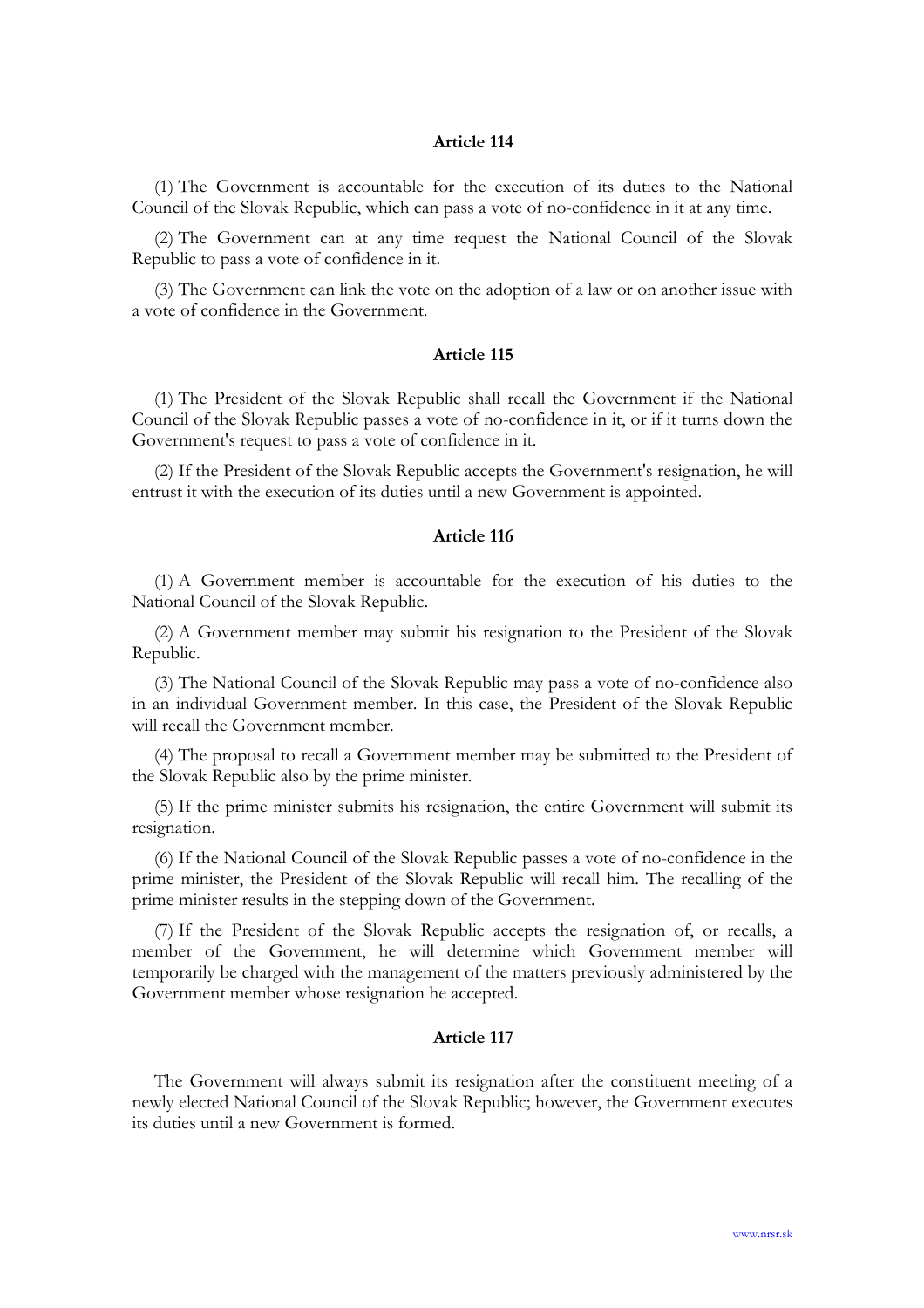**Article 114**

(1) The Government is accountable for the execution of its duties to the National Council of the Slovak Republic, which can pass a vote of no-confidence in it at any time.

(2) The Government can at any time request the National Council of the Slovak Republic to pass a vote of confidence in it.

(3) The Government can link the vote on the adoption of a law or on another issue with a vote of confidence in the Government.

**Article 115**

(1) The President of the Slovak Republic shall recall the Government if the National Council of the Slovak Republic passes a vote of no-confidence in it, or if it turns down the Government's request to pass a vote of confidence in it.

(2) If the President of the Slovak Republic accepts the Government's resignation, he will entrust it with the execution of its duties until a new Government is appointed.

**Article 116**

(1) A Government member is accountable for the execution of his duties to the National Council of the Slovak Republic.

(2) A Government member may submit his resignation to the President of the Slovak Republic.

(3) The National Council of the Slovak Republic may pass a vote of no-confidence also in an individual Government member. In this case, the President of the Slovak Republic will recall the Government member.

(4) The proposal to recall a Government member may be submitted to the President of the Slovak Republic also by the prime minister.

(5) If the prime minister submits his resignation, the entire Government will submit its resignation.

(6) If the National Council of the Slovak Republic passes a vote of no-confidence in the prime minister, the President of the Slovak Republic will recall him. The recalling of the prime minister results in the stepping down of the Government.

(7) If the President of the Slovak Republic accepts the resignation of, or recalls, a member of the Government, he will determine which Government member will temporarily be charged with the management of the matters previously administered by the Government member whose resignation he accepted.

**Article 117**

The Government will always submit its resignation after the constituent meeting of a newly elected National Council of the Slovak Republic; however, the Government executes its duties until a new Government is formed.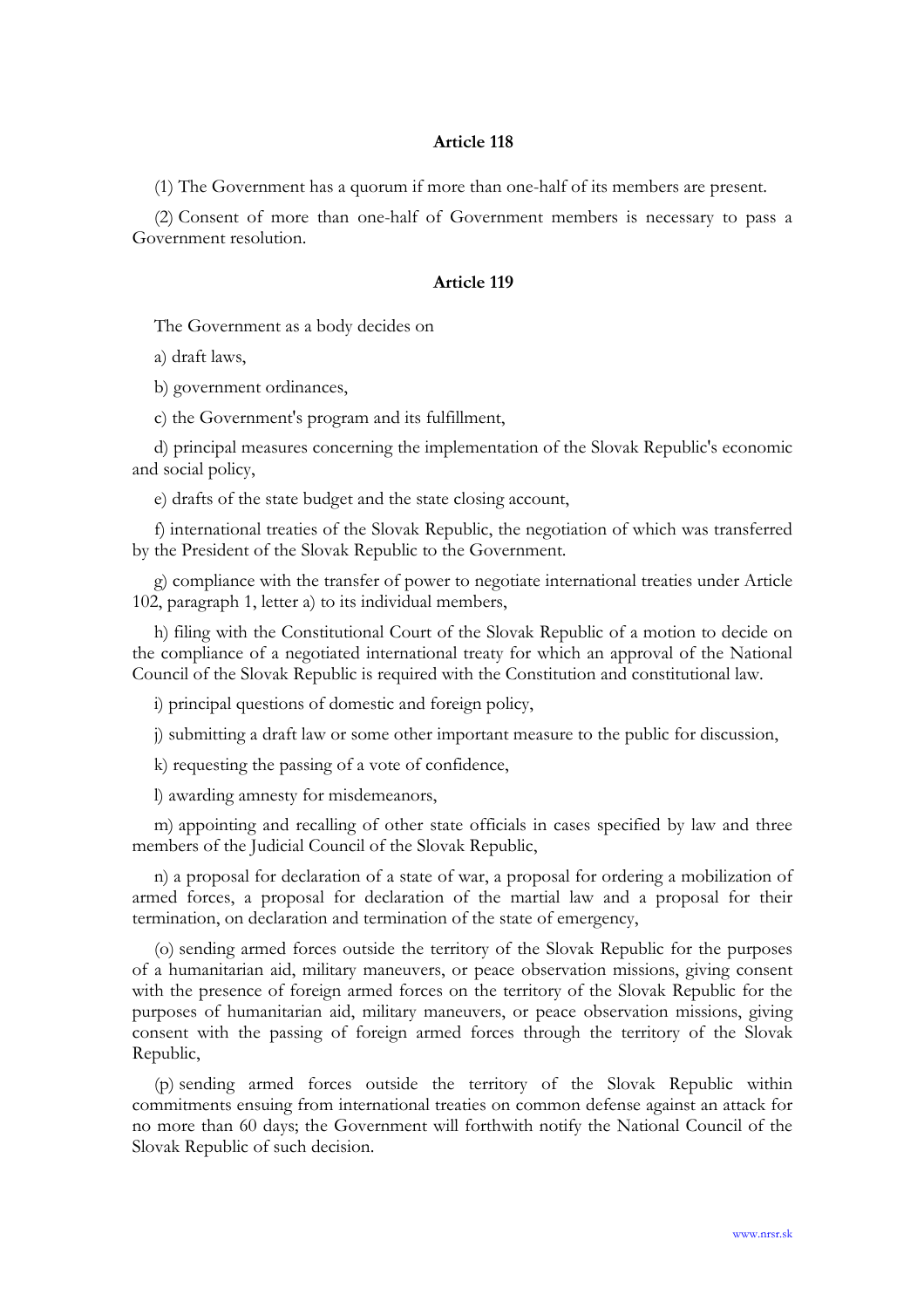### Article 118

(1) The Government has a quorum if more than one-half of its members are present.

(2) Consent of more than one-half of Government members is necessary to pass a Government resolution.

### Article 119

The Government as a body decides on

a) draft laws,

b) government ordinances,

c) the Government's program and its fulfillment,

d) principal measures concerning the implementation of the Slovak Republic's economic and social policy,

e) drafts of the state budget and the state closing account,

f) international treaties of the Slovak Republic, the negotiation of which was transferred by the President of the Slovak Republic to the Government.

g) compliance with the transfer of power to negotiate international treaties under Article 102, paragraph 1, letter a) to its individual members,

h) filing with the Constitutional Court of the Slovak Republic of a motion to decide on the compliance of a negotiated international treaty for which an approval of the National Council of the Slovak Republic is required with the Constitution and constitutional law.

i) principal questions of domestic and foreign policy,

j) submitting a draft law or some other important measure to the public for discussion,

k) requesting the passing of a vote of confidence,

l) awarding amnesty for misdemeanors,

m) appointing and recalling of other state officials in cases specified by law and three members of the Judicial Council of the Slovak Republic,

n) a proposal for declaration of a state of war, a proposal for ordering a mobilization of armed forces, a proposal for declaration of the martial law and a proposal for their termination, on declaration and termination of the state of emergency,

(o) sending armed forces outside the territory of the Slovak Republic for the purposes of a humanitarian aid, military maneuvers, or peace observation missions, giving consent with the presence of foreign armed forces on the territory of the Slovak Republic for the purposes of humanitarian aid, military maneuvers, or peace observation missions, giving consent with the passing of foreign armed forces through the territory of the Slovak Republic,

(p) sending armed forces outside the territory of the Slovak Republic within commitments ensuing from international treaties on common defense against an attack for no more than 60 days; the Government will forthwith notify the National Council of the Slovak Republic of such decision.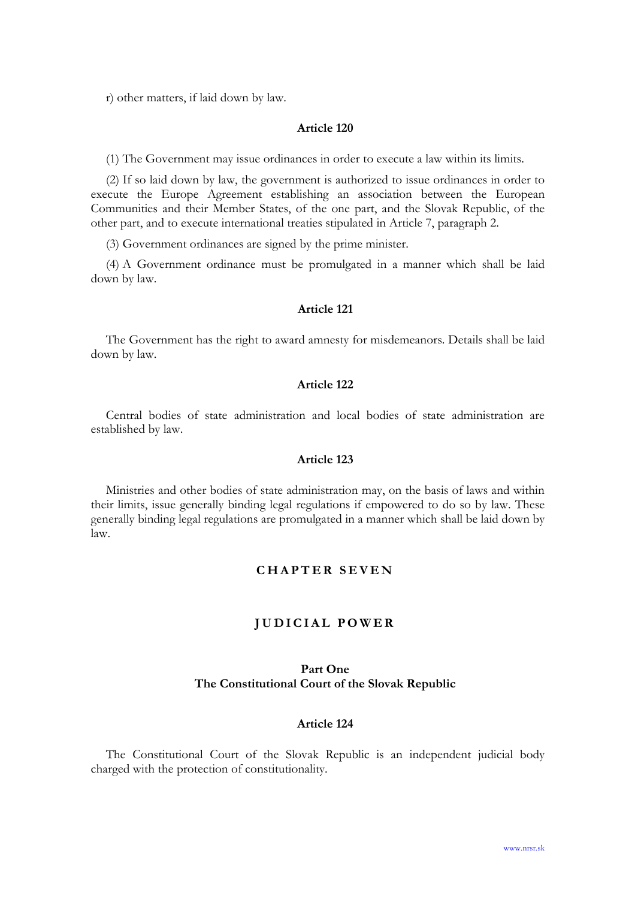r) other matters, if laid down by law.

### Article 120

(1) The Government may issue ordinances in order to execute a law within its limits.

(2) If so laid down by law, the government is authorized to issue ordinances in order to execute the Europe Agreement establishing an association between the European Communities and their Member States, of the one part, and the Slovak Republic, of the other part, and to execute international treaties stipulated in Article 7, paragraph 2.

(3) Government ordinances are signed by the prime minister.

(4) A Government ordinance must be promulgated in a manner which shall be laid down by law.

### Article 121

The Government has the right to award amnesty for misdemeanors. Details shall be laid down by law.

### Article 122

Central bodies of state administration and local bodies of state administration are established by law.

### Article 123

Ministries and other bodies of state administration may, on the basis of laws and within their limits, issue generally binding legal regulations if empowered to do so by law. These generally binding legal regulations are promulgated in a manner which shall be laid down by law.

# CHAPTER SEVEN

# JUDICIAL POWER

## Part One
## The Constitutional Court of the Slovak Republic

### Article 124

The Constitutional Court of the Slovak Republic is an independent judicial body charged with the protection of constitutionality.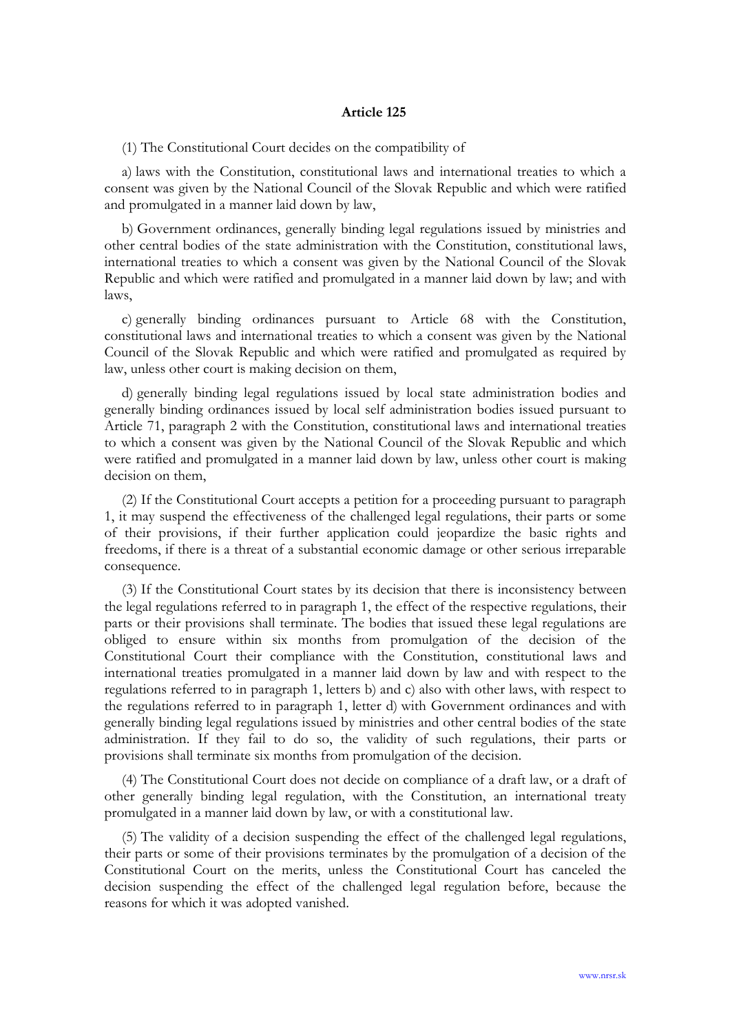**Article 125**

(1) The Constitutional Court decides on the compatibility of

a) laws with the Constitution, constitutional laws and international treaties to which a consent was given by the National Council of the Slovak Republic and which were ratified and promulgated in a manner laid down by law,

b) Government ordinances, generally binding legal regulations issued by ministries and other central bodies of the state administration with the Constitution, constitutional laws, international treaties to which a consent was given by the National Council of the Slovak Republic and which were ratified and promulgated in a manner laid down by law; and with laws,

c) generally binding ordinances pursuant to Article 68 with the Constitution, constitutional laws and international treaties to which a consent was given by the National Council of the Slovak Republic and which were ratified and promulgated as required by law, unless other court is making decision on them,

d) generally binding legal regulations issued by local state administration bodies and generally binding ordinances issued by local self administration bodies issued pursuant to Article 71, paragraph 2 with the Constitution, constitutional laws and international treaties to which a consent was given by the National Council of the Slovak Republic and which were ratified and promulgated in a manner laid down by law, unless other court is making decision on them,

(2) If the Constitutional Court accepts a petition for a proceeding pursuant to paragraph 1, it may suspend the effectiveness of the challenged legal regulations, their parts or some of their provisions, if their further application could jeopardize the basic rights and freedoms, if there is a threat of a substantial economic damage or other serious irreparable consequence.

(3) If the Constitutional Court states by its decision that there is inconsistency between the legal regulations referred to in paragraph 1, the effect of the respective regulations, their parts or their provisions shall terminate. The bodies that issued these legal regulations are obliged to ensure within six months from promulgation of the decision of the Constitutional Court their compliance with the Constitution, constitutional laws and international treaties promulgated in a manner laid down by law and with respect to the regulations referred to in paragraph 1, letters b) and c) also with other laws, with respect to the regulations referred to in paragraph 1, letter d) with Government ordinances and with generally binding legal regulations issued by ministries and other central bodies of the state administration. If they fail to do so, the validity of such regulations, their parts or provisions shall terminate six months from promulgation of the decision.

(4) The Constitutional Court does not decide on compliance of a draft law, or a draft of other generally binding legal regulation, with the Constitution, an international treaty promulgated in a manner laid down by law, or with a constitutional law.

(5) The validity of a decision suspending the effect of the challenged legal regulations, their parts or some of their provisions terminates by the promulgation of a decision of the Constitutional Court on the merits, unless the Constitutional Court has canceled the decision suspending the effect of the challenged legal regulation before, because the reasons for which it was adopted vanished.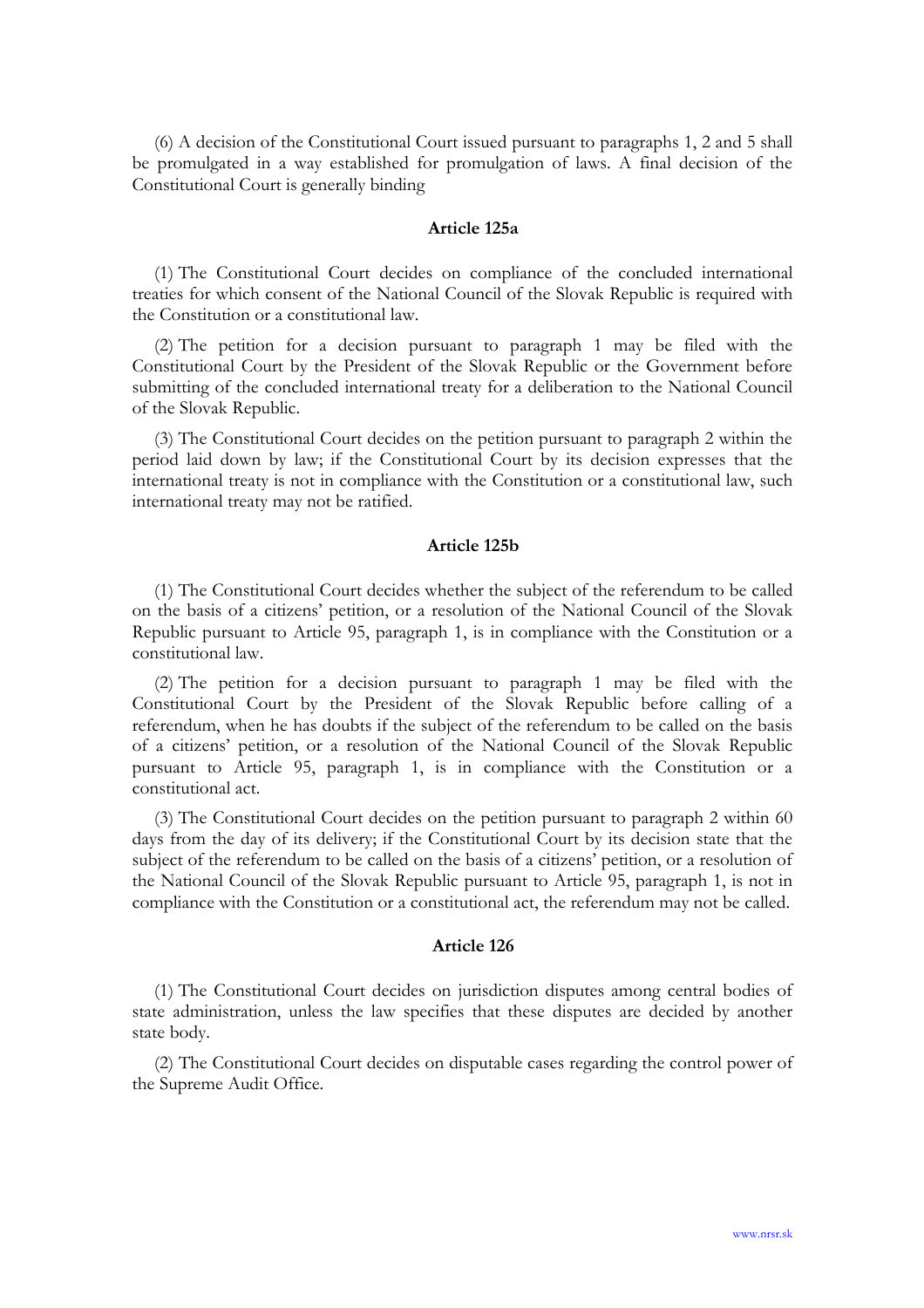(6) A decision of the Constitutional Court issued pursuant to paragraphs 1, 2 and 5 shall be promulgated in a way established for promulgation of laws. A final decision of the Constitutional Court is generally binding

#### Article 125a

(1) The Constitutional Court decides on compliance of the concluded international treaties for which consent of the National Council of the Slovak Republic is required with the Constitution or a constitutional law.

(2) The petition for a decision pursuant to paragraph 1 may be filed with the Constitutional Court by the President of the Slovak Republic or the Government before submitting of the concluded international treaty for a deliberation to the National Council of the Slovak Republic.

(3) The Constitutional Court decides on the petition pursuant to paragraph 2 within the period laid down by law; if the Constitutional Court by its decision expresses that the international treaty is not in compliance with the Constitution or a constitutional law, such international treaty may not be ratified.

#### Article 125b

(1) The Constitutional Court decides whether the subject of the referendum to be called on the basis of a citizens' petition, or a resolution of the National Council of the Slovak Republic pursuant to Article 95, paragraph 1, is in compliance with the Constitution or a constitutional law.

(2) The petition for a decision pursuant to paragraph 1 may be filed with the Constitutional Court by the President of the Slovak Republic before calling of a referendum, when he has doubts if the subject of the referendum to be called on the basis of a citizens' petition, or a resolution of the National Council of the Slovak Republic pursuant to Article 95, paragraph 1, is in compliance with the Constitution or a constitutional act.

(3) The Constitutional Court decides on the petition pursuant to paragraph 2 within 60 days from the day of its delivery; if the Constitutional Court by its decision state that the subject of the referendum to be called on the basis of a citizens' petition, or a resolution of the National Council of the Slovak Republic pursuant to Article 95, paragraph 1, is not in compliance with the Constitution or a constitutional act, the referendum may not be called.

#### Article 126

(1) The Constitutional Court decides on jurisdiction disputes among central bodies of state administration, unless the law specifies that these disputes are decided by another state body.

(2) The Constitutional Court decides on disputable cases regarding the control power of the Supreme Audit Office.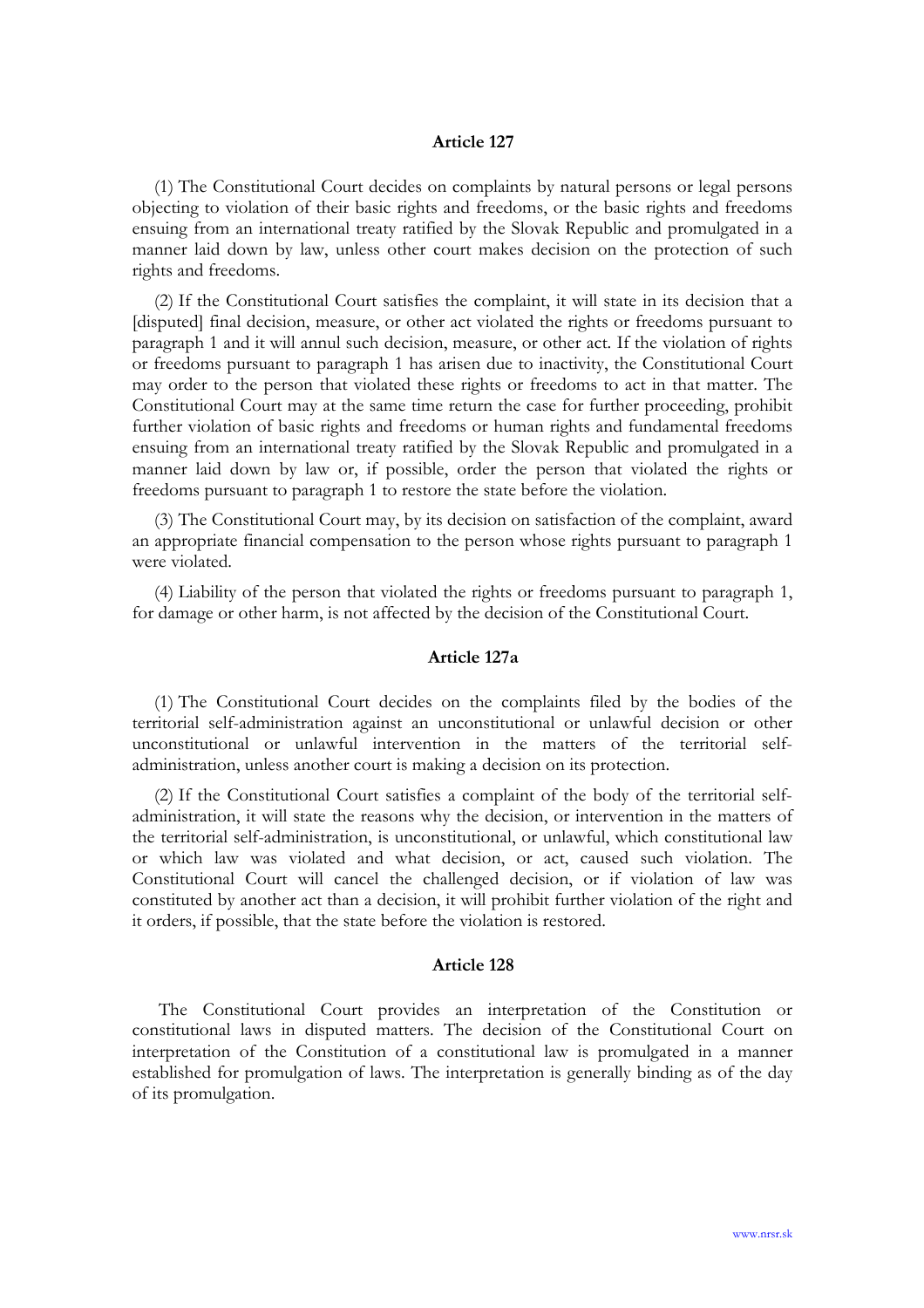### Article 127

(1) The Constitutional Court decides on complaints by natural persons or legal persons objecting to violation of their basic rights and freedoms, or the basic rights and freedoms ensuing from an international treaty ratified by the Slovak Republic and promulgated in a manner laid down by law, unless other court makes decision on the protection of such rights and freedoms.

(2) If the Constitutional Court satisfies the complaint, it will state in its decision that a [disputed] final decision, measure, or other act violated the rights or freedoms pursuant to paragraph 1 and it will annul such decision, measure, or other act. If the violation of rights or freedoms pursuant to paragraph 1 has arisen due to inactivity, the Constitutional Court may order to the person that violated these rights or freedoms to act in that matter. The Constitutional Court may at the same time return the case for further proceeding, prohibit further violation of basic rights and freedoms or human rights and fundamental freedoms ensuing from an international treaty ratified by the Slovak Republic and promulgated in a manner laid down by law or, if possible, order the person that violated the rights or freedoms pursuant to paragraph 1 to restore the state before the violation.

(3) The Constitutional Court may, by its decision on satisfaction of the complaint, award an appropriate financial compensation to the person whose rights pursuant to paragraph 1 were violated.

(4) Liability of the person that violated the rights or freedoms pursuant to paragraph 1, for damage or other harm, is not affected by the decision of the Constitutional Court.

### Article 127a

(1) The Constitutional Court decides on the complaints filed by the bodies of the territorial self-administration against an unconstitutional or unlawful decision or other unconstitutional or unlawful intervention in the matters of the territorial self-administration, unless another court is making a decision on its protection.

(2) If the Constitutional Court satisfies a complaint of the body of the territorial self-administration, it will state the reasons why the decision, or intervention in the matters of the territorial self-administration, is unconstitutional, or unlawful, which constitutional law or which law was violated and what decision, or act, caused such violation. The Constitutional Court will cancel the challenged decision, or if violation of law was constituted by another act than a decision, it will prohibit further violation of the right and it orders, if possible, that the state before the violation is restored.

### Article 128

The Constitutional Court provides an interpretation of the Constitution or constitutional laws in disputed matters. The decision of the Constitutional Court on interpretation of the Constitution of a constitutional law is promulgated in a manner established for promulgation of laws. The interpretation is generally binding as of the day of its promulgation.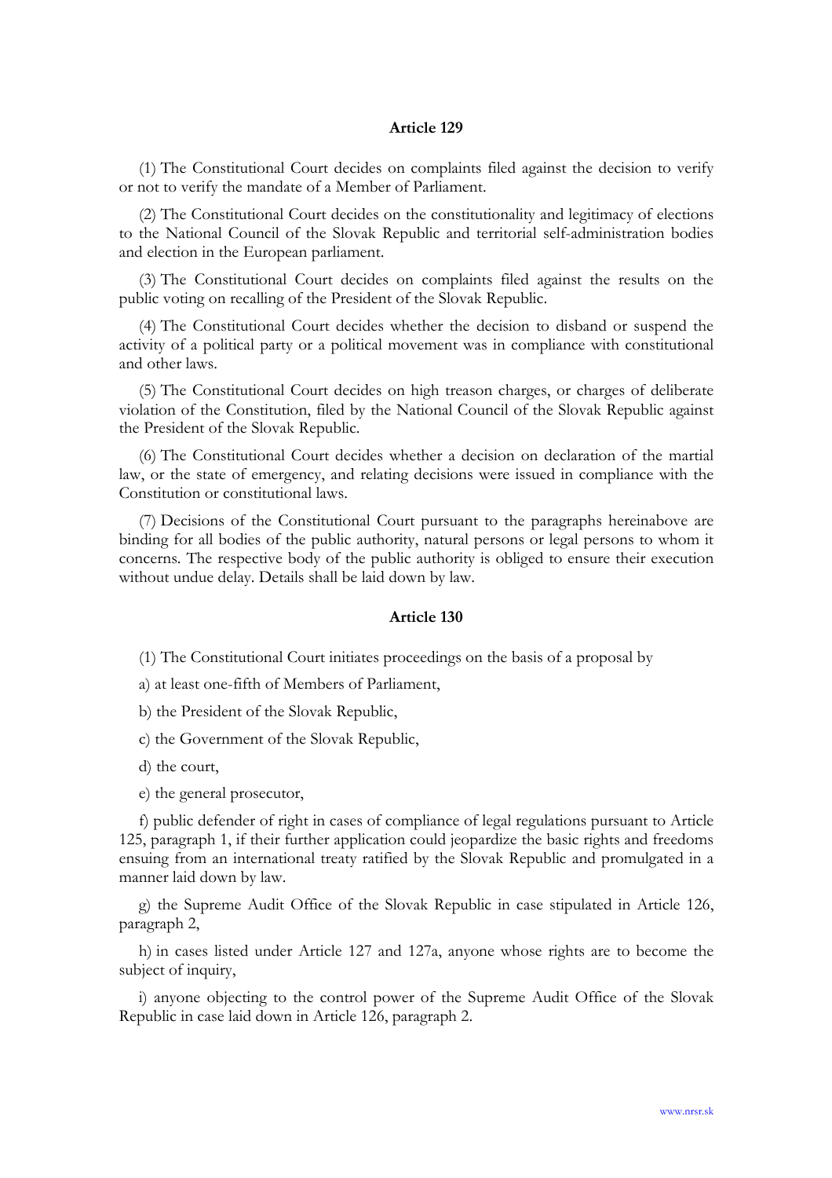**Article 129**

(1) The Constitutional Court decides on complaints filed against the decision to verify or not to verify the mandate of a Member of Parliament.

(2) The Constitutional Court decides on the constitutionality and legitimacy of elections to the National Council of the Slovak Republic and territorial self-administration bodies and election in the European parliament.

(3) The Constitutional Court decides on complaints filed against the results on the public voting on recalling of the President of the Slovak Republic.

(4) The Constitutional Court decides whether the decision to disband or suspend the activity of a political party or a political movement was in compliance with constitutional and other laws.

(5) The Constitutional Court decides on high treason charges, or charges of deliberate violation of the Constitution, filed by the National Council of the Slovak Republic against the President of the Slovak Republic.

(6) The Constitutional Court decides whether a decision on declaration of the martial law, or the state of emergency, and relating decisions were issued in compliance with the Constitution or constitutional laws.

(7) Decisions of the Constitutional Court pursuant to the paragraphs hereinabove are binding for all bodies of the public authority, natural persons or legal persons to whom it concerns. The respective body of the public authority is obliged to ensure their execution without undue delay. Details shall be laid down by law.

**Article 130**

(1) The Constitutional Court initiates proceedings on the basis of a proposal by

a) at least one-fifth of Members of Parliament,

b) the President of the Slovak Republic,

c) the Government of the Slovak Republic,

d) the court,

e) the general prosecutor,

f) public defender of right in cases of compliance of legal regulations pursuant to Article 125, paragraph 1, if their further application could jeopardize the basic rights and freedoms ensuing from an international treaty ratified by the Slovak Republic and promulgated in a manner laid down by law.

g) the Supreme Audit Office of the Slovak Republic in case stipulated in Article 126, paragraph 2,

h) in cases listed under Article 127 and 127a, anyone whose rights are to become the subject of inquiry,

i) anyone objecting to the control power of the Supreme Audit Office of the Slovak Republic in case laid down in Article 126, paragraph 2.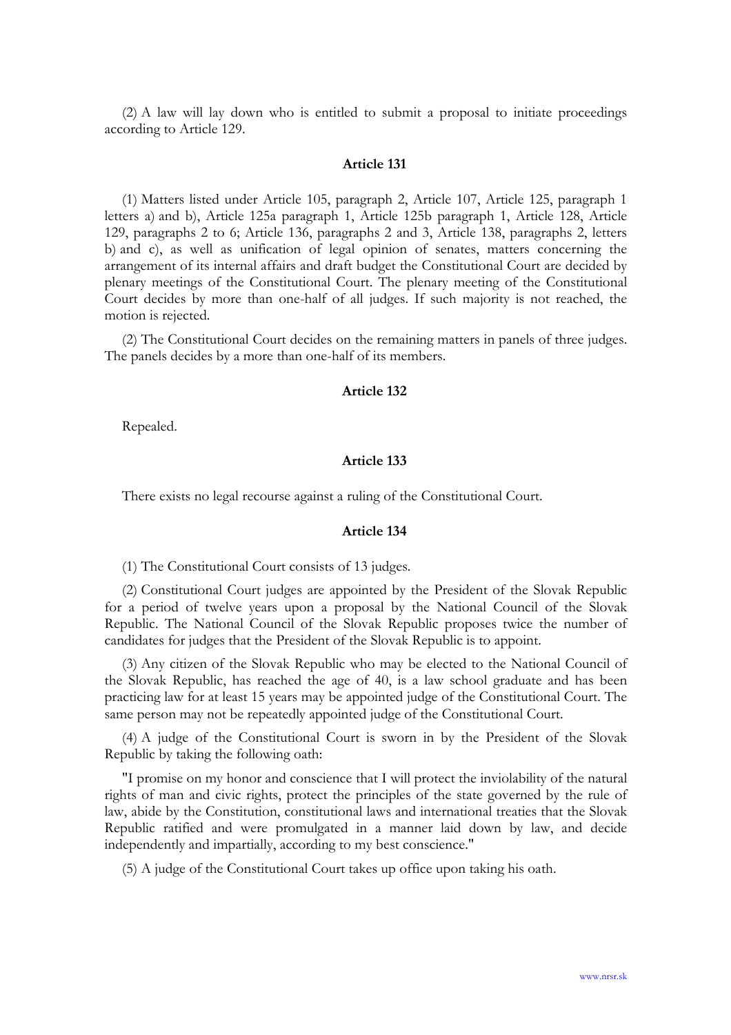(2) A law will lay down who is entitled to submit a proposal to initiate proceedings according to Article 129.

### Article 131

(1) Matters listed under Article 105, paragraph 2, Article 107, Article 125, paragraph 1 letters a) and b), Article 125a paragraph 1, Article 125b paragraph 1, Article 128, Article 129, paragraphs 2 to 6; Article 136, paragraphs 2 and 3, Article 138, paragraphs 2, letters b) and c), as well as unification of legal opinion of senates, matters concerning the arrangement of its internal affairs and draft budget the Constitutional Court are decided by plenary meetings of the Constitutional Court. The plenary meeting of the Constitutional Court decides by more than one-half of all judges. If such majority is not reached, the motion is rejected.

(2) The Constitutional Court decides on the remaining matters in panels of three judges. The panels decides by a more than one-half of its members.

### Article 132

Repealed.

### Article 133

There exists no legal recourse against a ruling of the Constitutional Court.

### Article 134

(1) The Constitutional Court consists of 13 judges.

(2) Constitutional Court judges are appointed by the President of the Slovak Republic for a period of twelve years upon a proposal by the National Council of the Slovak Republic. The National Council of the Slovak Republic proposes twice the number of candidates for judges that the President of the Slovak Republic is to appoint.

(3) Any citizen of the Slovak Republic who may be elected to the National Council of the Slovak Republic, has reached the age of 40, is a law school graduate and has been practicing law for at least 15 years may be appointed judge of the Constitutional Court. The same person may not be repeatedly appointed judge of the Constitutional Court.

(4) A judge of the Constitutional Court is sworn in by the President of the Slovak Republic by taking the following oath:

"I promise on my honor and conscience that I will protect the inviolability of the natural rights of man and civic rights, protect the principles of the state governed by the rule of law, abide by the Constitution, constitutional laws and international treaties that the Slovak Republic ratified and were promulgated in a manner laid down by law, and decide independently and impartially, according to my best conscience."

(5) A judge of the Constitutional Court takes up office upon taking his oath.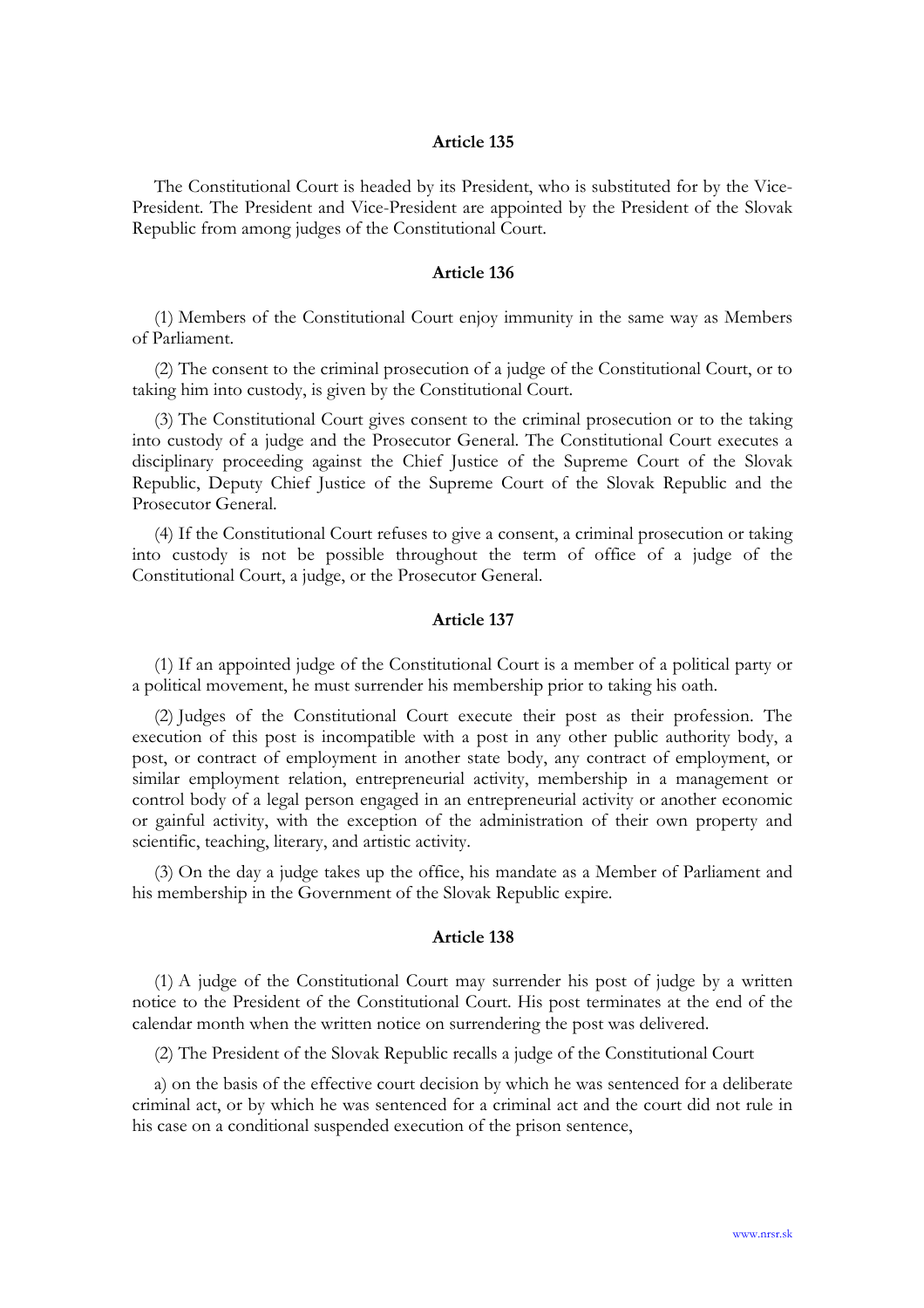#### Article 135

The Constitutional Court is headed by its President, who is substituted for by the Vice-President. The President and Vice-President are appointed by the President of the Slovak Republic from among judges of the Constitutional Court.

#### Article 136

(1) Members of the Constitutional Court enjoy immunity in the same way as Members of Parliament.

(2) The consent to the criminal prosecution of a judge of the Constitutional Court, or to taking him into custody, is given by the Constitutional Court.

(3) The Constitutional Court gives consent to the criminal prosecution or to the taking into custody of a judge and the Prosecutor General. The Constitutional Court executes a disciplinary proceeding against the Chief Justice of the Supreme Court of the Slovak Republic, Deputy Chief Justice of the Supreme Court of the Slovak Republic and the Prosecutor General.

(4) If the Constitutional Court refuses to give a consent, a criminal prosecution or taking into custody is not be possible throughout the term of office of a judge of the Constitutional Court, a judge, or the Prosecutor General.

#### Article 137

(1) If an appointed judge of the Constitutional Court is a member of a political party or a political movement, he must surrender his membership prior to taking his oath.

(2) Judges of the Constitutional Court execute their post as their profession. The execution of this post is incompatible with a post in any other public authority body, a post, or contract of employment in another state body, any contract of employment, or similar employment relation, entrepreneurial activity, membership in a management or control body of a legal person engaged in an entrepreneurial activity or another economic or gainful activity, with the exception of the administration of their own property and scientific, teaching, literary, and artistic activity.

(3) On the day a judge takes up the office, his mandate as a Member of Parliament and his membership in the Government of the Slovak Republic expire.

#### Article 138

(1) A judge of the Constitutional Court may surrender his post of judge by a written notice to the President of the Constitutional Court. His post terminates at the end of the calendar month when the written notice on surrendering the post was delivered.

(2) The President of the Slovak Republic recalls a judge of the Constitutional Court

a) on the basis of the effective court decision by which he was sentenced for a deliberate criminal act, or by which he was sentenced for a criminal act and the court did not rule in his case on a conditional suspended execution of the prison sentence,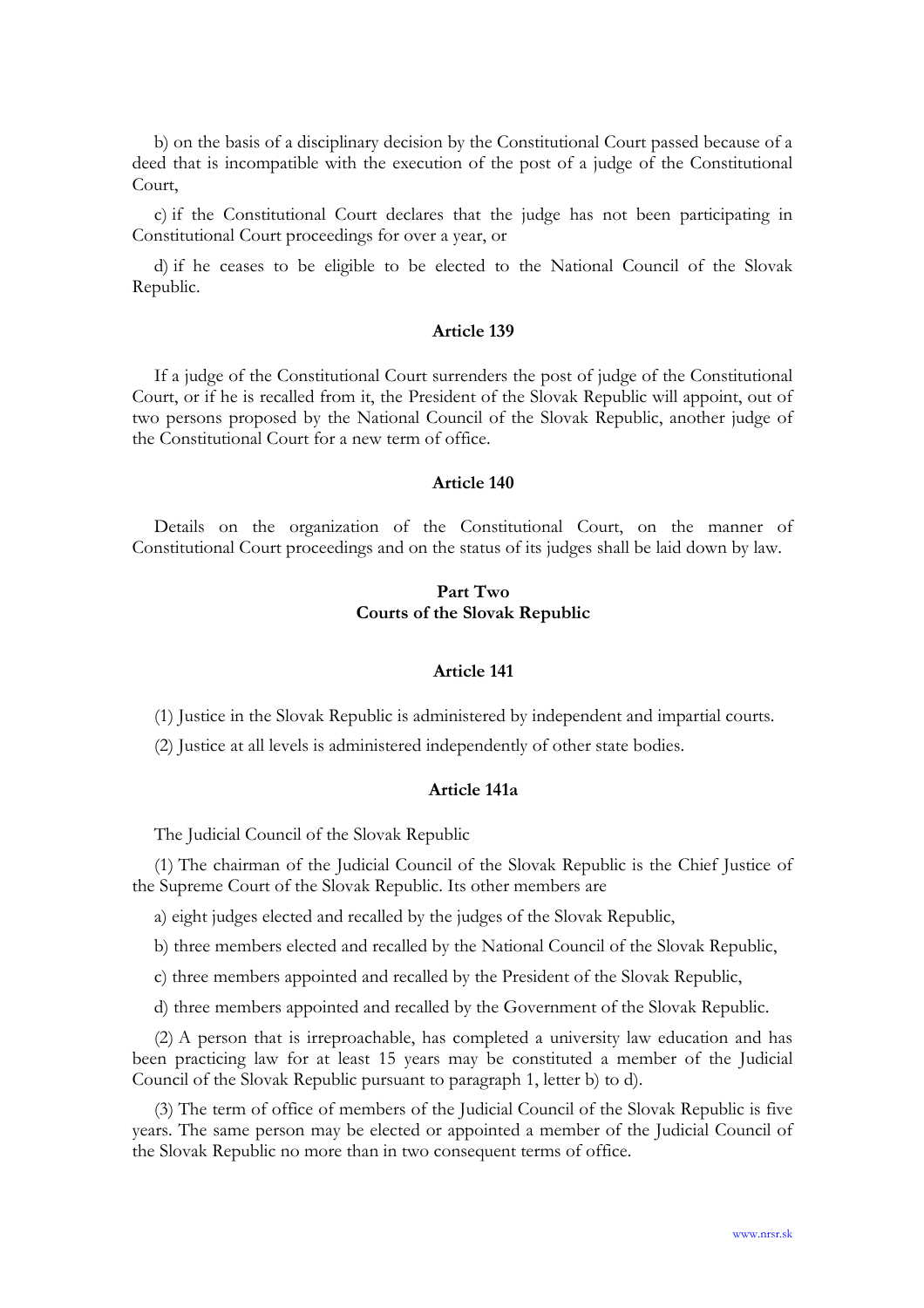b) on the basis of a disciplinary decision by the Constitutional Court passed because of a deed that is incompatible with the execution of the post of a judge of the Constitutional Court,

c) if the Constitutional Court declares that the judge has not been participating in Constitutional Court proceedings for over a year, or

d) if he ceases to be eligible to be elected to the National Council of the Slovak Republic.

### Article 139

If a judge of the Constitutional Court surrenders the post of judge of the Constitutional Court, or if he is recalled from it, the President of the Slovak Republic will appoint, out of two persons proposed by the National Council of the Slovak Republic, another judge of the Constitutional Court for a new term of office.

### Article 140

Details on the organization of the Constitutional Court, on the manner of Constitutional Court proceedings and on the status of its judges shall be laid down by law.

## Part Two
## Courts of the Slovak Republic

### Article 141

(1) Justice in the Slovak Republic is administered by independent and impartial courts.

(2) Justice at all levels is administered independently of other state bodies.

### Article 141a

The Judicial Council of the Slovak Republic

(1) The chairman of the Judicial Council of the Slovak Republic is the Chief Justice of the Supreme Court of the Slovak Republic. Its other members are

a) eight judges elected and recalled by the judges of the Slovak Republic,

b) three members elected and recalled by the National Council of the Slovak Republic,

c) three members appointed and recalled by the President of the Slovak Republic,

d) three members appointed and recalled by the Government of the Slovak Republic.

(2) A person that is irreproachable, has completed a university law education and has been practicing law for at least 15 years may be constituted a member of the Judicial Council of the Slovak Republic pursuant to paragraph 1, letter b) to d).

(3) The term of office of members of the Judicial Council of the Slovak Republic is five years. The same person may be elected or appointed a member of the Judicial Council of the Slovak Republic no more than in two consequent terms of office.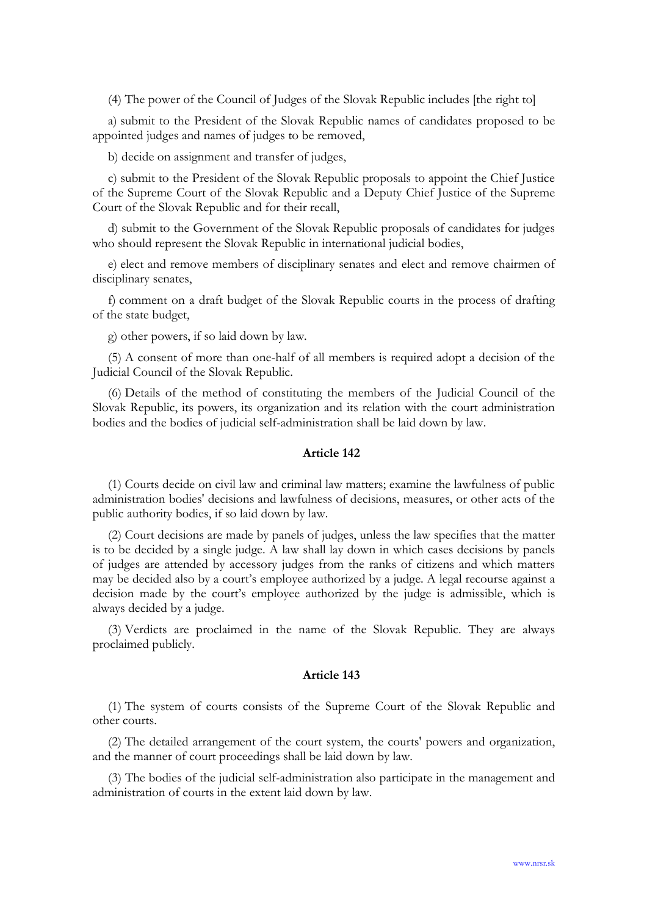(4) The power of the Council of Judges of the Slovak Republic includes [the right to]

a) submit to the President of the Slovak Republic names of candidates proposed to be appointed judges and names of judges to be removed,

b) decide on assignment and transfer of judges,

c) submit to the President of the Slovak Republic proposals to appoint the Chief Justice of the Supreme Court of the Slovak Republic and a Deputy Chief Justice of the Supreme Court of the Slovak Republic and for their recall,

d) submit to the Government of the Slovak Republic proposals of candidates for judges who should represent the Slovak Republic in international judicial bodies,

e) elect and remove members of disciplinary senates and elect and remove chairmen of disciplinary senates,

f) comment on a draft budget of the Slovak Republic courts in the process of drafting of the state budget,

g) other powers, if so laid down by law.

(5) A consent of more than one-half of all members is required adopt a decision of the Judicial Council of the Slovak Republic.

(6) Details of the method of constituting the members of the Judicial Council of the Slovak Republic, its powers, its organization and its relation with the court administration bodies and the bodies of judicial self-administration shall be laid down by law.

### Article 142

(1) Courts decide on civil law and criminal law matters; examine the lawfulness of public administration bodies' decisions and lawfulness of decisions, measures, or other acts of the public authority bodies, if so laid down by law.

(2) Court decisions are made by panels of judges, unless the law specifies that the matter is to be decided by a single judge. A law shall lay down in which cases decisions by panels of judges are attended by accessory judges from the ranks of citizens and which matters may be decided also by a court's employee authorized by a judge. A legal recourse against a decision made by the court's employee authorized by the judge is admissible, which is always decided by a judge.

(3) Verdicts are proclaimed in the name of the Slovak Republic. They are always proclaimed publicly.

### Article 143

(1) The system of courts consists of the Supreme Court of the Slovak Republic and other courts.

(2) The detailed arrangement of the court system, the courts' powers and organization, and the manner of court proceedings shall be laid down by law.

(3) The bodies of the judicial self-administration also participate in the management and administration of courts in the extent laid down by law.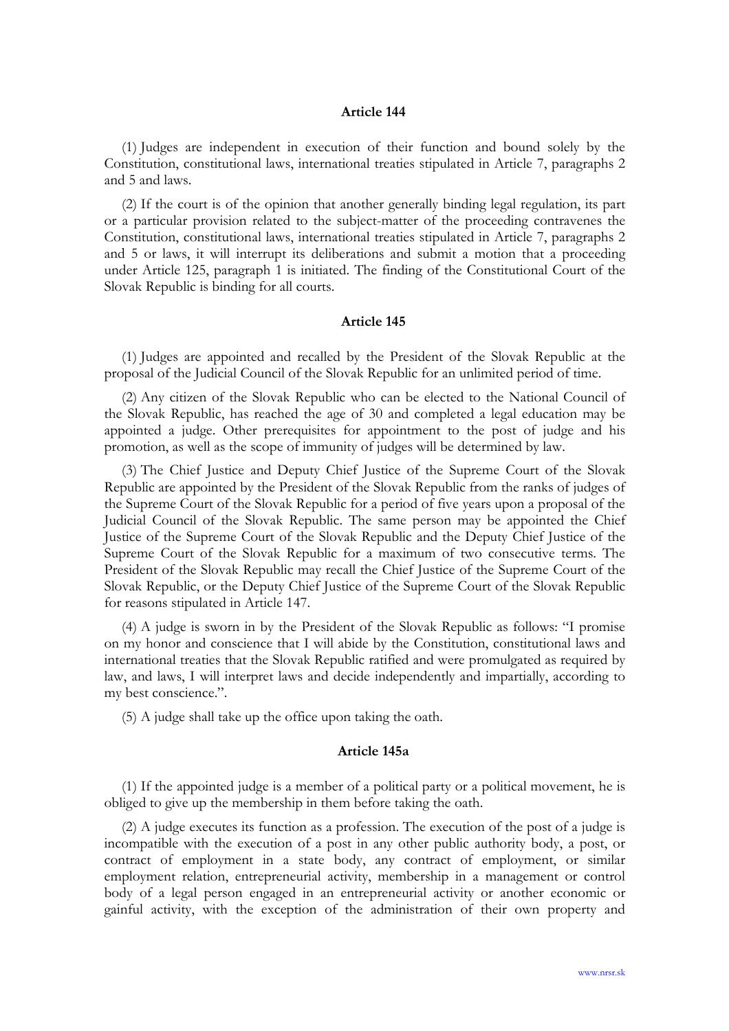### Article 144

(1) Judges are independent in execution of their function and bound solely by the Constitution, constitutional laws, international treaties stipulated in Article 7, paragraphs 2 and 5 and laws.

(2) If the court is of the opinion that another generally binding legal regulation, its part or a particular provision related to the subject-matter of the proceeding contravenes the Constitution, constitutional laws, international treaties stipulated in Article 7, paragraphs 2 and 5 or laws, it will interrupt its deliberations and submit a motion that a proceeding under Article 125, paragraph 1 is initiated. The finding of the Constitutional Court of the Slovak Republic is binding for all courts.

### Article 145

(1) Judges are appointed and recalled by the President of the Slovak Republic at the proposal of the Judicial Council of the Slovak Republic for an unlimited period of time.

(2) Any citizen of the Slovak Republic who can be elected to the National Council of the Slovak Republic, has reached the age of 30 and completed a legal education may be appointed a judge. Other prerequisites for appointment to the post of judge and his promotion, as well as the scope of immunity of judges will be determined by law.

(3) The Chief Justice and Deputy Chief Justice of the Supreme Court of the Slovak Republic are appointed by the President of the Slovak Republic from the ranks of judges of the Supreme Court of the Slovak Republic for a period of five years upon a proposal of the Judicial Council of the Slovak Republic. The same person may be appointed the Chief Justice of the Supreme Court of the Slovak Republic and the Deputy Chief Justice of the Supreme Court of the Slovak Republic for a maximum of two consecutive terms. The President of the Slovak Republic may recall the Chief Justice of the Supreme Court of the Slovak Republic, or the Deputy Chief Justice of the Supreme Court of the Slovak Republic for reasons stipulated in Article 147.

(4) A judge is sworn in by the President of the Slovak Republic as follows: "I promise on my honor and conscience that I will abide by the Constitution, constitutional laws and international treaties that the Slovak Republic ratified and were promulgated as required by law, and laws, I will interpret laws and decide independently and impartially, according to my best conscience.".

(5) A judge shall take up the office upon taking the oath.

### Article 145a

(1) If the appointed judge is a member of a political party or a political movement, he is obliged to give up the membership in them before taking the oath.

(2) A judge executes its function as a profession. The execution of the post of a judge is incompatible with the execution of a post in any other public authority body, a post, or contract of employment in a state body, any contract of employment, or similar employment relation, entrepreneurial activity, membership in a management or control body of a legal person engaged in an entrepreneurial activity or another economic or gainful activity, with the exception of the administration of their own property and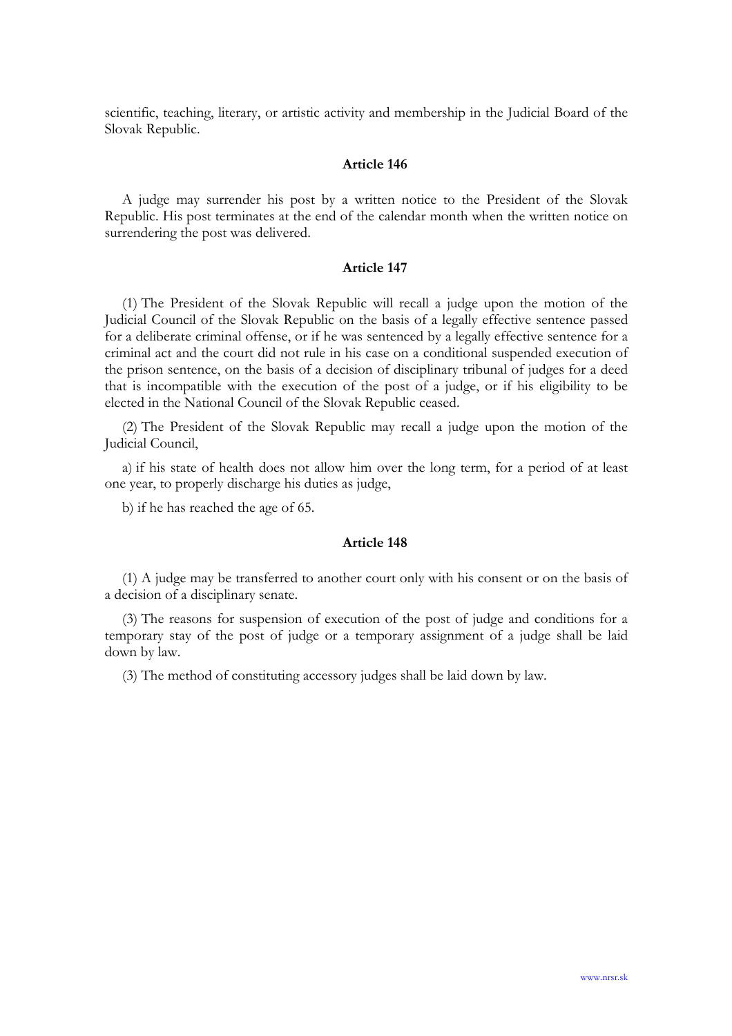scientific, teaching, literary, or artistic activity and membership in the Judicial Board of the Slovak Republic.

### Article 146

A judge may surrender his post by a written notice to the President of the Slovak Republic. His post terminates at the end of the calendar month when the written notice on surrendering the post was delivered.

### Article 147

(1) The President of the Slovak Republic will recall a judge upon the motion of the Judicial Council of the Slovak Republic on the basis of a legally effective sentence passed for a deliberate criminal offense, or if he was sentenced by a legally effective sentence for a criminal act and the court did not rule in his case on a conditional suspended execution of the prison sentence, on the basis of a decision of disciplinary tribunal of judges for a deed that is incompatible with the execution of the post of a judge, or if his eligibility to be elected in the National Council of the Slovak Republic ceased.

(2) The President of the Slovak Republic may recall a judge upon the motion of the Judicial Council,

a) if his state of health does not allow him over the long term, for a period of at least one year, to properly discharge his duties as judge,

b) if he has reached the age of 65.

### Article 148

(1) A judge may be transferred to another court only with his consent or on the basis of a decision of a disciplinary senate.

(3) The reasons for suspension of execution of the post of judge and conditions for a temporary stay of the post of judge or a temporary assignment of a judge shall be laid down by law.

(3) The method of constituting accessory judges shall be laid down by law.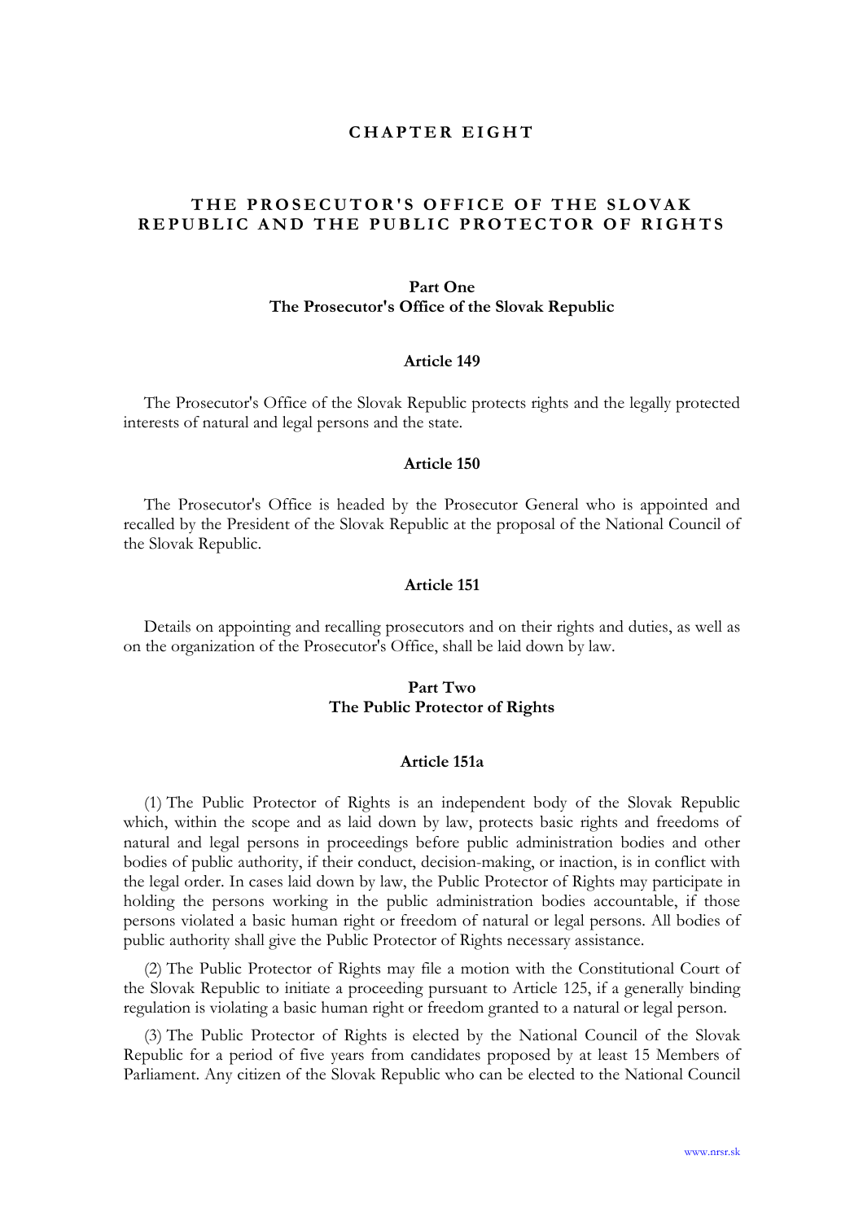# CHAPTER EIGHT

## THE PROSECUTOR'S OFFICE OF THE SLOVAK REPUBLIC AND THE PUBLIC PROTECTOR OF RIGHTS

### Part One
### The Prosecutor's Office of the Slovak Republic

#### Article 149

The Prosecutor's Office of the Slovak Republic protects rights and the legally protected interests of natural and legal persons and the state.

#### Article 150

The Prosecutor's Office is headed by the Prosecutor General who is appointed and recalled by the President of the Slovak Republic at the proposal of the National Council of the Slovak Republic.

#### Article 151

Details on appointing and recalling prosecutors and on their rights and duties, as well as on the organization of the Prosecutor's Office, shall be laid down by law.

### Part Two
### The Public Protector of Rights

#### Article 151a

(1) The Public Protector of Rights is an independent body of the Slovak Republic which, within the scope and as laid down by law, protects basic rights and freedoms of natural and legal persons in proceedings before public administration bodies and other bodies of public authority, if their conduct, decision-making, or inaction, is in conflict with the legal order. In cases laid down by law, the Public Protector of Rights may participate in holding the persons working in the public administration bodies accountable, if those persons violated a basic human right or freedom of natural or legal persons. All bodies of public authority shall give the Public Protector of Rights necessary assistance.

(2) The Public Protector of Rights may file a motion with the Constitutional Court of the Slovak Republic to initiate a proceeding pursuant to Article 125, if a generally binding regulation is violating a basic human right or freedom granted to a natural or legal person.

(3) The Public Protector of Rights is elected by the National Council of the Slovak Republic for a period of five years from candidates proposed by at least 15 Members of Parliament. Any citizen of the Slovak Republic who can be elected to the National Council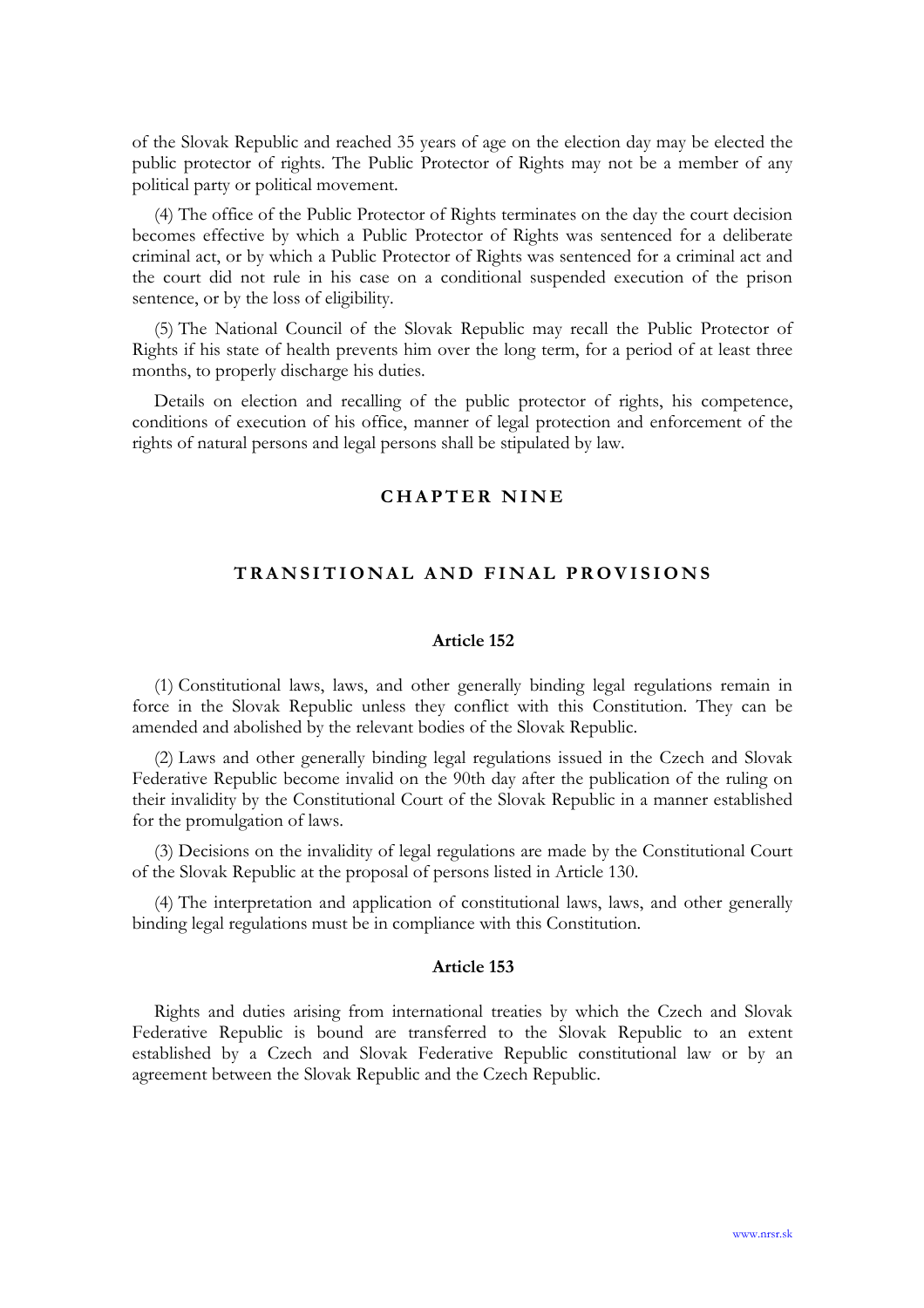of the Slovak Republic and reached 35 years of age on the election day may be elected the public protector of rights. The Public Protector of Rights may not be a member of any political party or political movement.

(4) The office of the Public Protector of Rights terminates on the day the court decision becomes effective by which a Public Protector of Rights was sentenced for a deliberate criminal act, or by which a Public Protector of Rights was sentenced for a criminal act and the court did not rule in his case on a conditional suspended execution of the prison sentence, or by the loss of eligibility.

(5) The National Council of the Slovak Republic may recall the Public Protector of Rights if his state of health prevents him over the long term, for a period of at least three months, to properly discharge his duties.

Details on election and recalling of the public protector of rights, his competence, conditions of execution of his office, manner of legal protection and enforcement of the rights of natural persons and legal persons shall be stipulated by law.

## CHAPTER NINE

## TRANSITIONAL AND FINAL PROVISIONS

### Article 152

(1) Constitutional laws, laws, and other generally binding legal regulations remain in force in the Slovak Republic unless they conflict with this Constitution. They can be amended and abolished by the relevant bodies of the Slovak Republic.

(2) Laws and other generally binding legal regulations issued in the Czech and Slovak Federative Republic become invalid on the 90th day after the publication of the ruling on their invalidity by the Constitutional Court of the Slovak Republic in a manner established for the promulgation of laws.

(3) Decisions on the invalidity of legal regulations are made by the Constitutional Court of the Slovak Republic at the proposal of persons listed in Article 130.

(4) The interpretation and application of constitutional laws, laws, and other generally binding legal regulations must be in compliance with this Constitution.

### Article 153

Rights and duties arising from international treaties by which the Czech and Slovak Federative Republic is bound are transferred to the Slovak Republic to an extent established by a Czech and Slovak Federative Republic constitutional law or by an agreement between the Slovak Republic and the Czech Republic.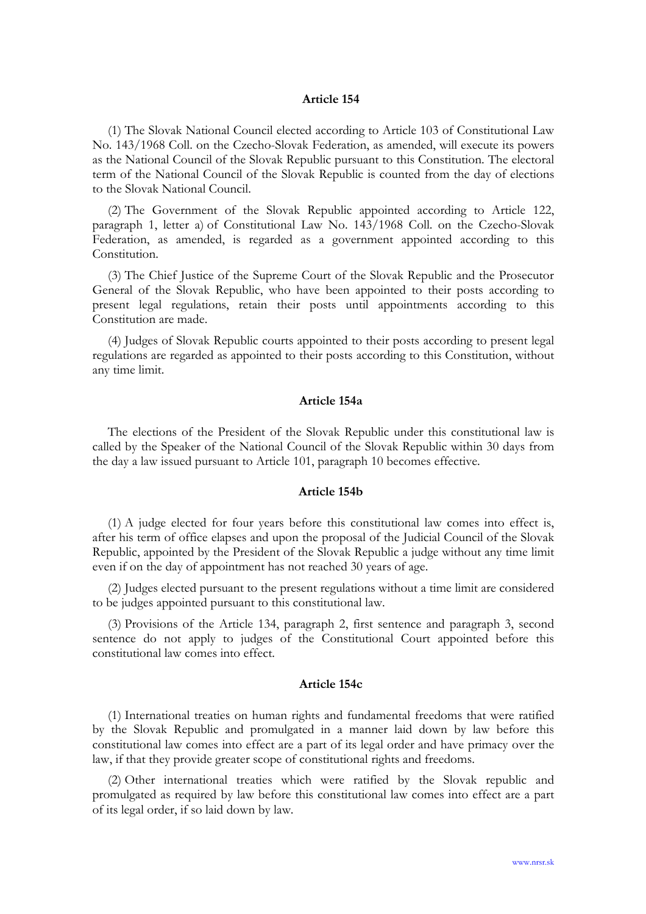### Article 154

(1) The Slovak National Council elected according to Article 103 of Constitutional Law No. 143/1968 Coll. on the Czecho-Slovak Federation, as amended, will execute its powers as the National Council of the Slovak Republic pursuant to this Constitution. The electoral term of the National Council of the Slovak Republic is counted from the day of elections to the Slovak National Council.

(2) The Government of the Slovak Republic appointed according to Article 122, paragraph 1, letter a) of Constitutional Law No. 143/1968 Coll. on the Czecho-Slovak Federation, as amended, is regarded as a government appointed according to this Constitution.

(3) The Chief Justice of the Supreme Court of the Slovak Republic and the Prosecutor General of the Slovak Republic, who have been appointed to their posts according to present legal regulations, retain their posts until appointments according to this Constitution are made.

(4) Judges of Slovak Republic courts appointed to their posts according to present legal regulations are regarded as appointed to their posts according to this Constitution, without any time limit.

### Article 154a

The elections of the President of the Slovak Republic under this constitutional law is called by the Speaker of the National Council of the Slovak Republic within 30 days from the day a law issued pursuant to Article 101, paragraph 10 becomes effective.

### Article 154b

(1) A judge elected for four years before this constitutional law comes into effect is, after his term of office elapses and upon the proposal of the Judicial Council of the Slovak Republic, appointed by the President of the Slovak Republic a judge without any time limit even if on the day of appointment has not reached 30 years of age.

(2) Judges elected pursuant to the present regulations without a time limit are considered to be judges appointed pursuant to this constitutional law.

(3) Provisions of the Article 134, paragraph 2, first sentence and paragraph 3, second sentence do not apply to judges of the Constitutional Court appointed before this constitutional law comes into effect.

### Article 154c

(1) International treaties on human rights and fundamental freedoms that were ratified by the Slovak Republic and promulgated in a manner laid down by law before this constitutional law comes into effect are a part of its legal order and have primacy over the law, if that they provide greater scope of constitutional rights and freedoms.

(2) Other international treaties which were ratified by the Slovak republic and promulgated as required by law before this constitutional law comes into effect are a part of its legal order, if so laid down by law.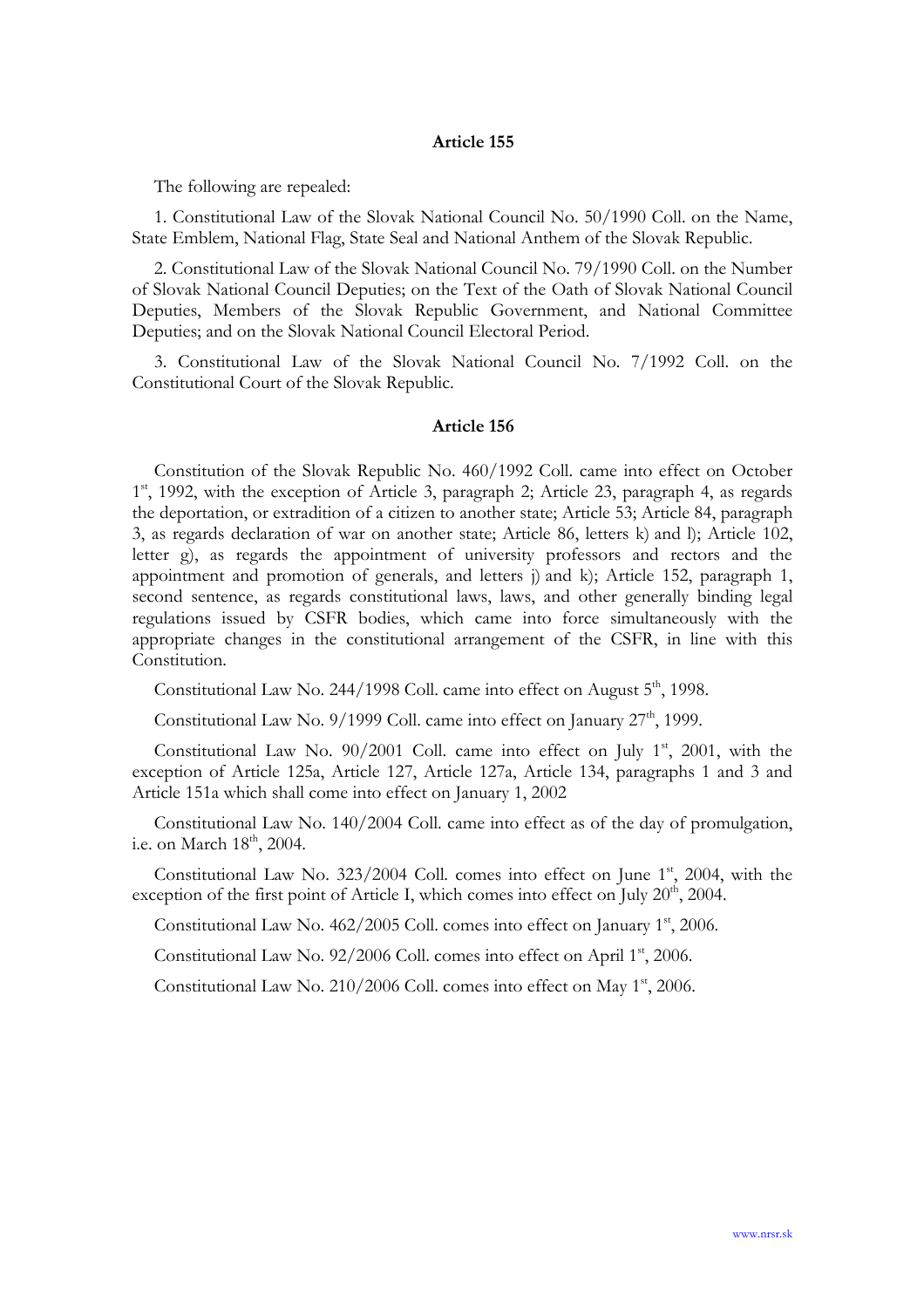### Article 155

The following are repealed:

1. Constitutional Law of the Slovak National Council No. 50/1990 Coll. on the Name, State Emblem, National Flag, State Seal and National Anthem of the Slovak Republic.

2. Constitutional Law of the Slovak National Council No. 79/1990 Coll. on the Number of Slovak National Council Deputies; on the Text of the Oath of Slovak National Council Deputies, Members of the Slovak Republic Government, and National Committee Deputies; and on the Slovak National Council Electoral Period.

3. Constitutional Law of the Slovak National Council No. 7/1992 Coll. on the Constitutional Court of the Slovak Republic.

### Article 156

Constitution of the Slovak Republic No. 460/1992 Coll. came into effect on October 1st, 1992, with the exception of Article 3, paragraph 2; Article 23, paragraph 4, as regards the deportation, or extradition of a citizen to another state; Article 53; Article 84, paragraph 3, as regards declaration of war on another state; Article 86, letters k) and l); Article 102, letter g), as regards the appointment of university professors and rectors and the appointment and promotion of generals, and letters j) and k); Article 152, paragraph 1, second sentence, as regards constitutional laws, laws, and other generally binding legal regulations issued by CSFR bodies, which came into force simultaneously with the appropriate changes in the constitutional arrangement of the CSFR, in line with this Constitution.

Constitutional Law No. 244/1998 Coll. came into effect on August 5th, 1998.

Constitutional Law No. 9/1999 Coll. came into effect on January 27th, 1999.

Constitutional Law No. 90/2001 Coll. came into effect on July 1st, 2001, with the exception of Article 125a, Article 127, Article 127a, Article 134, paragraphs 1 and 3 and Article 151a which shall come into effect on January 1, 2002

Constitutional Law No. 140/2004 Coll. came into effect as of the day of promulgation, i.e. on March 18th, 2004.

Constitutional Law No. 323/2004 Coll. comes into effect on June 1st, 2004, with the exception of the first point of Article I, which comes into effect on July 20th, 2004.

Constitutional Law No. 462/2005 Coll. comes into effect on January 1st, 2006.

Constitutional Law No. 92/2006 Coll. comes into effect on April 1st, 2006.

Constitutional Law No. 210/2006 Coll. comes into effect on May 1st, 2006.